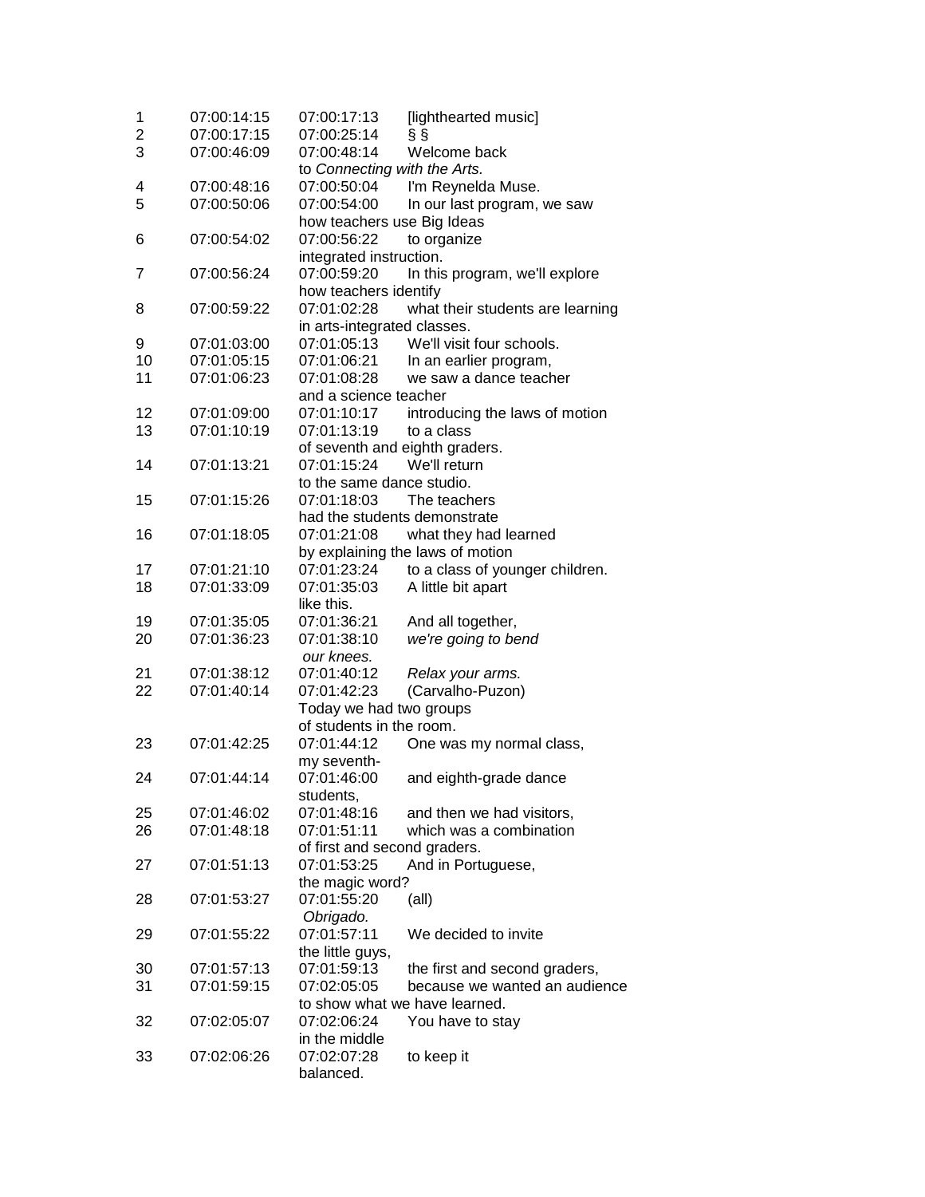| | | | |
|---|---|---|---|
| 1 | 07:00:14:15 | 07:00:17:13 | [lighthearted music] |
| 2 | 07:00:17:15 | 07:00:25:14 | § § |
| 3 | 07:00:46:09 | 07:00:48:14 | Welcome back to *Connecting with the Arts.* |
| 4 | 07:00:48:16 | 07:00:50:04 | I'm Reynelda Muse. |
| 5 | 07:00:50:06 | 07:00:54:00 | In our last program, we saw how teachers use Big Ideas |
| 6 | 07:00:54:02 | 07:00:56:22 | to organize integrated instruction. |
| 7 | 07:00:56:24 | 07:00:59:20 | In this program, we'll explore how teachers identify |
| 8 | 07:00:59:22 | 07:01:02:28 | what their students are learning in arts-integrated classes. |
| 9 | 07:01:03:00 | 07:01:05:13 | We'll visit four schools. |
| 10 | 07:01:05:15 | 07:01:06:21 | In an earlier program, |
| 11 | 07:01:06:23 | 07:01:08:28 | we saw a dance teacher and a science teacher |
| 12 | 07:01:09:00 | 07:01:10:17 | introducing the laws of motion |
| 13 | 07:01:10:19 | 07:01:13:19 | to a class of seventh and eighth graders. |
| 14 | 07:01:13:21 | 07:01:15:24 | We'll return to the same dance studio. |
| 15 | 07:01:15:26 | 07:01:18:03 | The teachers had the students demonstrate |
| 16 | 07:01:18:05 | 07:01:21:08 | what they had learned by explaining the laws of motion |
| 17 | 07:01:21:10 | 07:01:23:24 | to a class of younger children. |
| 18 | 07:01:33:09 | 07:01:35:03 | A little bit apart like this. |
| 19 | 07:01:35:05 | 07:01:36:21 | And all together, |
| 20 | 07:01:36:23 | 07:01:38:10 | *we're going to bend our knees.* |
| 21 | 07:01:38:12 | 07:01:40:12 | *Relax your arms.* |
| 22 | 07:01:40:14 | 07:01:42:23 | (Carvalho-Puzon) Today we had two groups of students in the room. |
| 23 | 07:01:42:25 | 07:01:44:12 | One was my normal class, my seventh- |
| 24 | 07:01:44:14 | 07:01:46:00 | and eighth-grade dance students, |
| 25 | 07:01:46:02 | 07:01:48:16 | and then we had visitors, |
| 26 | 07:01:48:18 | 07:01:51:11 | which was a combination of first and second graders. |
| 27 | 07:01:51:13 | 07:01:53:25 | And in Portuguese, the magic word? |
| 28 | 07:01:53:27 | 07:01:55:20 | (all) *Obrigado.* |
| 29 | 07:01:55:22 | 07:01:57:11 | We decided to invite the little guys, |
| 30 | 07:01:57:13 | 07:01:59:13 | the first and second graders, |
| 31 | 07:01:59:15 | 07:02:05:05 | because we wanted an audience to show what we have learned. |
| 32 | 07:02:05:07 | 07:02:06:24 | You have to stay in the middle |
| 33 | 07:02:06:26 | 07:02:07:28 | to keep it balanced. |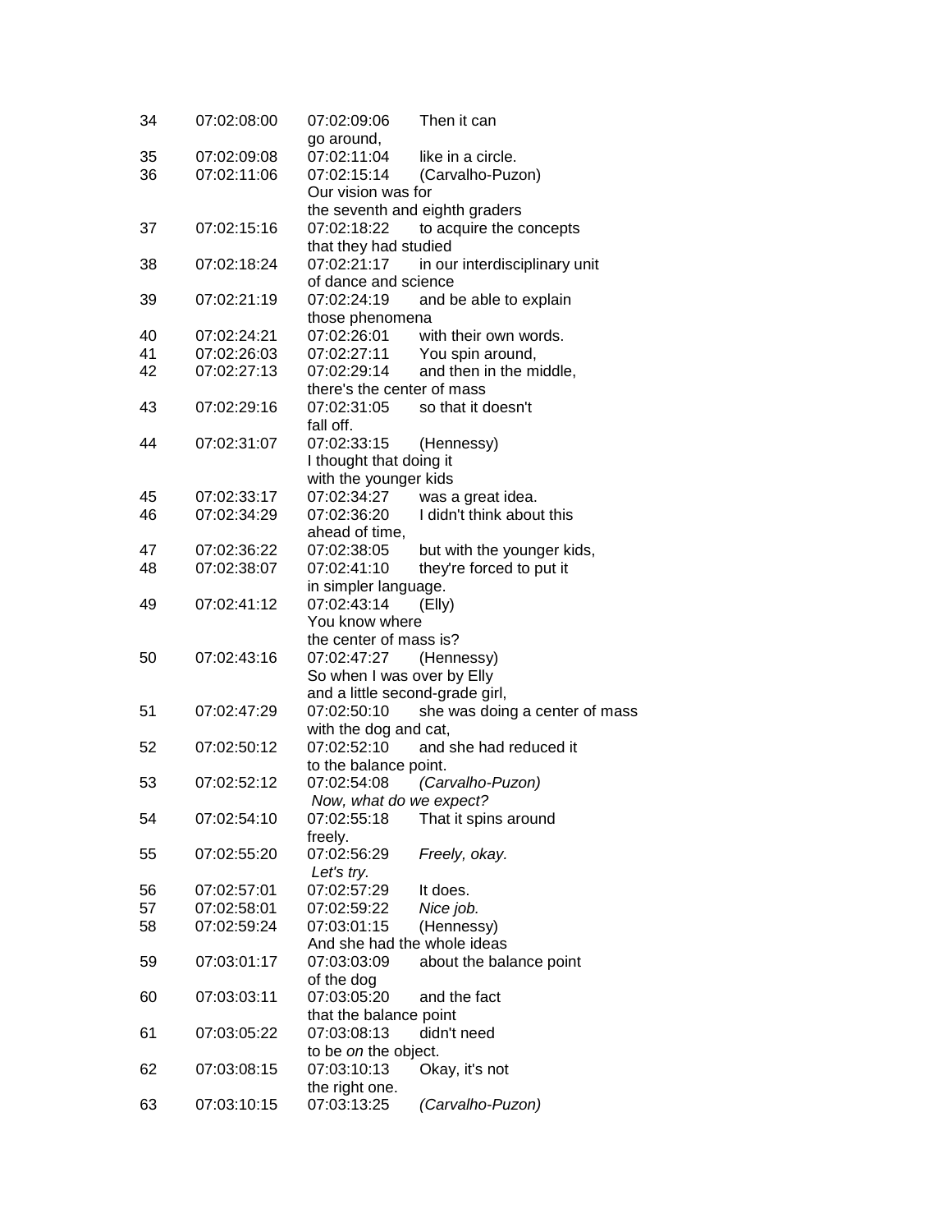| | | | |
|---|---|---|---|
| 34 | 07:02:08:00 | 07:02:09:06 | Then it can go around, |
| 35 | 07:02:09:08 | 07:02:11:04 | like in a circle. |
| 36 | 07:02:11:06 | 07:02:15:14 | (Carvalho-Puzon) Our vision was for the seventh and eighth graders |
| 37 | 07:02:15:16 | 07:02:18:22 | to acquire the concepts that they had studied |
| 38 | 07:02:18:24 | 07:02:21:17 | in our interdisciplinary unit of dance and science |
| 39 | 07:02:21:19 | 07:02:24:19 | and be able to explain those phenomena |
| 40 | 07:02:24:21 | 07:02:26:01 | with their own words. |
| 41 | 07:02:26:03 | 07:02:27:11 | You spin around, |
| 42 | 07:02:27:13 | 07:02:29:14 | and then in the middle, there's the center of mass |
| 43 | 07:02:29:16 | 07:02:31:05 | so that it doesn't fall off. |
| 44 | 07:02:31:07 | 07:02:33:15 | (Hennessy) I thought that doing it with the younger kids |
| 45 | 07:02:33:17 | 07:02:34:27 | was a great idea. |
| 46 | 07:02:34:29 | 07:02:36:20 | I didn't think about this ahead of time, |
| 47 | 07:02:36:22 | 07:02:38:05 | but with the younger kids, |
| 48 | 07:02:38:07 | 07:02:41:10 | they're forced to put it in simpler language. |
| 49 | 07:02:41:12 | 07:02:43:14 | (Elly) You know where the center of mass is? |
| 50 | 07:02:43:16 | 07:02:47:27 | (Hennessy) So when I was over by Elly and a little second-grade girl, |
| 51 | 07:02:47:29 | 07:02:50:10 | she was doing a center of mass with the dog and cat, |
| 52 | 07:02:50:12 | 07:02:52:10 | and she had reduced it to the balance point. |
| 53 | 07:02:52:12 | 07:02:54:08 | *(Carvalho-Puzon) Now, what do we expect?* |
| 54 | 07:02:54:10 | 07:02:55:18 | That it spins around freely. |
| 55 | 07:02:55:20 | 07:02:56:29 | *Freely, okay. Let's try.* |
| 56 | 07:02:57:01 | 07:02:57:29 | It does. |
| 57 | 07:02:58:01 | 07:02:59:22 | *Nice job.* |
| 58 | 07:02:59:24 | 07:03:01:15 | (Hennessy) And she had the whole ideas |
| 59 | 07:03:01:17 | 07:03:03:09 | about the balance point of the dog |
| 60 | 07:03:03:11 | 07:03:05:20 | and the fact that the balance point |
| 61 | 07:03:05:22 | 07:03:08:13 | didn't need to be *on* the object. |
| 62 | 07:03:08:15 | 07:03:10:13 | Okay, it's not the right one. |
| 63 | 07:03:10:15 | 07:03:13:25 | *(Carvalho-Puzon)* |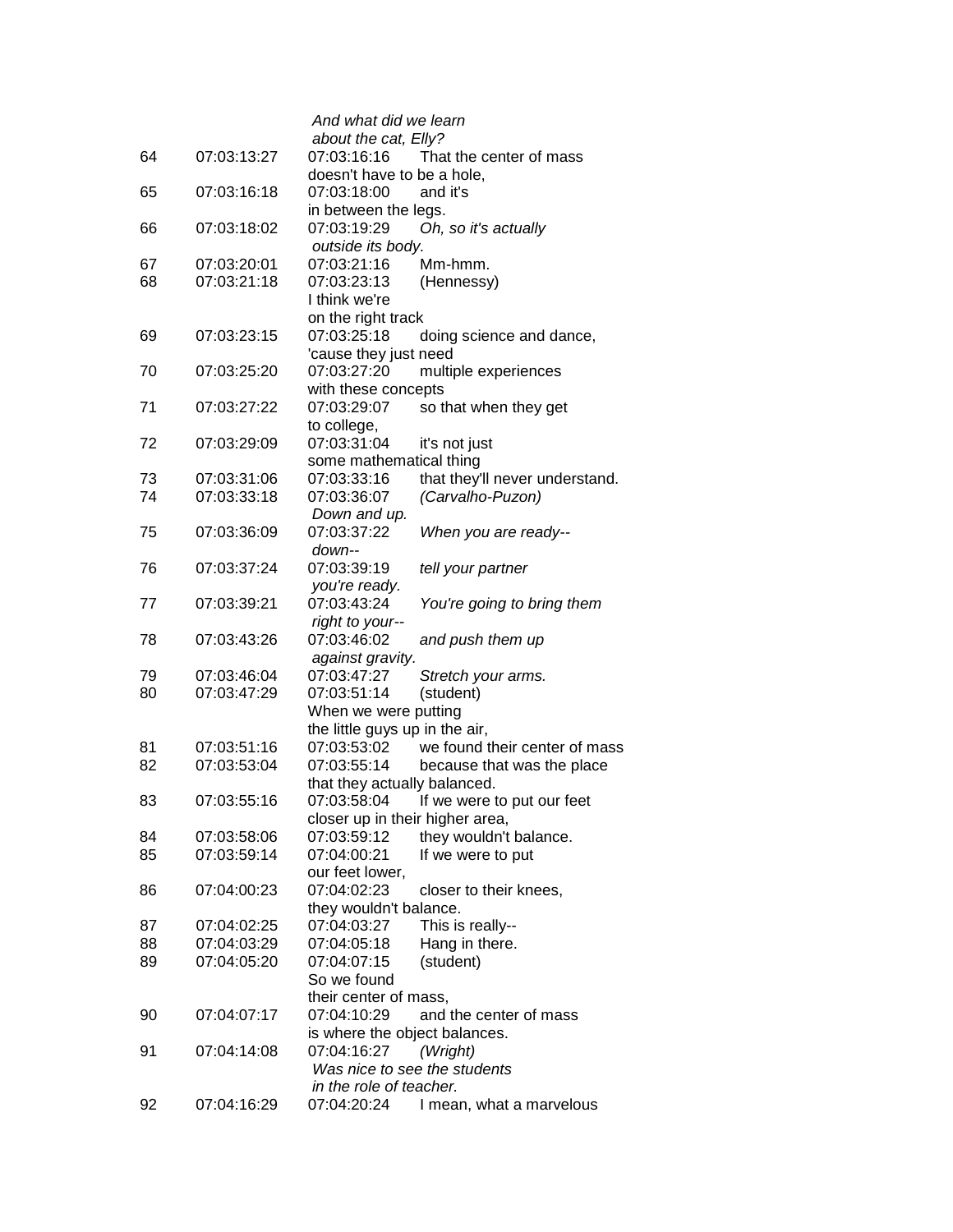*And what did we learn*
*about the cat, Elly?*

| | | | |
|---|---|---|---|
| 64 | 07:03:13:27 | 07:03:16:16 | That the center of mass doesn't have to be a hole, |
| 65 | 07:03:16:18 | 07:03:18:00 | and it's in between the legs. |
| 66 | 07:03:18:02 | 07:03:19:29 | *Oh, so it's actually outside its body.* |
| 67 | 07:03:20:01 | 07:03:21:16 | Mm-hmm. |
| 68 | 07:03:21:18 | 07:03:23:13 | (Hennessy) I think we're on the right track |
| 69 | 07:03:23:15 | 07:03:25:18 | doing science and dance, 'cause they just need |
| 70 | 07:03:25:20 | 07:03:27:20 | multiple experiences with these concepts |
| 71 | 07:03:27:22 | 07:03:29:07 | so that when they get to college, |
| 72 | 07:03:29:09 | 07:03:31:04 | it's not just some mathematical thing |
| 73 | 07:03:31:06 | 07:03:33:16 | that they'll never understand. |
| 74 | 07:03:33:18 | 07:03:36:07 | *(Carvalho-Puzon) Down and up.* |
| 75 | 07:03:36:09 | 07:03:37:22 | *When you are ready-- down--* |
| 76 | 07:03:37:24 | 07:03:39:19 | *tell your partner you're ready.* |
| 77 | 07:03:39:21 | 07:03:43:24 | *You're going to bring them right to your--* |
| 78 | 07:03:43:26 | 07:03:46:02 | *and push them up against gravity.* |
| 79 | 07:03:46:04 | 07:03:47:27 | *Stretch your arms.* |
| 80 | 07:03:47:29 | 07:03:51:14 | (student) When we were putting the little guys up in the air, |
| 81 | 07:03:51:16 | 07:03:53:02 | we found their center of mass |
| 82 | 07:03:53:04 | 07:03:55:14 | because that was the place that they actually balanced. |
| 83 | 07:03:55:16 | 07:03:58:04 | If we were to put our feet closer up in their higher area, |
| 84 | 07:03:58:06 | 07:03:59:12 | they wouldn't balance. |
| 85 | 07:03:59:14 | 07:04:00:21 | If we were to put our feet lower, |
| 86 | 07:04:00:23 | 07:04:02:23 | closer to their knees, they wouldn't balance. |
| 87 | 07:04:02:25 | 07:04:03:27 | This is really-- |
| 88 | 07:04:03:29 | 07:04:05:18 | Hang in there. |
| 89 | 07:04:05:20 | 07:04:07:15 | (student) So we found their center of mass, |
| 90 | 07:04:07:17 | 07:04:10:29 | and the center of mass is where the object balances. |
| 91 | 07:04:14:08 | 07:04:16:27 | *(Wright) Was nice to see the students in the role of teacher.* |
| 92 | 07:04:16:29 | 07:04:20:24 | I mean, what a marvelous |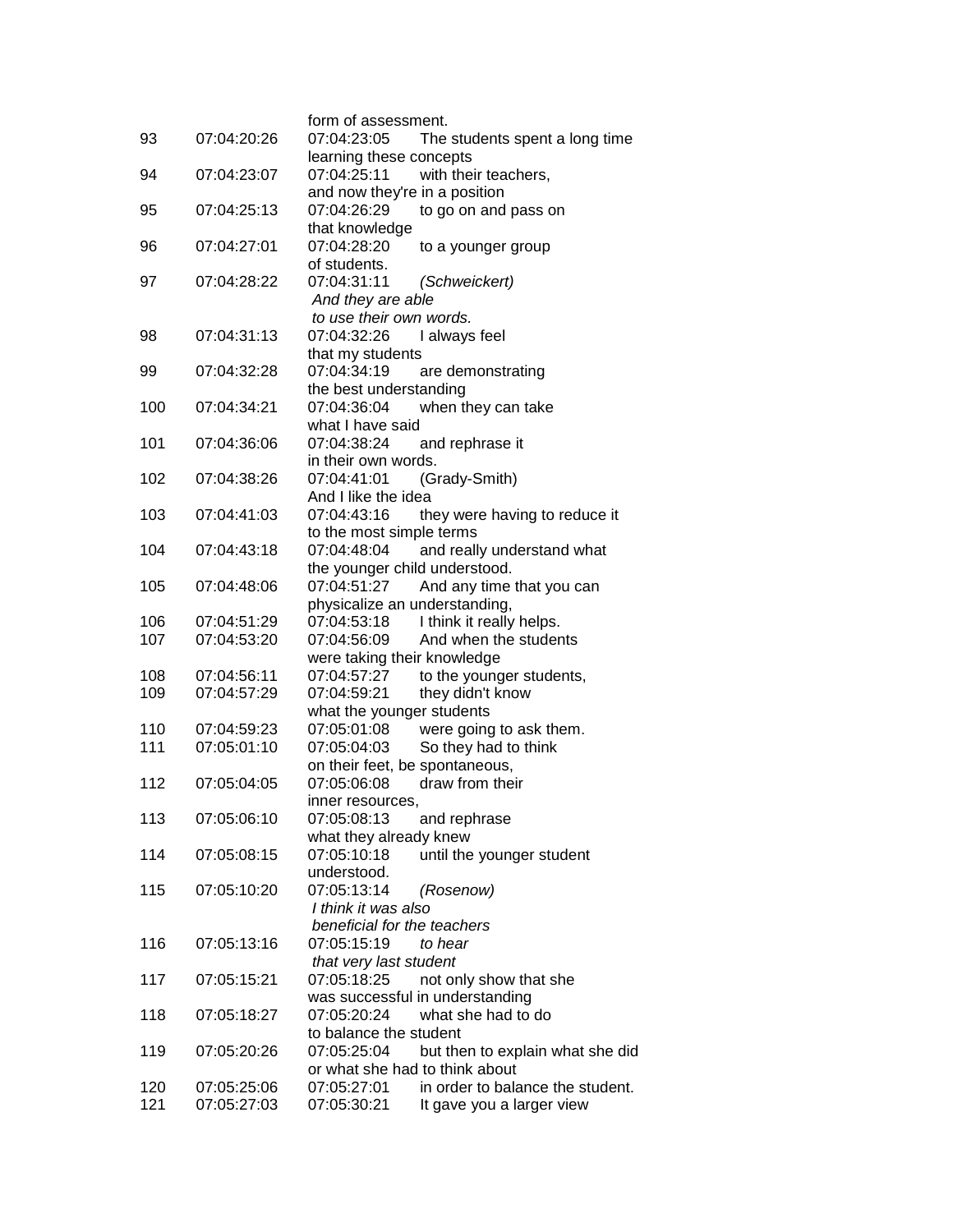form of assessment.

93 07:04:20:26 07:04:23:05 The students spent a long time learning these concepts

94 07:04:23:07 07:04:25:11 with their teachers, and now they're in a position

95 07:04:25:13 07:04:26:29 to go on and pass on that knowledge

96 07:04:27:01 07:04:28:20 to a younger group of students.

97 07:04:28:22 07:04:31:11 *(Schweickert) And they are able to use their own words.*

98 07:04:31:13 07:04:32:26 I always feel that my students

99 07:04:32:28 07:04:34:19 are demonstrating the best understanding

100 07:04:34:21 07:04:36:04 when they can take what I have said

101 07:04:36:06 07:04:38:24 and rephrase it in their own words.

102 07:04:38:26 07:04:41:01 (Grady-Smith) And I like the idea

103 07:04:41:03 07:04:43:16 they were having to reduce it to the most simple terms

104 07:04:43:18 07:04:48:04 and really understand what the younger child understood.

105 07:04:48:06 07:04:51:27 And any time that you can physicalize an understanding,

106 07:04:51:29 07:04:53:18 I think it really helps.

107 07:04:53:20 07:04:56:09 And when the students were taking their knowledge

108 07:04:56:11 07:04:57:27 to the younger students,

109 07:04:57:29 07:04:59:21 they didn't know what the younger students

110 07:04:59:23 07:05:01:08 were going to ask them.

111 07:05:01:10 07:05:04:03 So they had to think on their feet, be spontaneous,

112 07:05:04:05 07:05:06:08 draw from their inner resources,

113 07:05:06:10 07:05:08:13 and rephrase what they already knew

114 07:05:08:15 07:05:10:18 until the younger student understood.

115 07:05:10:20 07:05:13:14 *(Rosenow) I think it was also beneficial for the teachers*

116 07:05:13:16 07:05:15:19 *to hear that very last student*

117 07:05:15:21 07:05:18:25 not only show that she was successful in understanding

118 07:05:18:27 07:05:20:24 what she had to do to balance the student

119 07:05:20:26 07:05:25:04 but then to explain what she did or what she had to think about

120 07:05:25:06 07:05:27:01 in order to balance the student.

121 07:05:27:03 07:05:30:21 It gave you a larger view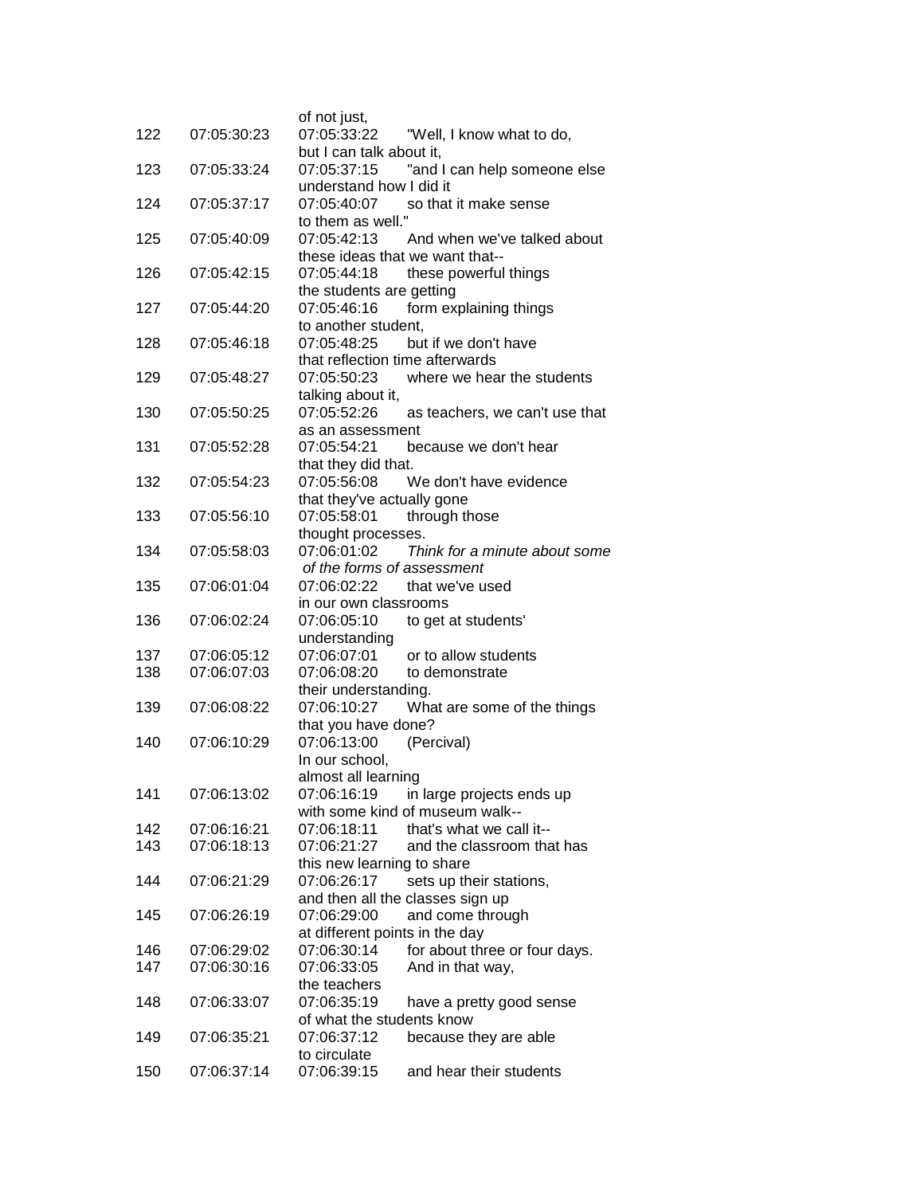of not just,

122 07:05:30:23 07:05:33:22 "Well, I know what to do,
but I can talk about it,

123 07:05:33:24 07:05:37:15 "and I can help someone else
understand how I did it

124 07:05:37:17 07:05:40:07 so that it make sense
to them as well."

125 07:05:40:09 07:05:42:13 And when we've talked about
these ideas that we want that--

126 07:05:42:15 07:05:44:18 these powerful things
the students are getting

127 07:05:44:20 07:05:46:16 form explaining things
to another student,

128 07:05:46:18 07:05:48:25 but if we don't have
that reflection time afterwards

129 07:05:48:27 07:05:50:23 where we hear the students
talking about it,

130 07:05:50:25 07:05:52:26 as teachers, we can't use that
as an assessment

131 07:05:52:28 07:05:54:21 because we don't hear
that they did that.

132 07:05:54:23 07:05:56:08 We don't have evidence
that they've actually gone

133 07:05:56:10 07:05:58:01 through those
thought processes.

134 07:05:58:03 07:06:01:02 *Think for a minute about some
of the forms of assessment*

135 07:06:01:04 07:06:02:22 that we've used
in our own classrooms

136 07:06:02:24 07:06:05:10 to get at students'
understanding

137 07:06:05:12 07:06:07:01 or to allow students

138 07:06:07:03 07:06:08:20 to demonstrate
their understanding.

139 07:06:08:22 07:06:10:27 What are some of the things
that you have done?

140 07:06:10:29 07:06:13:00 (Percival)
In our school,
almost all learning

141 07:06:13:02 07:06:16:19 in large projects ends up
with some kind of museum walk--

142 07:06:16:21 07:06:18:11 that's what we call it--

143 07:06:18:13 07:06:21:27 and the classroom that has
this new learning to share

144 07:06:21:29 07:06:26:17 sets up their stations,
and then all the classes sign up

145 07:06:26:19 07:06:29:00 and come through
at different points in the day

146 07:06:29:02 07:06:30:14 for about three or four days.

147 07:06:30:16 07:06:33:05 And in that way,
the teachers

148 07:06:33:07 07:06:35:19 have a pretty good sense
of what the students know

149 07:06:35:21 07:06:37:12 because they are able
to circulate

150 07:06:37:14 07:06:39:15 and hear their students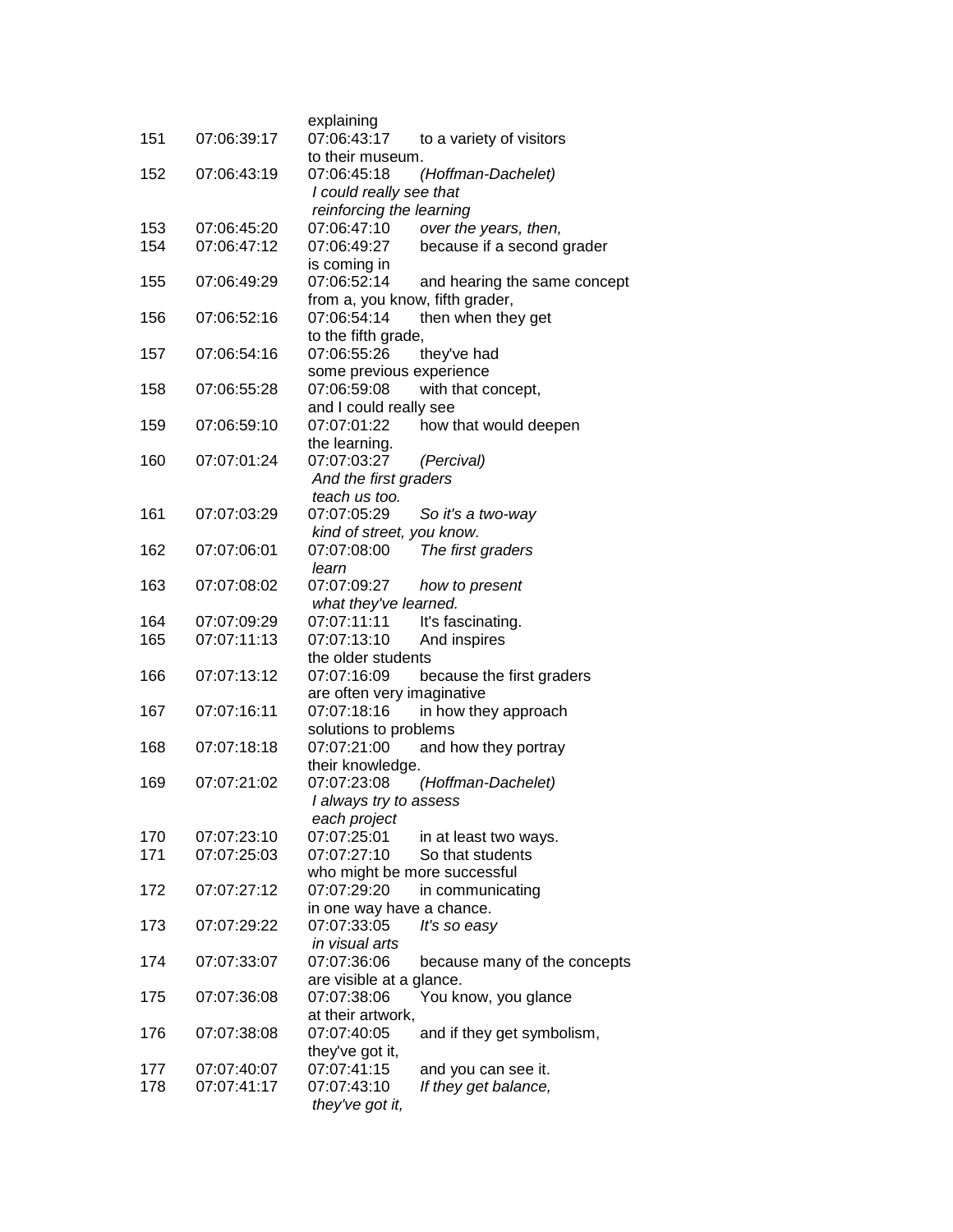explaining

| # | Start | End | Text |
|---|---|---|---|
| 151 | 07:06:39:17 | 07:06:43:17 | to a variety of visitors to their museum. |
| 152 | 07:06:43:19 | 07:06:45:18 | *(Hoffman-Dachelet) I could really see that reinforcing the learning* |
| 153 | 07:06:45:20 | 07:06:47:10 | *over the years, then,* |
| 154 | 07:06:47:12 | 07:06:49:27 | because if a second grader is coming in |
| 155 | 07:06:49:29 | 07:06:52:14 | and hearing the same concept from a, you know, fifth grader, |
| 156 | 07:06:52:16 | 07:06:54:14 | then when they get to the fifth grade, |
| 157 | 07:06:54:16 | 07:06:55:26 | they've had some previous experience |
| 158 | 07:06:55:28 | 07:06:59:08 | with that concept, and I could really see |
| 159 | 07:06:59:10 | 07:07:01:22 | how that would deepen the learning. |
| 160 | 07:07:01:24 | 07:07:03:27 | *(Percival) And the first graders teach us too.* |
| 161 | 07:07:03:29 | 07:07:05:29 | *So it's a two-way kind of street, you know.* |
| 162 | 07:07:06:01 | 07:07:08:00 | *The first graders learn* |
| 163 | 07:07:08:02 | 07:07:09:27 | *how to present what they've learned.* |
| 164 | 07:07:09:29 | 07:07:11:11 | It's fascinating. |
| 165 | 07:07:11:13 | 07:07:13:10 | And inspires the older students |
| 166 | 07:07:13:12 | 07:07:16:09 | because the first graders are often very imaginative |
| 167 | 07:07:16:11 | 07:07:18:16 | in how they approach solutions to problems |
| 168 | 07:07:18:18 | 07:07:21:00 | and how they portray their knowledge. |
| 169 | 07:07:21:02 | 07:07:23:08 | *(Hoffman-Dachelet) I always try to assess each project* |
| 170 | 07:07:23:10 | 07:07:25:01 | in at least two ways. |
| 171 | 07:07:25:03 | 07:07:27:10 | So that students who might be more successful |
| 172 | 07:07:27:12 | 07:07:29:20 | in communicating in one way have a chance. |
| 173 | 07:07:29:22 | 07:07:33:05 | *It's so easy in visual arts* |
| 174 | 07:07:33:07 | 07:07:36:06 | because many of the concepts are visible at a glance. |
| 175 | 07:07:36:08 | 07:07:38:06 | You know, you glance at their artwork, |
| 176 | 07:07:38:08 | 07:07:40:05 | and if they get symbolism, they've got it, |
| 177 | 07:07:40:07 | 07:07:41:15 | and you can see it. |
| 178 | 07:07:41:17 | 07:07:43:10 | *If they get balance, they've got it,* |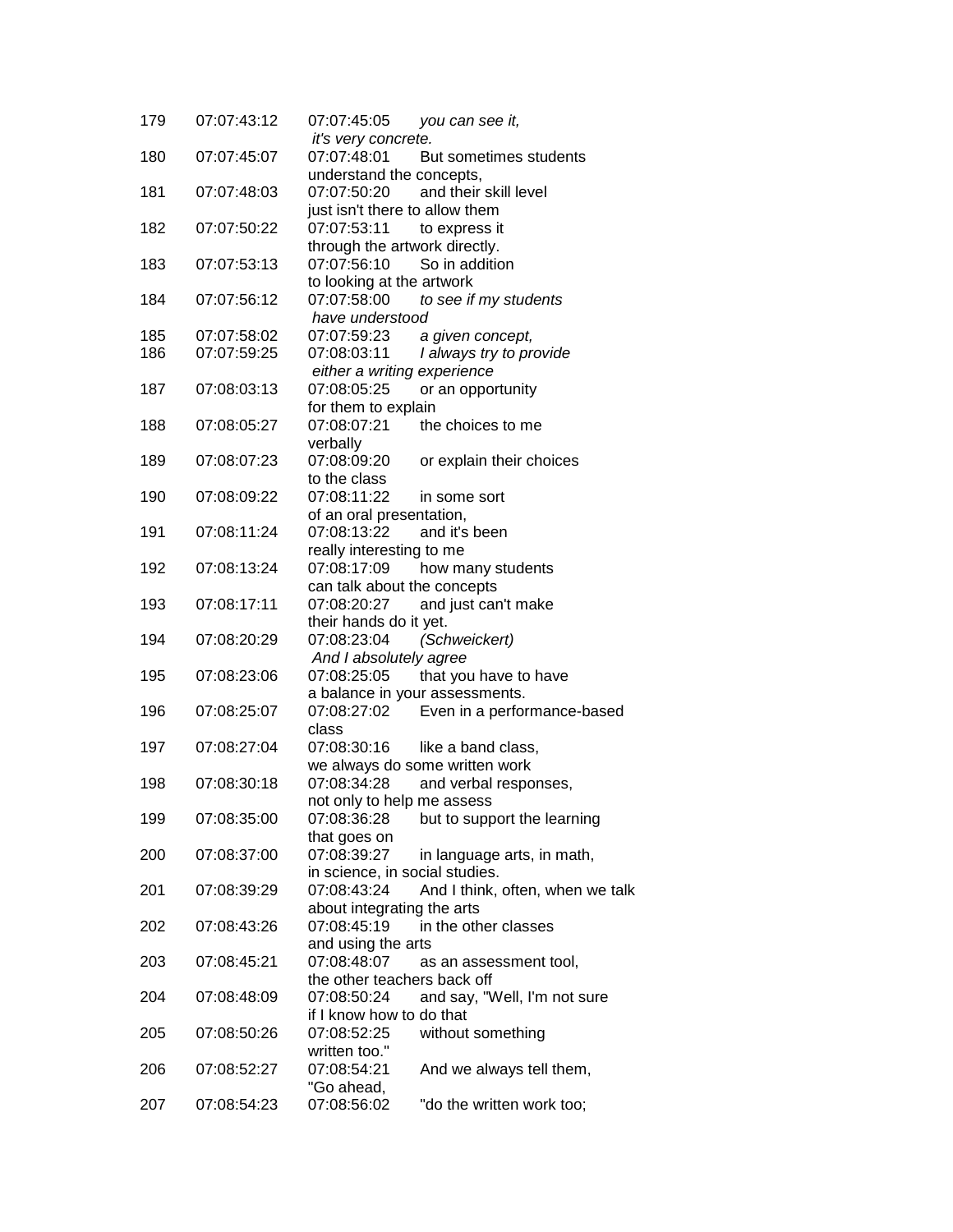| | | | |
|---|---|---|---|
| 179 | 07:07:43:12 | 07:07:45:05 | *you can see it, it's very concrete.* |
| 180 | 07:07:45:07 | 07:07:48:01 | But sometimes students understand the concepts, |
| 181 | 07:07:48:03 | 07:07:50:20 | and their skill level just isn't there to allow them |
| 182 | 07:07:50:22 | 07:07:53:11 | to express it through the artwork directly. |
| 183 | 07:07:53:13 | 07:07:56:10 | So in addition to looking at the artwork |
| 184 | 07:07:56:12 | 07:07:58:00 | *to see if my students have understood* |
| 185 | 07:07:58:02 | 07:07:59:23 | *a given concept,* |
| 186 | 07:07:59:25 | 07:08:03:11 | *I always try to provide either a writing experience* |
| 187 | 07:08:03:13 | 07:08:05:25 | or an opportunity for them to explain |
| 188 | 07:08:05:27 | 07:08:07:21 | the choices to me verbally |
| 189 | 07:08:07:23 | 07:08:09:20 | or explain their choices to the class |
| 190 | 07:08:09:22 | 07:08:11:22 | in some sort of an oral presentation, |
| 191 | 07:08:11:24 | 07:08:13:22 | and it's been really interesting to me |
| 192 | 07:08:13:24 | 07:08:17:09 | how many students can talk about the concepts |
| 193 | 07:08:17:11 | 07:08:20:27 | and just can't make their hands do it yet. |
| 194 | 07:08:20:29 | 07:08:23:04 | *(Schweickert) And I absolutely agree* |
| 195 | 07:08:23:06 | 07:08:25:05 | that you have to have a balance in your assessments. |
| 196 | 07:08:25:07 | 07:08:27:02 | Even in a performance-based class |
| 197 | 07:08:27:04 | 07:08:30:16 | like a band class, we always do some written work |
| 198 | 07:08:30:18 | 07:08:34:28 | and verbal responses, not only to help me assess |
| 199 | 07:08:35:00 | 07:08:36:28 | but to support the learning that goes on |
| 200 | 07:08:37:00 | 07:08:39:27 | in language arts, in math, in science, in social studies. |
| 201 | 07:08:39:29 | 07:08:43:24 | And I think, often, when we talk about integrating the arts |
| 202 | 07:08:43:26 | 07:08:45:19 | in the other classes and using the arts |
| 203 | 07:08:45:21 | 07:08:48:07 | as an assessment tool, the other teachers back off |
| 204 | 07:08:48:09 | 07:08:50:24 | and say, "Well, I'm not sure if I know how to do that |
| 205 | 07:08:50:26 | 07:08:52:25 | without something written too." |
| 206 | 07:08:52:27 | 07:08:54:21 | And we always tell them, "Go ahead, |
| 207 | 07:08:54:23 | 07:08:56:02 | "do the written work too; |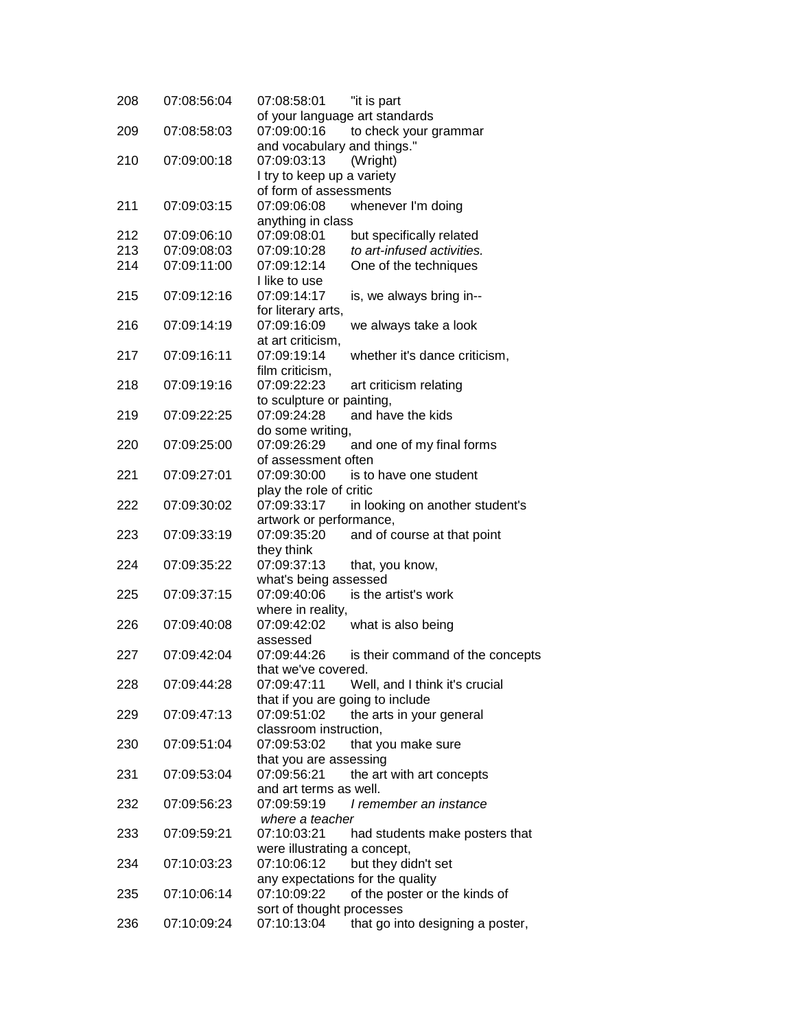| | | | |
|---|---|---|---|
| 208 | 07:08:56:04 | 07:08:58:01 | "it is part of your language art standards |
| 209 | 07:08:58:03 | 07:09:00:16 | to check your grammar and vocabulary and things." |
| 210 | 07:09:00:18 | 07:09:03:13 | (Wright) I try to keep up a variety of form of assessments |
| 211 | 07:09:03:15 | 07:09:06:08 | whenever I'm doing anything in class |
| 212 | 07:09:06:10 | 07:09:08:01 | but specifically related |
| 213 | 07:09:08:03 | 07:09:10:28 | *to art-infused activities.* |
| 214 | 07:09:11:00 | 07:09:12:14 | One of the techniques I like to use |
| 215 | 07:09:12:16 | 07:09:14:17 | is, we always bring in-- for literary arts, |
| 216 | 07:09:14:19 | 07:09:16:09 | we always take a look at art criticism, |
| 217 | 07:09:16:11 | 07:09:19:14 | whether it's dance criticism, film criticism, |
| 218 | 07:09:19:16 | 07:09:22:23 | art criticism relating to sculpture or painting, |
| 219 | 07:09:22:25 | 07:09:24:28 | and have the kids do some writing, |
| 220 | 07:09:25:00 | 07:09:26:29 | and one of my final forms of assessment often |
| 221 | 07:09:27:01 | 07:09:30:00 | is to have one student play the role of critic |
| 222 | 07:09:30:02 | 07:09:33:17 | in looking on another student's artwork or performance, |
| 223 | 07:09:33:19 | 07:09:35:20 | and of course at that point they think |
| 224 | 07:09:35:22 | 07:09:37:13 | that, you know, what's being assessed |
| 225 | 07:09:37:15 | 07:09:40:06 | is the artist's work where in reality, |
| 226 | 07:09:40:08 | 07:09:42:02 | what is also being assessed |
| 227 | 07:09:42:04 | 07:09:44:26 | is their command of the concepts that we've covered. |
| 228 | 07:09:44:28 | 07:09:47:11 | Well, and I think it's crucial that if you are going to include |
| 229 | 07:09:47:13 | 07:09:51:02 | the arts in your general classroom instruction, |
| 230 | 07:09:51:04 | 07:09:53:02 | that you make sure that you are assessing |
| 231 | 07:09:53:04 | 07:09:56:21 | the art with art concepts and art terms as well. |
| 232 | 07:09:56:23 | 07:09:59:19 | *I remember an instance where a teacher* |
| 233 | 07:09:59:21 | 07:10:03:21 | had students make posters that were illustrating a concept, |
| 234 | 07:10:03:23 | 07:10:06:12 | but they didn't set any expectations for the quality |
| 235 | 07:10:06:14 | 07:10:09:22 | of the poster or the kinds of sort of thought processes |
| 236 | 07:10:09:24 | 07:10:13:04 | that go into designing a poster, |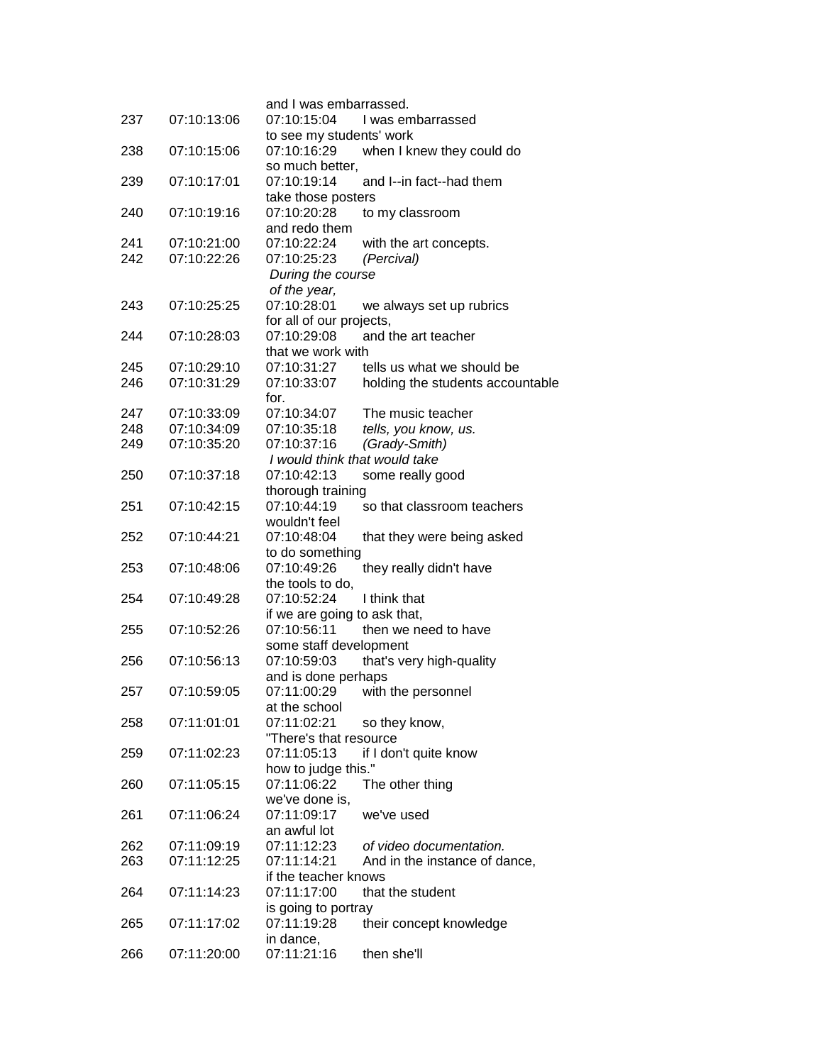and I was embarrassed.

237 07:10:13:06 07:10:15:04 I was embarrassed
to see my students' work

238 07:10:15:06 07:10:16:29 when I knew they could do
so much better,

239 07:10:17:01 07:10:19:14 and I--in fact--had them
take those posters

240 07:10:19:16 07:10:20:28 to my classroom
and redo them

241 07:10:21:00 07:10:22:24 with the art concepts.

242 07:10:22:26 07:10:25:23 *(Percival)*
*During the course*
*of the year,*

243 07:10:25:25 07:10:28:01 we always set up rubrics
for all of our projects,

244 07:10:28:03 07:10:29:08 and the art teacher
that we work with

245 07:10:29:10 07:10:31:27 tells us what we should be

246 07:10:31:29 07:10:33:07 holding the students accountable
for.

247 07:10:33:09 07:10:34:07 The music teacher

248 07:10:34:09 07:10:35:18 *tells, you know, us.*

249 07:10:35:20 07:10:37:16 *(Grady-Smith)*
*I would think that would take*

250 07:10:37:18 07:10:42:13 some really good
thorough training

251 07:10:42:15 07:10:44:19 so that classroom teachers
wouldn't feel

252 07:10:44:21 07:10:48:04 that they were being asked
to do something

253 07:10:48:06 07:10:49:26 they really didn't have
the tools to do,

254 07:10:49:28 07:10:52:24 I think that
if we are going to ask that,

255 07:10:52:26 07:10:56:11 then we need to have
some staff development

256 07:10:56:13 07:10:59:03 that's very high-quality
and is done perhaps

257 07:10:59:05 07:11:00:29 with the personnel
at the school

258 07:11:01:01 07:11:02:21 so they know,
"There's that resource

259 07:11:02:23 07:11:05:13 if I don't quite know
how to judge this."

260 07:11:05:15 07:11:06:22 The other thing
we've done is,

261 07:11:06:24 07:11:09:17 we've used
an awful lot

262 07:11:09:19 07:11:12:23 *of video documentation.*

263 07:11:12:25 07:11:14:21 And in the instance of dance,
if the teacher knows

264 07:11:14:23 07:11:17:00 that the student
is going to portray

265 07:11:17:02 07:11:19:28 their concept knowledge
in dance,

266 07:11:20:00 07:11:21:16 then she'll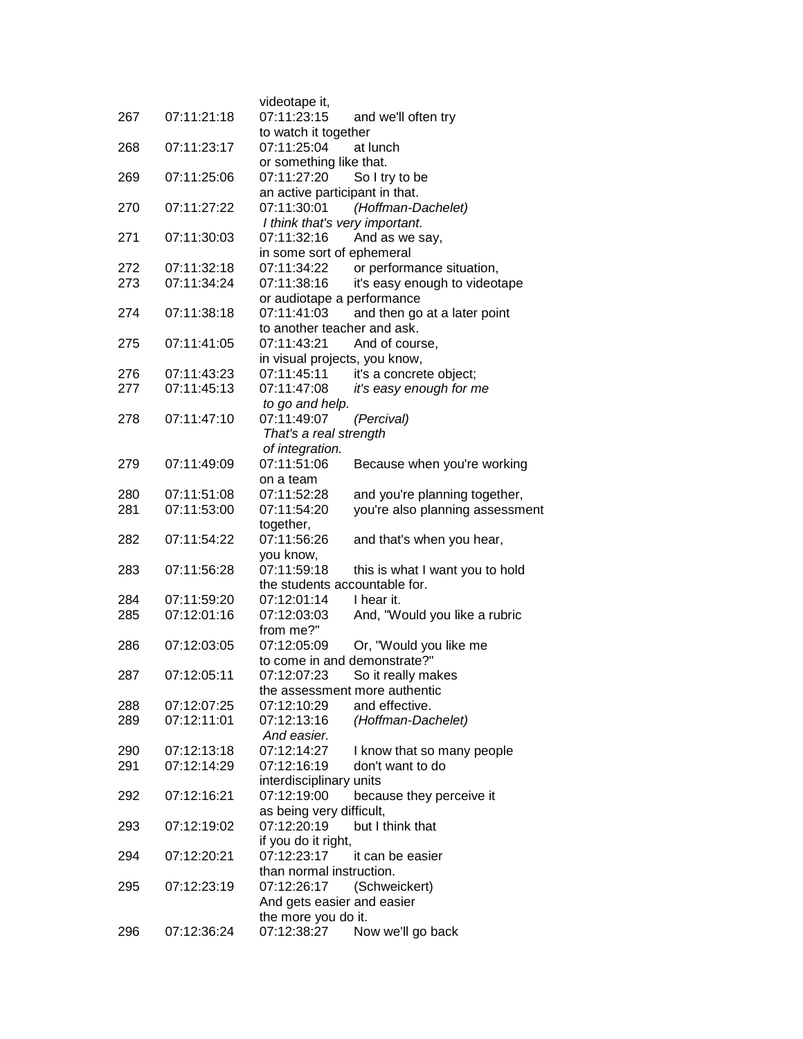| | | | videotape it, |
|---|---|---|---|
| 267 | 07:11:21:18 | 07:11:23:15 | and we'll often try to watch it together |
| 268 | 07:11:23:17 | 07:11:25:04 | at lunch or something like that. |
| 269 | 07:11:25:06 | 07:11:27:20 | So I try to be an active participant in that. |
| 270 | 07:11:27:22 | 07:11:30:01 | *(Hoffman-Dachelet) I think that's very important.* |
| 271 | 07:11:30:03 | 07:11:32:16 | And as we say, in some sort of ephemeral |
| 272 | 07:11:32:18 | 07:11:34:22 | or performance situation, |
| 273 | 07:11:34:24 | 07:11:38:16 | it's easy enough to videotape or audiotape a performance |
| 274 | 07:11:38:18 | 07:11:41:03 | and then go at a later point to another teacher and ask. |
| 275 | 07:11:41:05 | 07:11:43:21 | And of course, in visual projects, you know, |
| 276 | 07:11:43:23 | 07:11:45:11 | it's a concrete object; |
| 277 | 07:11:45:13 | 07:11:47:08 | *it's easy enough for me to go and help.* |
| 278 | 07:11:47:10 | 07:11:49:07 | *(Percival) That's a real strength of integration.* |
| 279 | 07:11:49:09 | 07:11:51:06 | Because when you're working on a team |
| 280 | 07:11:51:08 | 07:11:52:28 | and you're planning together, |
| 281 | 07:11:53:00 | 07:11:54:20 | you're also planning assessment together, |
| 282 | 07:11:54:22 | 07:11:56:26 | and that's when you hear, you know, |
| 283 | 07:11:56:28 | 07:11:59:18 | this is what I want you to hold the students accountable for. |
| 284 | 07:11:59:20 | 07:12:01:14 | I hear it. |
| 285 | 07:12:01:16 | 07:12:03:03 | And, "Would you like a rubric from me?" |
| 286 | 07:12:03:05 | 07:12:05:09 | Or, "Would you like me to come in and demonstrate?" |
| 287 | 07:12:05:11 | 07:12:07:23 | So it really makes the assessment more authentic |
| 288 | 07:12:07:25 | 07:12:10:29 | and effective. |
| 289 | 07:12:11:01 | 07:12:13:16 | *(Hoffman-Dachelet) And easier.* |
| 290 | 07:12:13:18 | 07:12:14:27 | I know that so many people |
| 291 | 07:12:14:29 | 07:12:16:19 | don't want to do interdisciplinary units |
| 292 | 07:12:16:21 | 07:12:19:00 | because they perceive it as being very difficult, |
| 293 | 07:12:19:02 | 07:12:20:19 | but I think that if you do it right, |
| 294 | 07:12:20:21 | 07:12:23:17 | it can be easier than normal instruction. |
| 295 | 07:12:23:19 | 07:12:26:17 | (Schweickert) And gets easier and easier the more you do it. |
| 296 | 07:12:36:24 | 07:12:38:27 | Now we'll go back |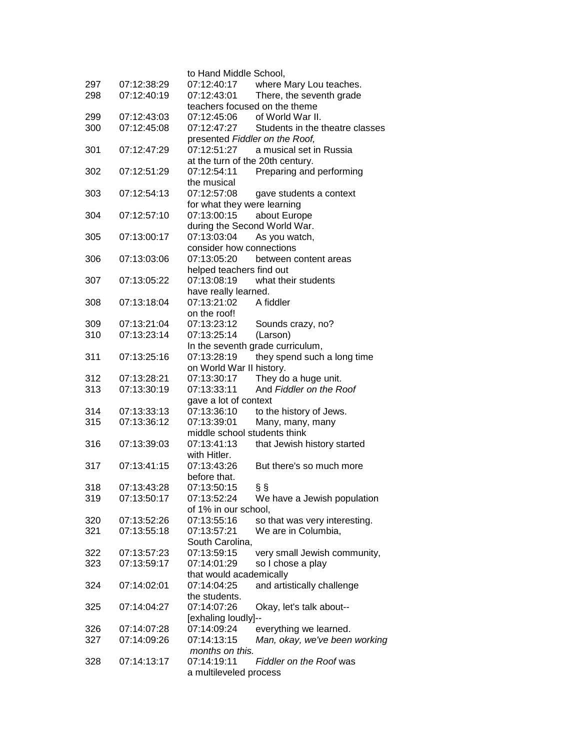to Hand Middle School,

| | | | |
|---|---|---|---|
| 297 | 07:12:38:29 | 07:12:40:17 | where Mary Lou teaches. |
| 298 | 07:12:40:19 | 07:12:43:01 | There, the seventh grade teachers focused on the theme |
| 299 | 07:12:43:03 | 07:12:45:06 | of World War II. |
| 300 | 07:12:45:08 | 07:12:47:27 | Students in the theatre classes presented *Fiddler on the Roof,* |
| 301 | 07:12:47:29 | 07:12:51:27 | a musical set in Russia at the turn of the 20th century. |
| 302 | 07:12:51:29 | 07:12:54:11 | Preparing and performing the musical |
| 303 | 07:12:54:13 | 07:12:57:08 | gave students a context for what they were learning |
| 304 | 07:12:57:10 | 07:13:00:15 | about Europe during the Second World War. |
| 305 | 07:13:00:17 | 07:13:03:04 | As you watch, consider how connections |
| 306 | 07:13:03:06 | 07:13:05:20 | between content areas helped teachers find out |
| 307 | 07:13:05:22 | 07:13:08:19 | what their students have really learned. |
| 308 | 07:13:18:04 | 07:13:21:02 | A fiddler on the roof! |
| 309 | 07:13:21:04 | 07:13:23:12 | Sounds crazy, no? |
| 310 | 07:13:23:14 | 07:13:25:14 | (Larson) In the seventh grade curriculum, |
| 311 | 07:13:25:16 | 07:13:28:19 | they spend such a long time on World War II history. |
| 312 | 07:13:28:21 | 07:13:30:17 | They do a huge unit. |
| 313 | 07:13:30:19 | 07:13:33:11 | And *Fiddler on the Roof* gave a lot of context |
| 314 | 07:13:33:13 | 07:13:36:10 | to the history of Jews. |
| 315 | 07:13:36:12 | 07:13:39:01 | Many, many, many middle school students think |
| 316 | 07:13:39:03 | 07:13:41:13 | that Jewish history started with Hitler. |
| 317 | 07:13:41:15 | 07:13:43:26 | But there's so much more before that. |
| 318 | 07:13:43:28 | 07:13:50:15 | § § |
| 319 | 07:13:50:17 | 07:13:52:24 | We have a Jewish population of 1% in our school, |
| 320 | 07:13:52:26 | 07:13:55:16 | so that was very interesting. |
| 321 | 07:13:55:18 | 07:13:57:21 | We are in Columbia, South Carolina, |
| 322 | 07:13:57:23 | 07:13:59:15 | very small Jewish community, |
| 323 | 07:13:59:17 | 07:14:01:29 | so I chose a play that would academically |
| 324 | 07:14:02:01 | 07:14:04:25 | and artistically challenge the students. |
| 325 | 07:14:04:27 | 07:14:07:26 | Okay, let's talk about-- [exhaling loudly]-- |
| 326 | 07:14:07:28 | 07:14:09:24 | everything we learned. |
| 327 | 07:14:09:26 | 07:14:13:15 | *Man, okay, we've been working months on this.* |
| 328 | 07:14:13:17 | 07:14:19:11 | *Fiddler on the Roof* was a multileveled process |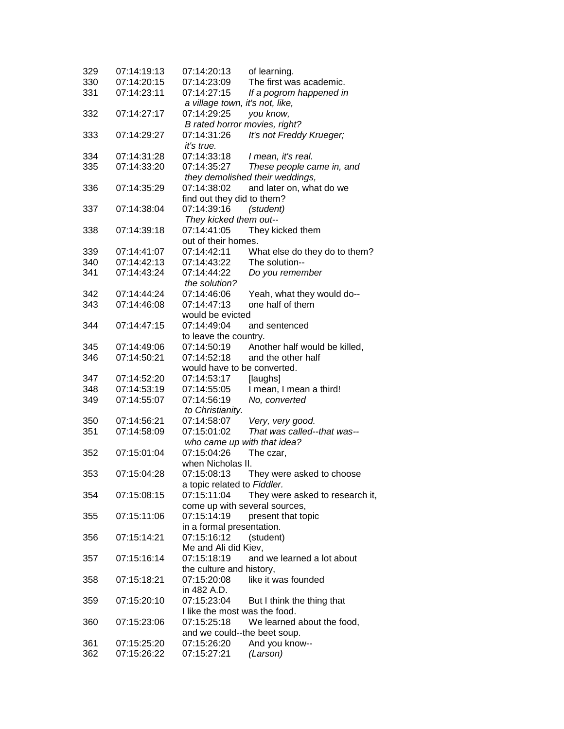329 07:14:19:13 07:14:20:13 of learning.
330 07:14:20:15 07:14:23:09 The first was academic.
331 07:14:23:11 07:14:27:15 *If a pogrom happened in a village town, it's not, like,*
332 07:14:27:17 07:14:29:25 *you know, B rated horror movies, right?*
333 07:14:29:27 07:14:31:26 *It's not Freddy Krueger; it's true.*
334 07:14:31:28 07:14:33:18 *I mean, it's real.*
335 07:14:33:20 07:14:35:27 *These people came in, and they demolished their weddings,*
336 07:14:35:29 07:14:38:02 and later on, what do we find out they did to them?
337 07:14:38:04 07:14:39:16 *(student) They kicked them out--*
338 07:14:39:18 07:14:41:05 They kicked them out of their homes.
339 07:14:41:07 07:14:42:11 What else do they do to them?
340 07:14:42:13 07:14:43:22 The solution--
341 07:14:43:24 07:14:44:22 *Do you remember the solution?*
342 07:14:44:24 07:14:46:06 Yeah, what they would do--
343 07:14:46:08 07:14:47:13 one half of them would be evicted
344 07:14:47:15 07:14:49:04 and sentenced to leave the country.
345 07:14:49:06 07:14:50:19 Another half would be killed,
346 07:14:50:21 07:14:52:18 and the other half would have to be converted.
347 07:14:52:20 07:14:53:17 [laughs]
348 07:14:53:19 07:14:55:05 I mean, I mean a third!
349 07:14:55:07 07:14:56:19 *No, converted to Christianity.*
350 07:14:56:21 07:14:58:07 *Very, very good.*
351 07:14:58:09 07:15:01:02 *That was called--that was-- who came up with that idea?*
352 07:15:01:04 07:15:04:26 The czar, when Nicholas II.
353 07:15:04:28 07:15:08:13 They were asked to choose a topic related to *Fiddler.*
354 07:15:08:15 07:15:11:04 They were asked to research it, come up with several sources,
355 07:15:11:06 07:15:14:19 present that topic in a formal presentation.
356 07:15:14:21 07:15:16:12 (student) Me and Ali did Kiev,
357 07:15:16:14 07:15:18:19 and we learned a lot about the culture and history,
358 07:15:18:21 07:15:20:08 like it was founded in 482 A.D.
359 07:15:20:10 07:15:23:04 But I think the thing that I like the most was the food.
360 07:15:23:06 07:15:25:18 We learned about the food, and we could--the beet soup.
361 07:15:25:20 07:15:26:20 And you know--
362 07:15:26:22 07:15:27:21 *(Larson)*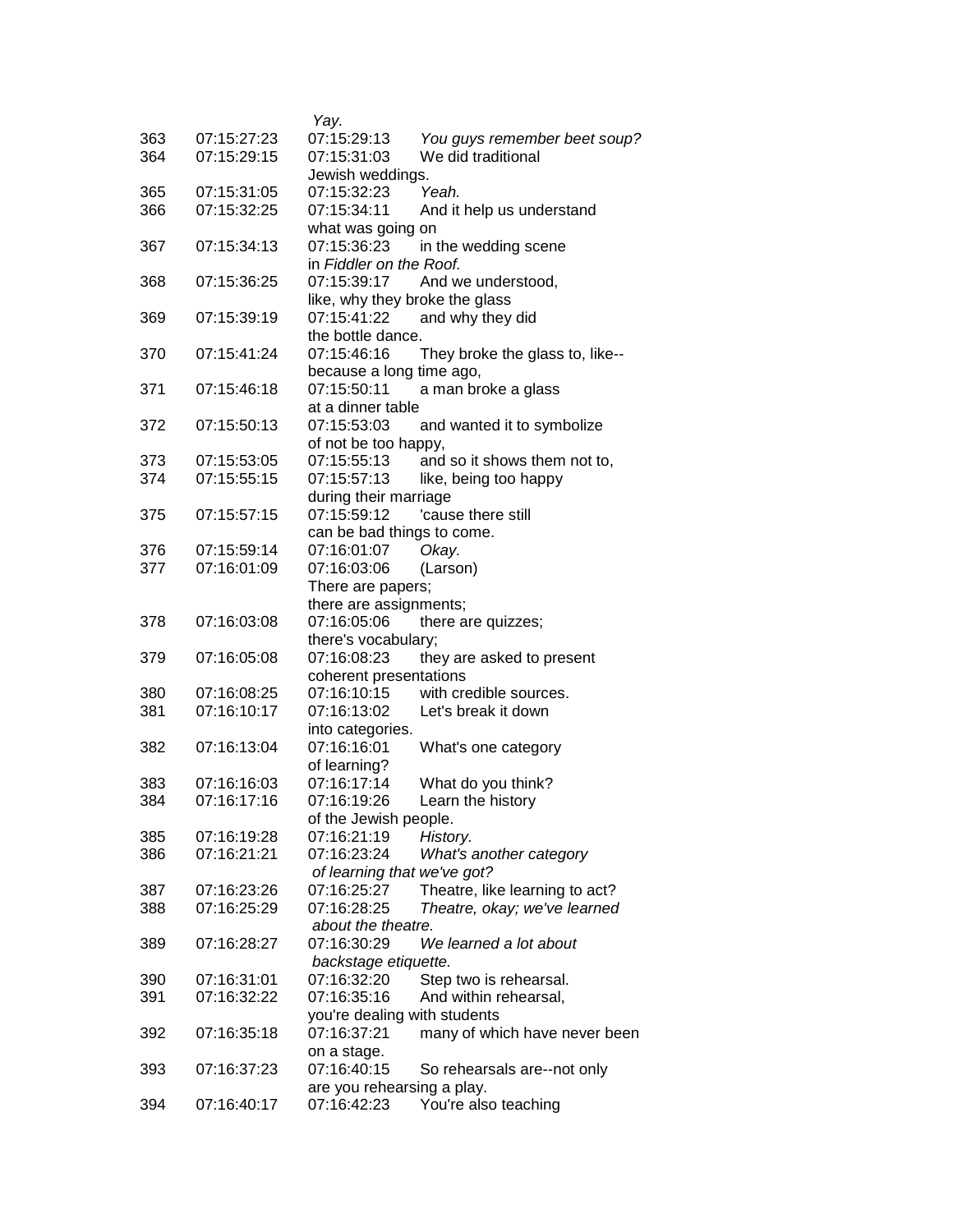| | | | |
|---|---|---|---|
| | | | *Yay.* |
| 363 | 07:15:27:23 | 07:15:29:13 | *You guys remember beet soup?* |
| 364 | 07:15:29:15 | 07:15:31:03 | We did traditional Jewish weddings. |
| 365 | 07:15:31:05 | 07:15:32:23 | *Yeah.* |
| 366 | 07:15:32:25 | 07:15:34:11 | And it help us understand what was going on |
| 367 | 07:15:34:13 | 07:15:36:23 | in the wedding scene in *Fiddler on the Roof.* |
| 368 | 07:15:36:25 | 07:15:39:17 | And we understood, like, why they broke the glass |
| 369 | 07:15:39:19 | 07:15:41:22 | and why they did the bottle dance. |
| 370 | 07:15:41:24 | 07:15:46:16 | They broke the glass to, like-- because a long time ago, |
| 371 | 07:15:46:18 | 07:15:50:11 | a man broke a glass at a dinner table |
| 372 | 07:15:50:13 | 07:15:53:03 | and wanted it to symbolize of not be too happy, |
| 373 | 07:15:53:05 | 07:15:55:13 | and so it shows them not to, |
| 374 | 07:15:55:15 | 07:15:57:13 | like, being too happy during their marriage |
| 375 | 07:15:57:15 | 07:15:59:12 | 'cause there still can be bad things to come. |
| 376 | 07:15:59:14 | 07:16:01:07 | *Okay.* |
| 377 | 07:16:01:09 | 07:16:03:06 | (Larson) There are papers; there are assignments; |
| 378 | 07:16:03:08 | 07:16:05:06 | there are quizzes; there's vocabulary; |
| 379 | 07:16:05:08 | 07:16:08:23 | they are asked to present coherent presentations |
| 380 | 07:16:08:25 | 07:16:10:15 | with credible sources. |
| 381 | 07:16:10:17 | 07:16:13:02 | Let's break it down into categories. |
| 382 | 07:16:13:04 | 07:16:16:01 | What's one category of learning? |
| 383 | 07:16:16:03 | 07:16:17:14 | What do you think? |
| 384 | 07:16:17:16 | 07:16:19:26 | Learn the history of the Jewish people. |
| 385 | 07:16:19:28 | 07:16:21:19 | *History.* |
| 386 | 07:16:21:21 | 07:16:23:24 | *What's another category of learning that we've got?* |
| 387 | 07:16:23:26 | 07:16:25:27 | Theatre, like learning to act? |
| 388 | 07:16:25:29 | 07:16:28:25 | *Theatre, okay; we've learned about the theatre.* |
| 389 | 07:16:28:27 | 07:16:30:29 | *We learned a lot about backstage etiquette.* |
| 390 | 07:16:31:01 | 07:16:32:20 | Step two is rehearsal. |
| 391 | 07:16:32:22 | 07:16:35:16 | And within rehearsal, you're dealing with students |
| 392 | 07:16:35:18 | 07:16:37:21 | many of which have never been on a stage. |
| 393 | 07:16:37:23 | 07:16:40:15 | So rehearsals are--not only are you rehearsing a play. |
| 394 | 07:16:40:17 | 07:16:42:23 | You're also teaching |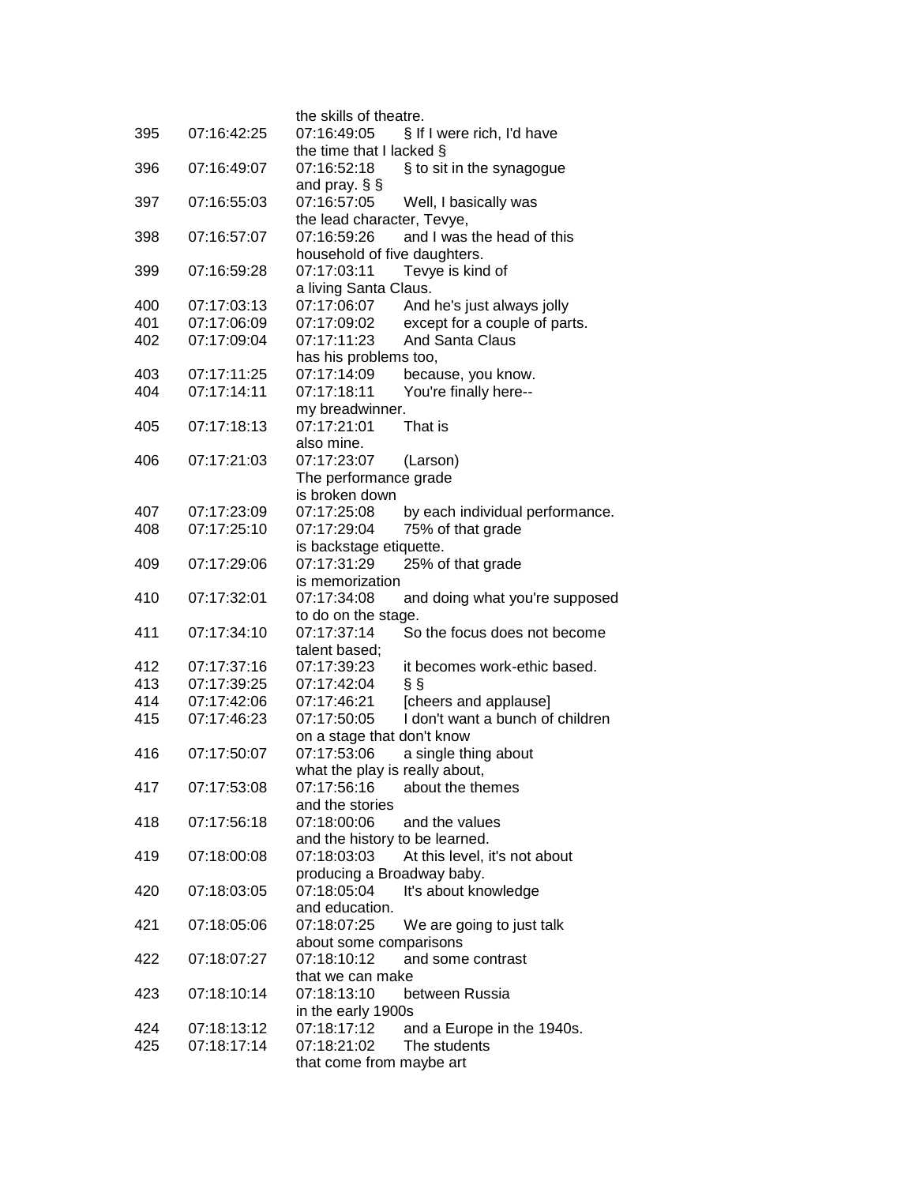the skills of theatre.

| | | | |
|---|---|---|---|
| 395 | 07:16:42:25 | 07:16:49:05 | § If I were rich, I'd have the time that I lacked § |
| 396 | 07:16:49:07 | 07:16:52:18 | § to sit in the synagogue and pray. § § |
| 397 | 07:16:55:03 | 07:16:57:05 | Well, I basically was the lead character, Tevye, |
| 398 | 07:16:57:07 | 07:16:59:26 | and I was the head of this household of five daughters. |
| 399 | 07:16:59:28 | 07:17:03:11 | Tevye is kind of a living Santa Claus. |
| 400 | 07:17:03:13 | 07:17:06:07 | And he's just always jolly |
| 401 | 07:17:06:09 | 07:17:09:02 | except for a couple of parts. |
| 402 | 07:17:09:04 | 07:17:11:23 | And Santa Claus has his problems too, |
| 403 | 07:17:11:25 | 07:17:14:09 | because, you know. |
| 404 | 07:17:14:11 | 07:17:18:11 | You're finally here-- my breadwinner. |
| 405 | 07:17:18:13 | 07:17:21:01 | That is also mine. |
| 406 | 07:17:21:03 | 07:17:23:07 | (Larson) The performance grade is broken down |
| 407 | 07:17:23:09 | 07:17:25:08 | by each individual performance. |
| 408 | 07:17:25:10 | 07:17:29:04 | 75% of that grade is backstage etiquette. |
| 409 | 07:17:29:06 | 07:17:31:29 | 25% of that grade is memorization |
| 410 | 07:17:32:01 | 07:17:34:08 | and doing what you're supposed to do on the stage. |
| 411 | 07:17:34:10 | 07:17:37:14 | So the focus does not become talent based; |
| 412 | 07:17:37:16 | 07:17:39:23 | it becomes work-ethic based. |
| 413 | 07:17:39:25 | 07:17:42:04 | § § |
| 414 | 07:17:42:06 | 07:17:46:21 | [cheers and applause] |
| 415 | 07:17:46:23 | 07:17:50:05 | I don't want a bunch of children on a stage that don't know |
| 416 | 07:17:50:07 | 07:17:53:06 | a single thing about what the play is really about, |
| 417 | 07:17:53:08 | 07:17:56:16 | about the themes and the stories |
| 418 | 07:17:56:18 | 07:18:00:06 | and the values and the history to be learned. |
| 419 | 07:18:00:08 | 07:18:03:03 | At this level, it's not about producing a Broadway baby. |
| 420 | 07:18:03:05 | 07:18:05:04 | It's about knowledge and education. |
| 421 | 07:18:05:06 | 07:18:07:25 | We are going to just talk about some comparisons |
| 422 | 07:18:07:27 | 07:18:10:12 | and some contrast that we can make |
| 423 | 07:18:10:14 | 07:18:13:10 | between Russia in the early 1900s |
| 424 | 07:18:13:12 | 07:18:17:12 | and a Europe in the 1940s. |
| 425 | 07:18:17:14 | 07:18:21:02 | The students that come from maybe art |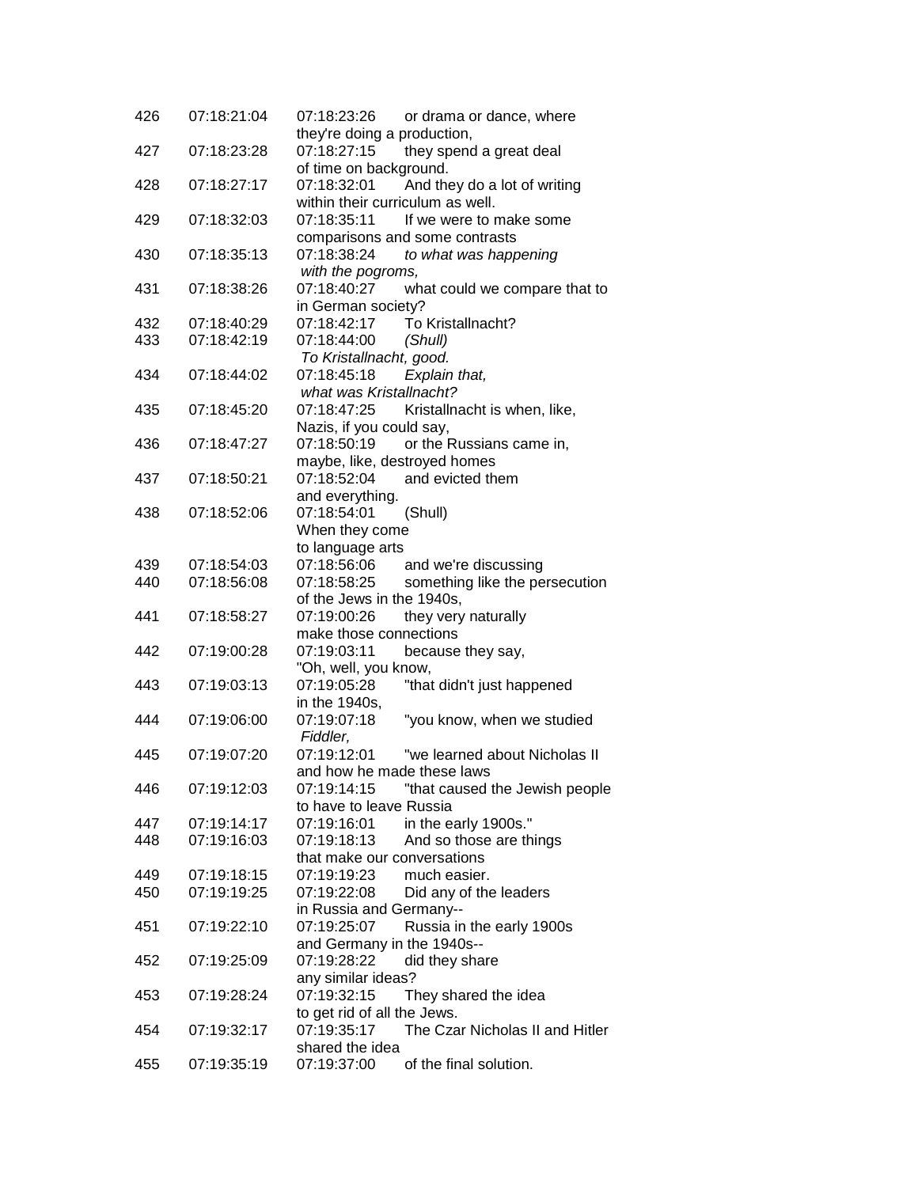| | | | |
|---|---|---|---|
| 426 | 07:18:21:04 | 07:18:23:26 | or drama or dance, where they're doing a production, |
| 427 | 07:18:23:28 | 07:18:27:15 | they spend a great deal of time on background. |
| 428 | 07:18:27:17 | 07:18:32:01 | And they do a lot of writing within their curriculum as well. |
| 429 | 07:18:32:03 | 07:18:35:11 | If we were to make some comparisons and some contrasts |
| 430 | 07:18:35:13 | 07:18:38:24 | *to what was happening with the pogroms,* |
| 431 | 07:18:38:26 | 07:18:40:27 | what could we compare that to in German society? |
| 432 | 07:18:40:29 | 07:18:42:17 | To Kristallnacht? |
| 433 | 07:18:42:19 | 07:18:44:00 | *(Shull) To Kristallnacht, good.* |
| 434 | 07:18:44:02 | 07:18:45:18 | *Explain that, what was Kristallnacht?* |
| 435 | 07:18:45:20 | 07:18:47:25 | Kristallnacht is when, like, Nazis, if you could say, |
| 436 | 07:18:47:27 | 07:18:50:19 | or the Russians came in, maybe, like, destroyed homes |
| 437 | 07:18:50:21 | 07:18:52:04 | and evicted them and everything. |
| 438 | 07:18:52:06 | 07:18:54:01 | (Shull) When they come to language arts |
| 439 | 07:18:54:03 | 07:18:56:06 | and we're discussing |
| 440 | 07:18:56:08 | 07:18:58:25 | something like the persecution of the Jews in the 1940s, |
| 441 | 07:18:58:27 | 07:19:00:26 | they very naturally make those connections |
| 442 | 07:19:00:28 | 07:19:03:11 | because they say, "Oh, well, you know, |
| 443 | 07:19:03:13 | 07:19:05:28 | "that didn't just happened in the 1940s, |
| 444 | 07:19:06:00 | 07:19:07:18 | "you know, when we studied *Fiddler,* |
| 445 | 07:19:07:20 | 07:19:12:01 | "we learned about Nicholas II and how he made these laws |
| 446 | 07:19:12:03 | 07:19:14:15 | "that caused the Jewish people to have to leave Russia |
| 447 | 07:19:14:17 | 07:19:16:01 | in the early 1900s." |
| 448 | 07:19:16:03 | 07:19:18:13 | And so those are things that make our conversations |
| 449 | 07:19:18:15 | 07:19:19:23 | much easier. |
| 450 | 07:19:19:25 | 07:19:22:08 | Did any of the leaders in Russia and Germany-- |
| 451 | 07:19:22:10 | 07:19:25:07 | Russia in the early 1900s and Germany in the 1940s-- |
| 452 | 07:19:25:09 | 07:19:28:22 | did they share any similar ideas? |
| 453 | 07:19:28:24 | 07:19:32:15 | They shared the idea to get rid of all the Jews. |
| 454 | 07:19:32:17 | 07:19:35:17 | The Czar Nicholas II and Hitler shared the idea |
| 455 | 07:19:35:19 | 07:19:37:00 | of the final solution. |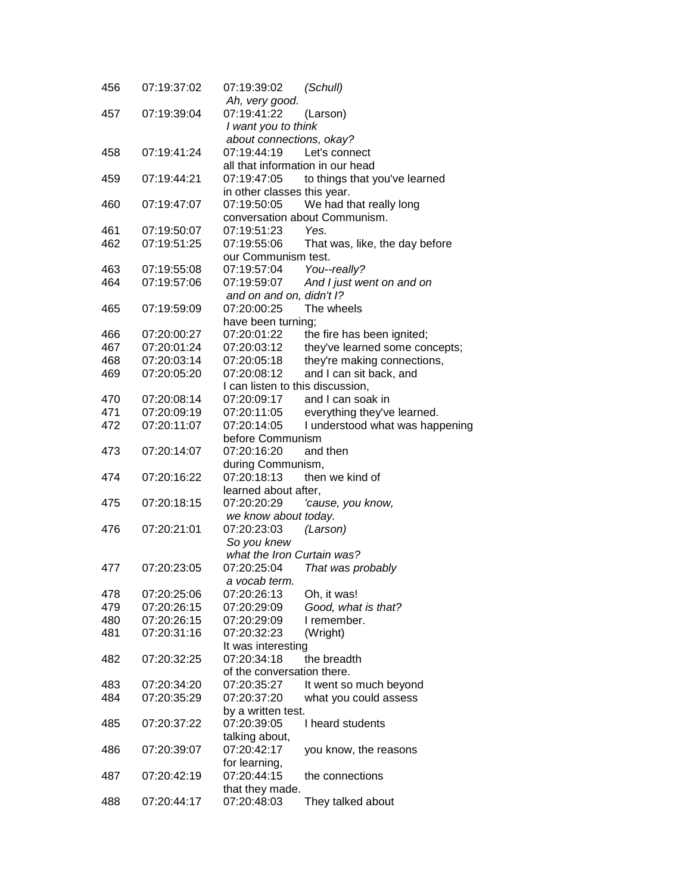| | | | |
|---|---|---|---|
| 456 | 07:19:37:02 | 07:19:39:02 | *(Schull)* *Ah, very good.* |
| 457 | 07:19:39:04 | 07:19:41:22 | (Larson) *I want you to think about connections, okay?* |
| 458 | 07:19:41:24 | 07:19:44:19 | Let's connect all that information in our head |
| 459 | 07:19:44:21 | 07:19:47:05 | to things that you've learned in other classes this year. |
| 460 | 07:19:47:07 | 07:19:50:05 | We had that really long conversation about Communism. |
| 461 | 07:19:50:07 | 07:19:51:23 | *Yes.* |
| 462 | 07:19:51:25 | 07:19:55:06 | That was, like, the day before our Communism test. |
| 463 | 07:19:55:08 | 07:19:57:04 | *You--really?* |
| 464 | 07:19:57:06 | 07:19:59:07 | *And I just went on and on and on and on, didn't I?* |
| 465 | 07:19:59:09 | 07:20:00:25 | The wheels have been turning; |
| 466 | 07:20:00:27 | 07:20:01:22 | the fire has been ignited; |
| 467 | 07:20:01:24 | 07:20:03:12 | they've learned some concepts; |
| 468 | 07:20:03:14 | 07:20:05:18 | they're making connections, |
| 469 | 07:20:05:20 | 07:20:08:12 | and I can sit back, and I can listen to this discussion, |
| 470 | 07:20:08:14 | 07:20:09:17 | and I can soak in |
| 471 | 07:20:09:19 | 07:20:11:05 | everything they've learned. |
| 472 | 07:20:11:07 | 07:20:14:05 | I understood what was happening before Communism |
| 473 | 07:20:14:07 | 07:20:16:20 | and then during Communism, |
| 474 | 07:20:16:22 | 07:20:18:13 | then we kind of learned about after, |
| 475 | 07:20:18:15 | 07:20:20:29 | *'cause, you know, we know about today.* |
| 476 | 07:20:21:01 | 07:20:23:03 | *(Larson)* *So you knew what the Iron Curtain was?* |
| 477 | 07:20:23:05 | 07:20:25:04 | *That was probably a vocab term.* |
| 478 | 07:20:25:06 | 07:20:26:13 | Oh, it was! |
| 479 | 07:20:26:15 | 07:20:29:09 | *Good, what is that?* |
| 480 | 07:20:26:15 | 07:20:29:09 | I remember. |
| 481 | 07:20:31:16 | 07:20:32:23 | (Wright) It was interesting |
| 482 | 07:20:32:25 | 07:20:34:18 | the breadth of the conversation there. |
| 483 | 07:20:34:20 | 07:20:35:27 | It went so much beyond |
| 484 | 07:20:35:29 | 07:20:37:20 | what you could assess by a written test. |
| 485 | 07:20:37:22 | 07:20:39:05 | I heard students talking about, |
| 486 | 07:20:39:07 | 07:20:42:17 | you know, the reasons for learning, |
| 487 | 07:20:42:19 | 07:20:44:15 | the connections that they made. |
| 488 | 07:20:44:17 | 07:20:48:03 | They talked about |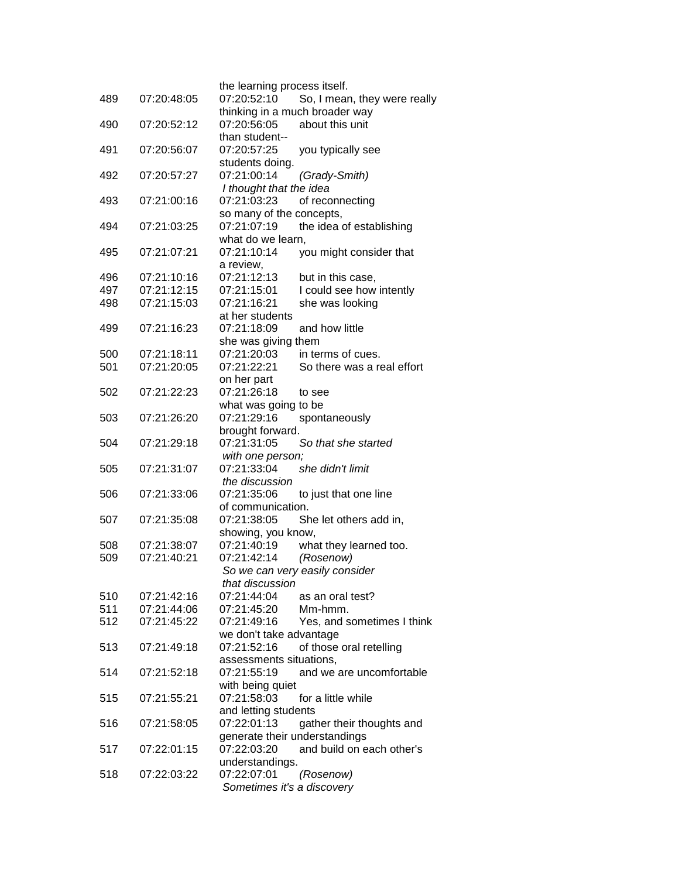the learning process itself.

489 07:20:48:05 07:20:52:10 So, I mean, they were really thinking in a much broader way

490 07:20:52:12 07:20:56:05 about this unit than student--

491 07:20:56:07 07:20:57:25 you typically see students doing.

492 07:20:57:27 07:21:00:14 *(Grady-Smith) I thought that the idea*

493 07:21:00:16 07:21:03:23 of reconnecting so many of the concepts,

494 07:21:03:25 07:21:07:19 the idea of establishing what do we learn,

495 07:21:07:21 07:21:10:14 you might consider that a review,

496 07:21:10:16 07:21:12:13 but in this case,

497 07:21:12:15 07:21:15:01 I could see how intently

498 07:21:15:03 07:21:16:21 she was looking at her students

499 07:21:16:23 07:21:18:09 and how little she was giving them

500 07:21:18:11 07:21:20:03 in terms of cues.

501 07:21:20:05 07:21:22:21 So there was a real effort on her part

502 07:21:22:23 07:21:26:18 to see what was going to be

503 07:21:26:20 07:21:29:16 spontaneously brought forward.

504 07:21:29:18 07:21:31:05 *So that she started with one person;*

505 07:21:31:07 07:21:33:04 *she didn't limit the discussion*

506 07:21:33:06 07:21:35:06 to just that one line of communication.

507 07:21:35:08 07:21:38:05 She let others add in, showing, you know,

508 07:21:38:07 07:21:40:19 what they learned too.

509 07:21:40:21 07:21:42:14 *(Rosenow) So we can very easily consider that discussion*

510 07:21:42:16 07:21:44:04 as an oral test?

511 07:21:44:06 07:21:45:20 Mm-hmm.

512 07:21:45:22 07:21:49:16 Yes, and sometimes I think we don't take advantage

513 07:21:49:18 07:21:52:16 of those oral retelling assessments situations,

514 07:21:52:18 07:21:55:19 and we are uncomfortable with being quiet

515 07:21:55:21 07:21:58:03 for a little while and letting students

516 07:21:58:05 07:22:01:13 gather their thoughts and generate their understandings

517 07:22:01:15 07:22:03:20 and build on each other's understandings.

518 07:22:03:22 07:22:07:01 *(Rosenow) Sometimes it's a discovery*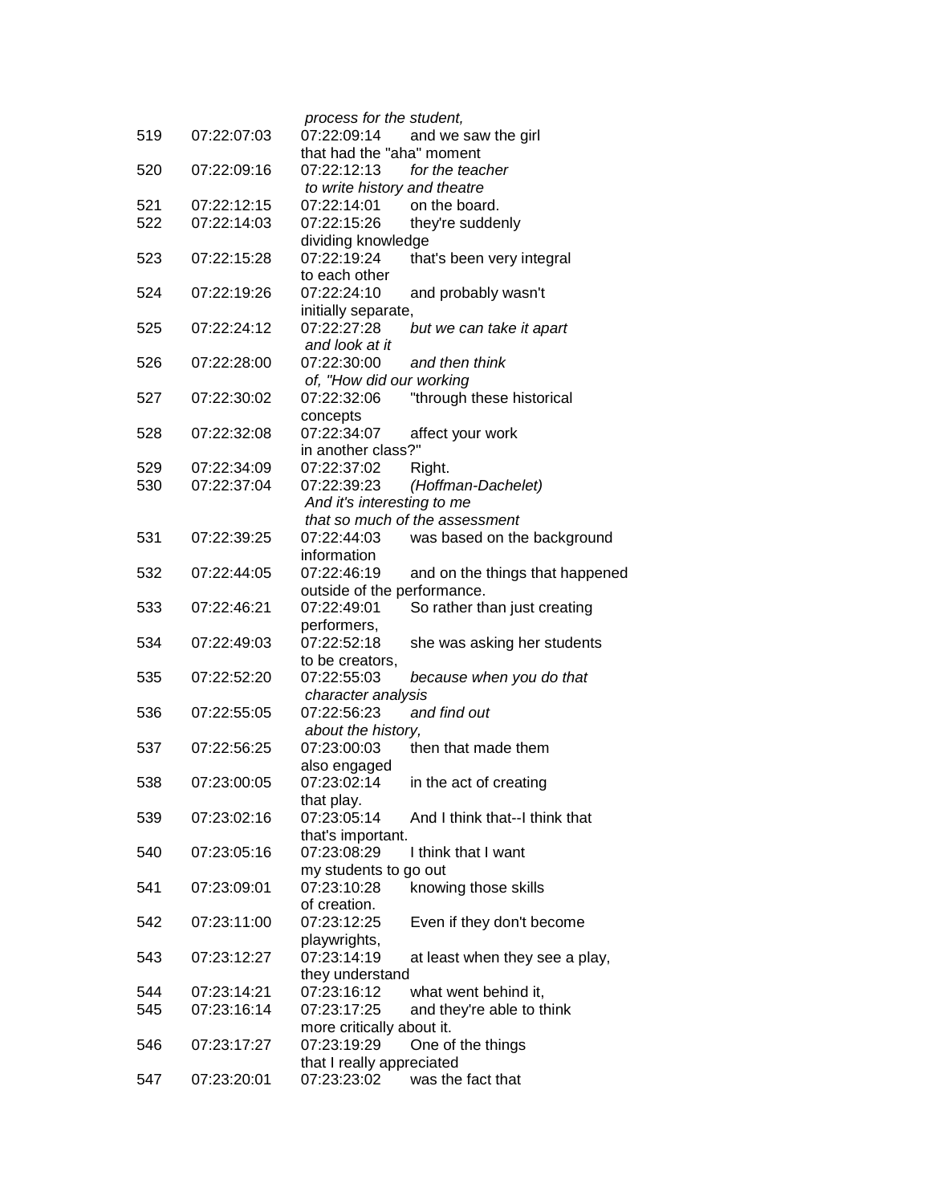| | | | |
|---|---|---|---|
| | | | *process for the student,* |
| 519 | 07:22:07:03 | 07:22:09:14 | and we saw the girl that had the "aha" moment |
| 520 | 07:22:09:16 | 07:22:12:13 | *for the teacher to write history and theatre* |
| 521 | 07:22:12:15 | 07:22:14:01 | on the board. |
| 522 | 07:22:14:03 | 07:22:15:26 | they're suddenly dividing knowledge |
| 523 | 07:22:15:28 | 07:22:19:24 | that's been very integral to each other |
| 524 | 07:22:19:26 | 07:22:24:10 | and probably wasn't initially separate, |
| 525 | 07:22:24:12 | 07:22:27:28 | *but we can take it apart and look at it* |
| 526 | 07:22:28:00 | 07:22:30:00 | *and then think of, "How did our working* |
| 527 | 07:22:30:02 | 07:22:32:06 | "through these historical concepts |
| 528 | 07:22:32:08 | 07:22:34:07 | affect your work in another class?" |
| 529 | 07:22:34:09 | 07:22:37:02 | Right. |
| 530 | 07:22:37:04 | 07:22:39:23 | *(Hoffman-Dachelet) And it's interesting to me that so much of the assessment* |
| 531 | 07:22:39:25 | 07:22:44:03 | was based on the background information |
| 532 | 07:22:44:05 | 07:22:46:19 | and on the things that happened outside of the performance. |
| 533 | 07:22:46:21 | 07:22:49:01 | So rather than just creating performers, |
| 534 | 07:22:49:03 | 07:22:52:18 | she was asking her students to be creators, |
| 535 | 07:22:52:20 | 07:22:55:03 | *because when you do that character analysis* |
| 536 | 07:22:55:05 | 07:22:56:23 | *and find out about the history,* |
| 537 | 07:22:56:25 | 07:23:00:03 | then that made them also engaged |
| 538 | 07:23:00:05 | 07:23:02:14 | in the act of creating that play. |
| 539 | 07:23:02:16 | 07:23:05:14 | And I think that--I think that that's important. |
| 540 | 07:23:05:16 | 07:23:08:29 | I think that I want my students to go out |
| 541 | 07:23:09:01 | 07:23:10:28 | knowing those skills of creation. |
| 542 | 07:23:11:00 | 07:23:12:25 | Even if they don't become playwrights, |
| 543 | 07:23:12:27 | 07:23:14:19 | at least when they see a play, they understand |
| 544 | 07:23:14:21 | 07:23:16:12 | what went behind it, |
| 545 | 07:23:16:14 | 07:23:17:25 | and they're able to think more critically about it. |
| 546 | 07:23:17:27 | 07:23:19:29 | One of the things that I really appreciated |
| 547 | 07:23:20:01 | 07:23:23:02 | was the fact that |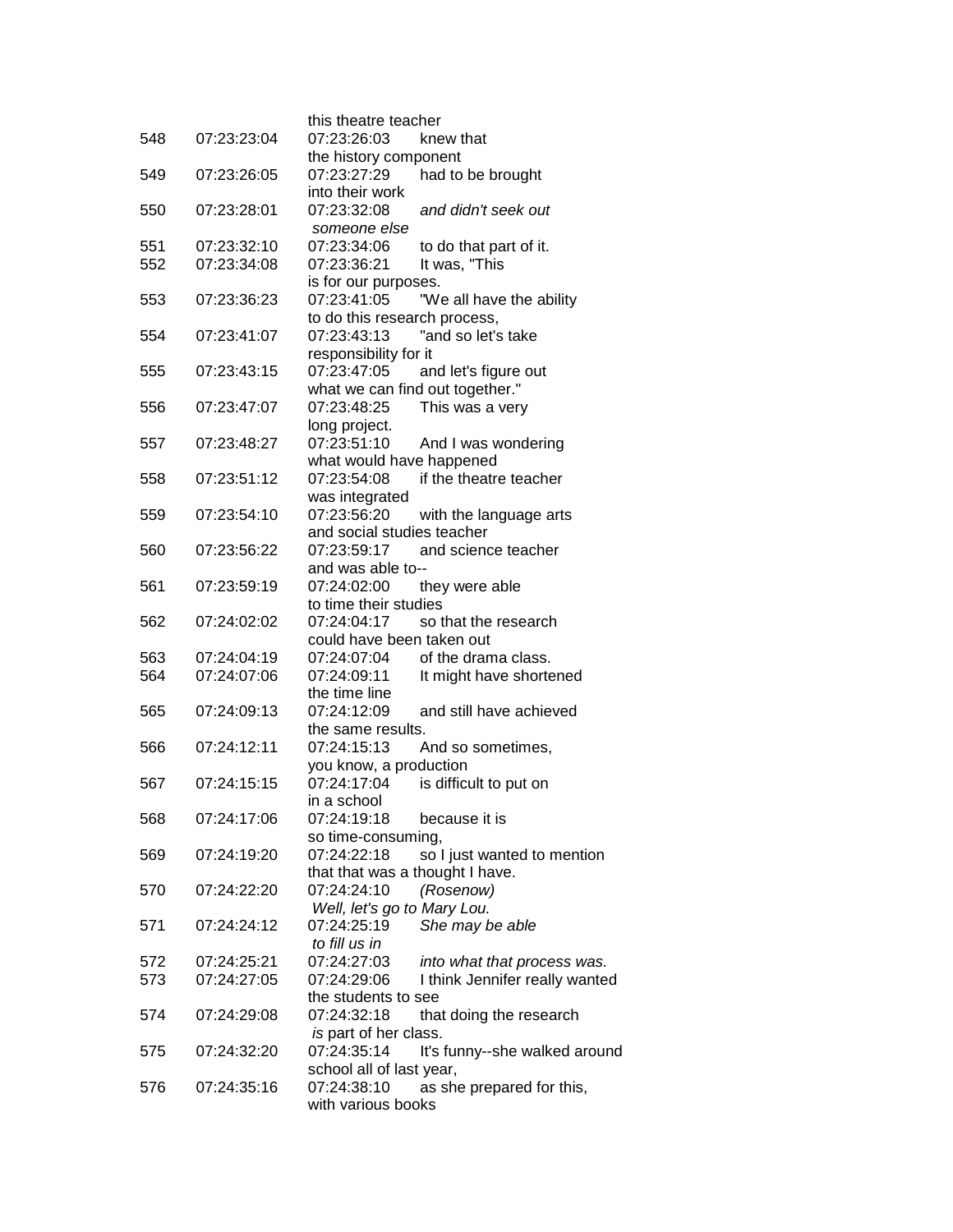this theatre teacher

| | | | |
|---|---|---|---|
| 548 | 07:23:23:04 | 07:23:26:03 | knew that the history component |
| 549 | 07:23:26:05 | 07:23:27:29 | had to be brought into their work |
| 550 | 07:23:28:01 | 07:23:32:08 | *and didn't seek out someone else* |
| 551 | 07:23:32:10 | 07:23:34:06 | to do that part of it. |
| 552 | 07:23:34:08 | 07:23:36:21 | It was, "This is for our purposes. |
| 553 | 07:23:36:23 | 07:23:41:05 | "We all have the ability to do this research process, |
| 554 | 07:23:41:07 | 07:23:43:13 | "and so let's take responsibility for it |
| 555 | 07:23:43:15 | 07:23:47:05 | and let's figure out what we can find out together." |
| 556 | 07:23:47:07 | 07:23:48:25 | This was a very long project. |
| 557 | 07:23:48:27 | 07:23:51:10 | And I was wondering what would have happened |
| 558 | 07:23:51:12 | 07:23:54:08 | if the theatre teacher was integrated |
| 559 | 07:23:54:10 | 07:23:56:20 | with the language arts and social studies teacher |
| 560 | 07:23:56:22 | 07:23:59:17 | and science teacher and was able to-- |
| 561 | 07:23:59:19 | 07:24:02:00 | they were able to time their studies |
| 562 | 07:24:02:02 | 07:24:04:17 | so that the research could have been taken out |
| 563 | 07:24:04:19 | 07:24:07:04 | of the drama class. |
| 564 | 07:24:07:06 | 07:24:09:11 | It might have shortened the time line |
| 565 | 07:24:09:13 | 07:24:12:09 | and still have achieved the same results. |
| 566 | 07:24:12:11 | 07:24:15:13 | And so sometimes, you know, a production |
| 567 | 07:24:15:15 | 07:24:17:04 | is difficult to put on in a school |
| 568 | 07:24:17:06 | 07:24:19:18 | because it is so time-consuming, |
| 569 | 07:24:19:20 | 07:24:22:18 | so I just wanted to mention that that was a thought I have. |
| 570 | 07:24:22:20 | 07:24:24:10 | *(Rosenow) Well, let's go to Mary Lou.* |
| 571 | 07:24:24:12 | 07:24:25:19 | *She may be able to fill us in* |
| 572 | 07:24:25:21 | 07:24:27:03 | *into what that process was.* |
| 573 | 07:24:27:05 | 07:24:29:06 | I think Jennifer really wanted the students to see |
| 574 | 07:24:29:08 | 07:24:32:18 | that doing the research *is* part of her class. |
| 575 | 07:24:32:20 | 07:24:35:14 | It's funny--she walked around school all of last year, |
| 576 | 07:24:35:16 | 07:24:38:10 | as she prepared for this, with various books |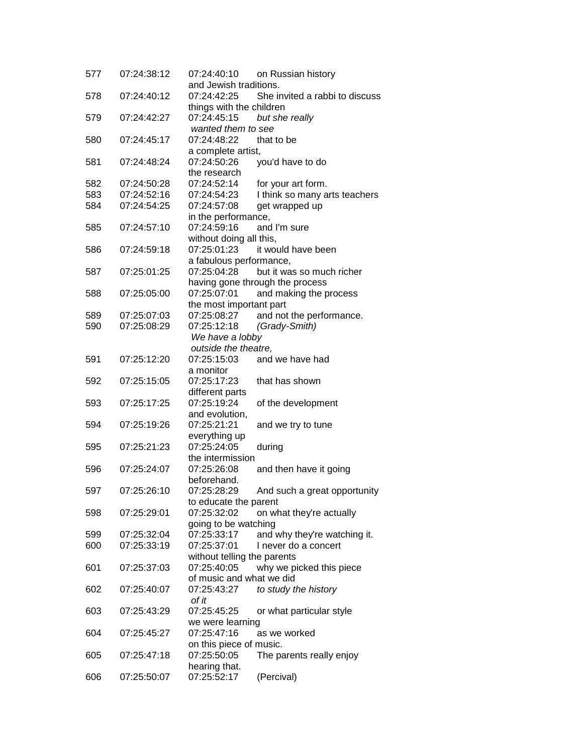| | | | |
|---|---|---|---|
| 577 | 07:24:38:12 | 07:24:40:10 | on Russian history and Jewish traditions. |
| 578 | 07:24:40:12 | 07:24:42:25 | She invited a rabbi to discuss things with the children |
| 579 | 07:24:42:27 | 07:24:45:15 | *but she really wanted them to see* |
| 580 | 07:24:45:17 | 07:24:48:22 | that to be a complete artist, |
| 581 | 07:24:48:24 | 07:24:50:26 | you'd have to do the research |
| 582 | 07:24:50:28 | 07:24:52:14 | for your art form. |
| 583 | 07:24:52:16 | 07:24:54:23 | I think so many arts teachers |
| 584 | 07:24:54:25 | 07:24:57:08 | get wrapped up in the performance, |
| 585 | 07:24:57:10 | 07:24:59:16 | and I'm sure without doing all this, |
| 586 | 07:24:59:18 | 07:25:01:23 | it would have been a fabulous performance, |
| 587 | 07:25:01:25 | 07:25:04:28 | but it was so much richer having gone through the process |
| 588 | 07:25:05:00 | 07:25:07:01 | and making the process the most important part |
| 589 | 07:25:07:03 | 07:25:08:27 | and not the performance. |
| 590 | 07:25:08:29 | 07:25:12:18 | *(Grady-Smith) We have a lobby outside the theatre,* |
| 591 | 07:25:12:20 | 07:25:15:03 | and we have had a monitor |
| 592 | 07:25:15:05 | 07:25:17:23 | that has shown different parts |
| 593 | 07:25:17:25 | 07:25:19:24 | of the development and evolution, |
| 594 | 07:25:19:26 | 07:25:21:21 | and we try to tune everything up |
| 595 | 07:25:21:23 | 07:25:24:05 | during the intermission |
| 596 | 07:25:24:07 | 07:25:26:08 | and then have it going beforehand. |
| 597 | 07:25:26:10 | 07:25:28:29 | And such a great opportunity to educate the parent |
| 598 | 07:25:29:01 | 07:25:32:02 | on what they're actually going to be watching |
| 599 | 07:25:32:04 | 07:25:33:17 | and why they're watching it. |
| 600 | 07:25:33:19 | 07:25:37:01 | I never do a concert without telling the parents |
| 601 | 07:25:37:03 | 07:25:40:05 | why we picked this piece of music and what we did |
| 602 | 07:25:40:07 | 07:25:43:27 | *to study the history of it* |
| 603 | 07:25:43:29 | 07:25:45:25 | or what particular style we were learning |
| 604 | 07:25:45:27 | 07:25:47:16 | as we worked on this piece of music. |
| 605 | 07:25:47:18 | 07:25:50:05 | The parents really enjoy hearing that. |
| 606 | 07:25:50:07 | 07:25:52:17 | (Percival) |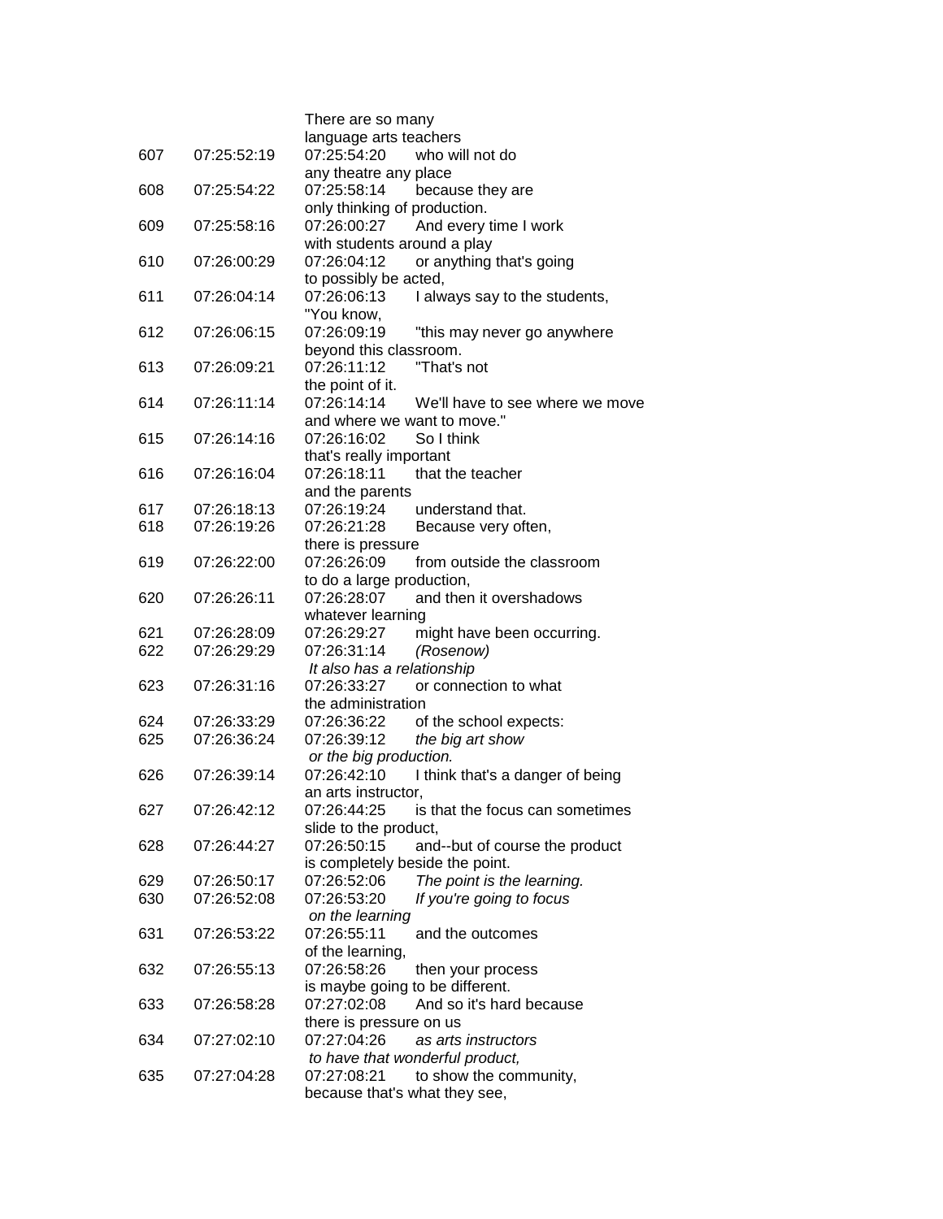There are so many
language arts teachers

| | | | |
|---|---|---|---|
| 607 | 07:25:52:19 | 07:25:54:20 | who will not do any theatre any place |
| 608 | 07:25:54:22 | 07:25:58:14 | because they are only thinking of production. |
| 609 | 07:25:58:16 | 07:26:00:27 | And every time I work with students around a play |
| 610 | 07:26:00:29 | 07:26:04:12 | or anything that's going to possibly be acted, |
| 611 | 07:26:04:14 | 07:26:06:13 | I always say to the students, "You know, |
| 612 | 07:26:06:15 | 07:26:09:19 | "this may never go anywhere beyond this classroom. |
| 613 | 07:26:09:21 | 07:26:11:12 | "That's not the point of it. |
| 614 | 07:26:11:14 | 07:26:14:14 | We'll have to see where we move and where we want to move." |
| 615 | 07:26:14:16 | 07:26:16:02 | So I think that's really important |
| 616 | 07:26:16:04 | 07:26:18:11 | that the teacher and the parents |
| 617 | 07:26:18:13 | 07:26:19:24 | understand that. |
| 618 | 07:26:19:26 | 07:26:21:28 | Because very often, there is pressure |
| 619 | 07:26:22:00 | 07:26:26:09 | from outside the classroom to do a large production, |
| 620 | 07:26:26:11 | 07:26:28:07 | and then it overshadows whatever learning |
| 621 | 07:26:28:09 | 07:26:29:27 | might have been occurring. |
| 622 | 07:26:29:29 | 07:26:31:14 | *(Rosenow)* *It also has a relationship* |
| 623 | 07:26:31:16 | 07:26:33:27 | or connection to what the administration |
| 624 | 07:26:33:29 | 07:26:36:22 | of the school expects: |
| 625 | 07:26:36:24 | 07:26:39:12 | *the big art show or the big production.* |
| 626 | 07:26:39:14 | 07:26:42:10 | I think that's a danger of being an arts instructor, |
| 627 | 07:26:42:12 | 07:26:44:25 | is that the focus can sometimes slide to the product, |
| 628 | 07:26:44:27 | 07:26:50:15 | and--but of course the product is completely beside the point. |
| 629 | 07:26:50:17 | 07:26:52:06 | *The point is the learning.* |
| 630 | 07:26:52:08 | 07:26:53:20 | *If you're going to focus on the learning* |
| 631 | 07:26:53:22 | 07:26:55:11 | and the outcomes of the learning, |
| 632 | 07:26:55:13 | 07:26:58:26 | then your process is maybe going to be different. |
| 633 | 07:26:58:28 | 07:27:02:08 | And so it's hard because there is pressure on us |
| 634 | 07:27:02:10 | 07:27:04:26 | *as arts instructors to have that wonderful product,* |
| 635 | 07:27:04:28 | 07:27:08:21 | to show the community, because that's what they see, |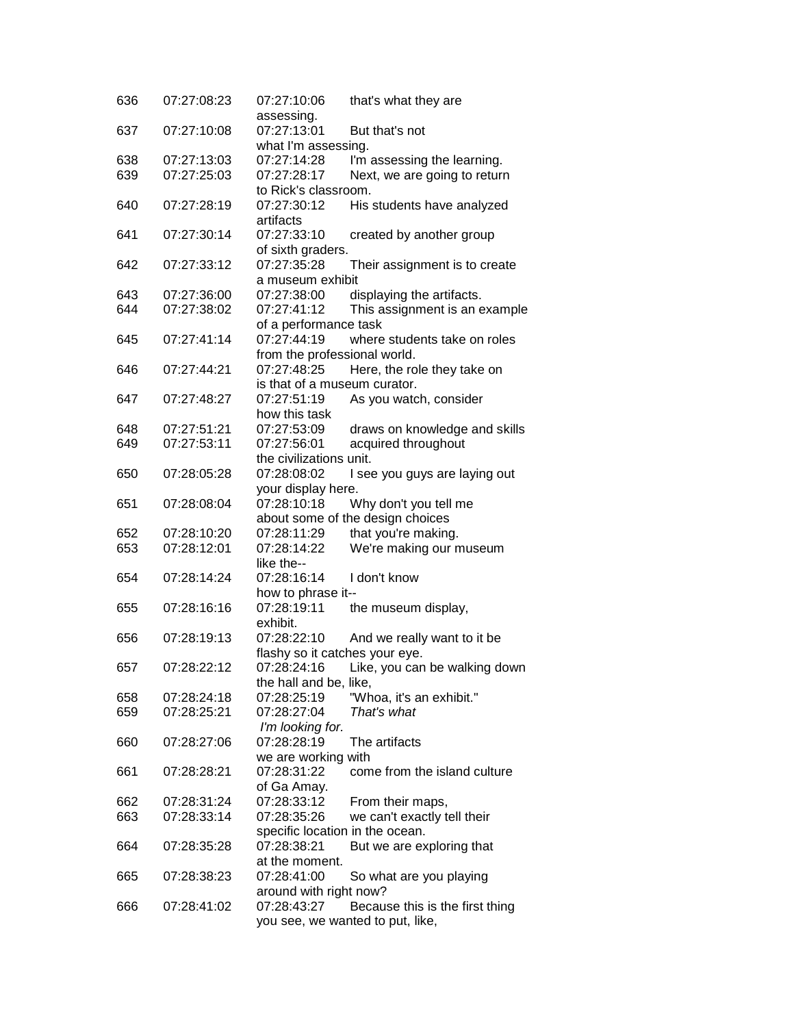| | | | |
|---|---|---|---|
| 636 | 07:27:08:23 | 07:27:10:06 | that's what they are assessing. |
| 637 | 07:27:10:08 | 07:27:13:01 | But that's not what I'm assessing. |
| 638 | 07:27:13:03 | 07:27:14:28 | I'm assessing the learning. |
| 639 | 07:27:25:03 | 07:27:28:17 | Next, we are going to return to Rick's classroom. |
| 640 | 07:27:28:19 | 07:27:30:12 | His students have analyzed artifacts |
| 641 | 07:27:30:14 | 07:27:33:10 | created by another group of sixth graders. |
| 642 | 07:27:33:12 | 07:27:35:28 | Their assignment is to create a museum exhibit |
| 643 | 07:27:36:00 | 07:27:38:00 | displaying the artifacts. |
| 644 | 07:27:38:02 | 07:27:41:12 | This assignment is an example of a performance task |
| 645 | 07:27:41:14 | 07:27:44:19 | where students take on roles from the professional world. |
| 646 | 07:27:44:21 | 07:27:48:25 | Here, the role they take on is that of a museum curator. |
| 647 | 07:27:48:27 | 07:27:51:19 | As you watch, consider how this task |
| 648 | 07:27:51:21 | 07:27:53:09 | draws on knowledge and skills |
| 649 | 07:27:53:11 | 07:27:56:01 | acquired throughout the civilizations unit. |
| 650 | 07:28:05:28 | 07:28:08:02 | I see you guys are laying out your display here. |
| 651 | 07:28:08:04 | 07:28:10:18 | Why don't you tell me about some of the design choices |
| 652 | 07:28:10:20 | 07:28:11:29 | that you're making. |
| 653 | 07:28:12:01 | 07:28:14:22 | We're making our museum like the-- |
| 654 | 07:28:14:24 | 07:28:16:14 | I don't know how to phrase it-- |
| 655 | 07:28:16:16 | 07:28:19:11 | the museum display, exhibit. |
| 656 | 07:28:19:13 | 07:28:22:10 | And we really want to it be flashy so it catches your eye. |
| 657 | 07:28:22:12 | 07:28:24:16 | Like, you can be walking down the hall and be, like, |
| 658 | 07:28:24:18 | 07:28:25:19 | "Whoa, it's an exhibit." |
| 659 | 07:28:25:21 | 07:28:27:04 | *That's what I'm looking for.* |
| 660 | 07:28:27:06 | 07:28:28:19 | The artifacts we are working with |
| 661 | 07:28:28:21 | 07:28:31:22 | come from the island culture of Ga Amay. |
| 662 | 07:28:31:24 | 07:28:33:12 | From their maps, |
| 663 | 07:28:33:14 | 07:28:35:26 | we can't exactly tell their specific location in the ocean. |
| 664 | 07:28:35:28 | 07:28:38:21 | But we are exploring that at the moment. |
| 665 | 07:28:38:23 | 07:28:41:00 | So what are you playing around with right now? |
| 666 | 07:28:41:02 | 07:28:43:27 | Because this is the first thing you see, we wanted to put, like, |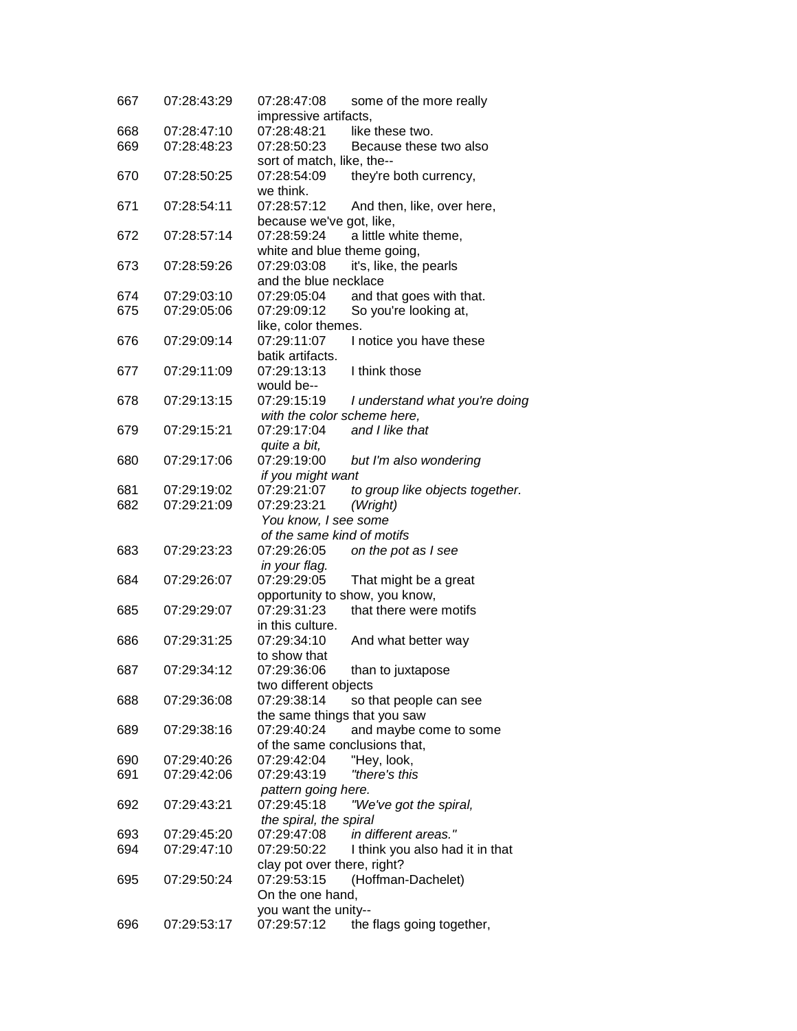| | | | |
|---|---|---|---|
| 667 | 07:28:43:29 | 07:28:47:08 | some of the more really impressive artifacts, |
| 668 | 07:28:47:10 | 07:28:48:21 | like these two. |
| 669 | 07:28:48:23 | 07:28:50:23 | Because these two also sort of match, like, the-- |
| 670 | 07:28:50:25 | 07:28:54:09 | they're both currency, we think. |
| 671 | 07:28:54:11 | 07:28:57:12 | And then, like, over here, because we've got, like, |
| 672 | 07:28:57:14 | 07:28:59:24 | a little white theme, white and blue theme going, |
| 673 | 07:28:59:26 | 07:29:03:08 | it's, like, the pearls and the blue necklace |
| 674 | 07:29:03:10 | 07:29:05:04 | and that goes with that. |
| 675 | 07:29:05:06 | 07:29:09:12 | So you're looking at, like, color themes. |
| 676 | 07:29:09:14 | 07:29:11:07 | I notice you have these batik artifacts. |
| 677 | 07:29:11:09 | 07:29:13:13 | I think those would be-- |
| 678 | 07:29:13:15 | 07:29:15:19 | *I understand what you're doing with the color scheme here,* |
| 679 | 07:29:15:21 | 07:29:17:04 | *and I like that quite a bit,* |
| 680 | 07:29:17:06 | 07:29:19:00 | *but I'm also wondering if you might want* |
| 681 | 07:29:19:02 | 07:29:21:07 | *to group like objects together.* |
| 682 | 07:29:21:09 | 07:29:23:21 | *(Wright) You know, I see some of the same kind of motifs* |
| 683 | 07:29:23:23 | 07:29:26:05 | *on the pot as I see in your flag.* |
| 684 | 07:29:26:07 | 07:29:29:05 | That might be a great opportunity to show, you know, |
| 685 | 07:29:29:07 | 07:29:31:23 | that there were motifs in this culture. |
| 686 | 07:29:31:25 | 07:29:34:10 | And what better way to show that |
| 687 | 07:29:34:12 | 07:29:36:06 | than to juxtapose two different objects |
| 688 | 07:29:36:08 | 07:29:38:14 | so that people can see the same things that you saw |
| 689 | 07:29:38:16 | 07:29:40:24 | and maybe come to some of the same conclusions that, |
| 690 | 07:29:40:26 | 07:29:42:04 | "Hey, look, |
| 691 | 07:29:42:06 | 07:29:43:19 | *"there's this pattern going here.* |
| 692 | 07:29:43:21 | 07:29:45:18 | *"We've got the spiral, the spiral, the spiral* |
| 693 | 07:29:45:20 | 07:29:47:08 | *in different areas."* |
| 694 | 07:29:47:10 | 07:29:50:22 | I think you also had it in that clay pot over there, right? |
| 695 | 07:29:50:24 | 07:29:53:15 | (Hoffman-Dachelet) On the one hand, you want the unity-- |
| 696 | 07:29:53:17 | 07:29:57:12 | the flags going together, |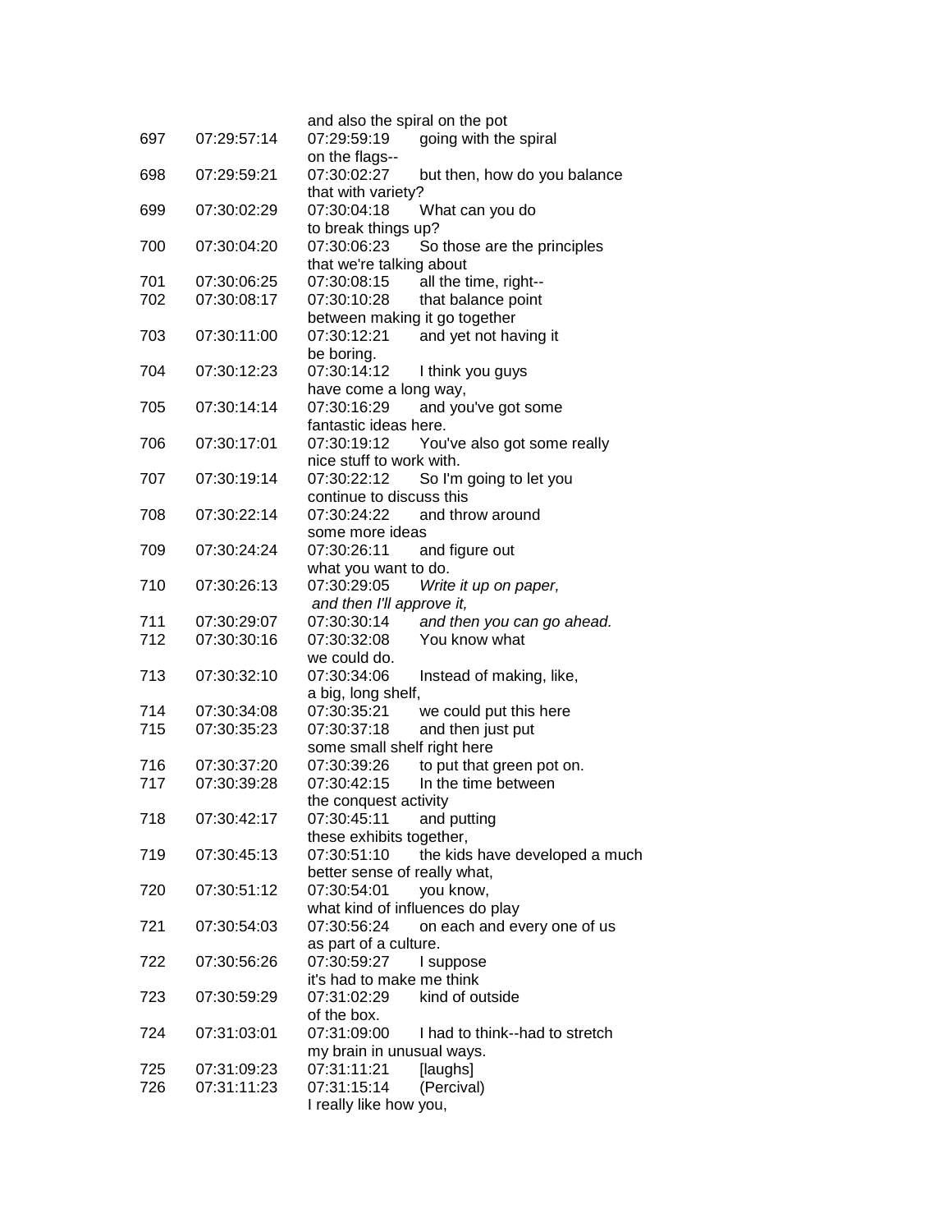and also the spiral on the pot

697 07:29:57:14 07:29:59:19 going with the spiral
on the flags--

698 07:29:59:21 07:30:02:27 but then, how do you balance
that with variety?

699 07:30:02:29 07:30:04:18 What can you do
to break things up?

700 07:30:04:20 07:30:06:23 So those are the principles
that we're talking about

701 07:30:06:25 07:30:08:15 all the time, right--

702 07:30:08:17 07:30:10:28 that balance point
between making it go together

703 07:30:11:00 07:30:12:21 and yet not having it
be boring.

704 07:30:12:23 07:30:14:12 I think you guys
have come a long way,

705 07:30:14:14 07:30:16:29 and you've got some
fantastic ideas here.

706 07:30:17:01 07:30:19:12 You've also got some really
nice stuff to work with.

707 07:30:19:14 07:30:22:12 So I'm going to let you
continue to discuss this

708 07:30:22:14 07:30:24:22 and throw around
some more ideas

709 07:30:24:24 07:30:26:11 and figure out
what you want to do.

710 07:30:26:13 07:30:29:05 *Write it up on paper,*
*and then I'll approve it,*

711 07:30:29:07 07:30:30:14 *and then you can go ahead.*

712 07:30:30:16 07:30:32:08 You know what
we could do.

713 07:30:32:10 07:30:34:06 Instead of making, like,
a big, long shelf,

714 07:30:34:08 07:30:35:21 we could put this here

715 07:30:35:23 07:30:37:18 and then just put
some small shelf right here

716 07:30:37:20 07:30:39:26 to put that green pot on.

717 07:30:39:28 07:30:42:15 In the time between
the conquest activity

718 07:30:42:17 07:30:45:11 and putting
these exhibits together,

719 07:30:45:13 07:30:51:10 the kids have developed a much
better sense of really what,

720 07:30:51:12 07:30:54:01 you know,
what kind of influences do play

721 07:30:54:03 07:30:56:24 on each and every one of us
as part of a culture.

722 07:30:56:26 07:30:59:27 I suppose
it's had to make me think

723 07:30:59:29 07:31:02:29 kind of outside
of the box.

724 07:31:03:01 07:31:09:00 I had to think--had to stretch
my brain in unusual ways.

725 07:31:09:23 07:31:11:21 [laughs]

726 07:31:11:23 07:31:15:14 (Percival)
I really like how you,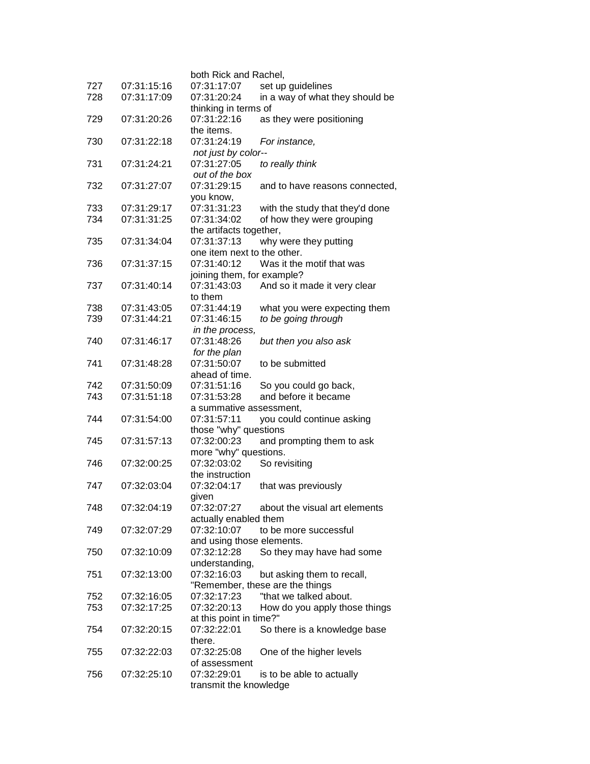both Rick and Rachel,

| | | | |
|---|---|---|---|
| 727 | 07:31:15:16 | 07:31:17:07 | set up guidelines |
| 728 | 07:31:17:09 | 07:31:20:24 | in a way of what they should be thinking in terms of |
| 729 | 07:31:20:26 | 07:31:22:16 | as they were positioning the items. |
| 730 | 07:31:22:18 | 07:31:24:19 | *For instance, not just by color--* |
| 731 | 07:31:24:21 | 07:31:27:05 | *to really think out of the box* |
| 732 | 07:31:27:07 | 07:31:29:15 | and to have reasons connected, you know, |
| 733 | 07:31:29:17 | 07:31:31:23 | with the study that they'd done |
| 734 | 07:31:31:25 | 07:31:34:02 | of how they were grouping the artifacts together, |
| 735 | 07:31:34:04 | 07:31:37:13 | why were they putting one item next to the other. |
| 736 | 07:31:37:15 | 07:31:40:12 | Was it the motif that was joining them, for example? |
| 737 | 07:31:40:14 | 07:31:43:03 | And so it made it very clear to them |
| 738 | 07:31:43:05 | 07:31:44:19 | what you were expecting them |
| 739 | 07:31:44:21 | 07:31:46:15 | *to be going through in the process,* |
| 740 | 07:31:46:17 | 07:31:48:26 | *but then you also ask for the plan* |
| 741 | 07:31:48:28 | 07:31:50:07 | to be submitted ahead of time. |
| 742 | 07:31:50:09 | 07:31:51:16 | So you could go back, |
| 743 | 07:31:51:18 | 07:31:53:28 | and before it became a summative assessment, |
| 744 | 07:31:54:00 | 07:31:57:11 | you could continue asking those "why" questions |
| 745 | 07:31:57:13 | 07:32:00:23 | and prompting them to ask more "why" questions. |
| 746 | 07:32:00:25 | 07:32:03:02 | So revisiting the instruction |
| 747 | 07:32:03:04 | 07:32:04:17 | that was previously given |
| 748 | 07:32:04:19 | 07:32:07:27 | about the visual art elements actually enabled them |
| 749 | 07:32:07:29 | 07:32:10:07 | to be more successful and using those elements. |
| 750 | 07:32:10:09 | 07:32:12:28 | So they may have had some understanding, |
| 751 | 07:32:13:00 | 07:32:16:03 | but asking them to recall, "Remember, these are the things |
| 752 | 07:32:16:05 | 07:32:17:23 | "that we talked about. |
| 753 | 07:32:17:25 | 07:32:20:13 | How do you apply those things at this point in time?" |
| 754 | 07:32:20:15 | 07:32:22:01 | So there is a knowledge base there. |
| 755 | 07:32:22:03 | 07:32:25:08 | One of the higher levels of assessment |
| 756 | 07:32:25:10 | 07:32:29:01 | is to be able to actually transmit the knowledge |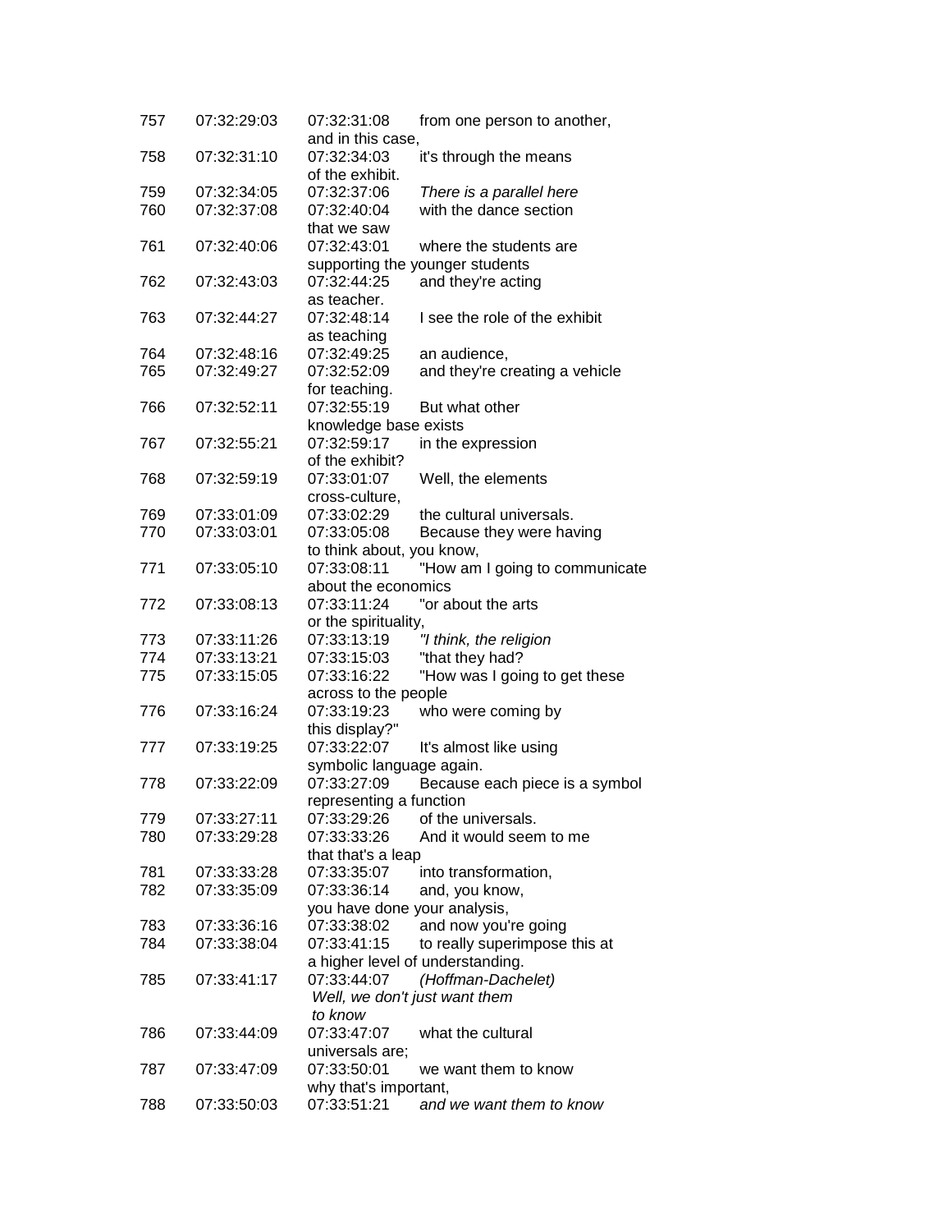| | | | |
|---|---|---|---|
| 757 | 07:32:29:03 | 07:32:31:08 | from one person to another, and in this case, |
| 758 | 07:32:31:10 | 07:32:34:03 | it's through the means of the exhibit. |
| 759 | 07:32:34:05 | 07:32:37:06 | *There is a parallel here* |
| 760 | 07:32:37:08 | 07:32:40:04 | with the dance section that we saw |
| 761 | 07:32:40:06 | 07:32:43:01 | where the students are supporting the younger students |
| 762 | 07:32:43:03 | 07:32:44:25 | and they're acting as teacher. |
| 763 | 07:32:44:27 | 07:32:48:14 | I see the role of the exhibit as teaching |
| 764 | 07:32:48:16 | 07:32:49:25 | an audience, |
| 765 | 07:32:49:27 | 07:32:52:09 | and they're creating a vehicle for teaching. |
| 766 | 07:32:52:11 | 07:32:55:19 | But what other knowledge base exists |
| 767 | 07:32:55:21 | 07:32:59:17 | in the expression of the exhibit? |
| 768 | 07:32:59:19 | 07:33:01:07 | Well, the elements cross-culture, |
| 769 | 07:33:01:09 | 07:33:02:29 | the cultural universals. |
| 770 | 07:33:03:01 | 07:33:05:08 | Because they were having to think about, you know, |
| 771 | 07:33:05:10 | 07:33:08:11 | "How am I going to communicate about the economics |
| 772 | 07:33:08:13 | 07:33:11:24 | "or about the arts or the spirituality, |
| 773 | 07:33:11:26 | 07:33:13:19 | *"I think, the religion* |
| 774 | 07:33:13:21 | 07:33:15:03 | "that they had? |
| 775 | 07:33:15:05 | 07:33:16:22 | "How was I going to get these across to the people |
| 776 | 07:33:16:24 | 07:33:19:23 | who were coming by this display?" |
| 777 | 07:33:19:25 | 07:33:22:07 | It's almost like using symbolic language again. |
| 778 | 07:33:22:09 | 07:33:27:09 | Because each piece is a symbol representing a function |
| 779 | 07:33:27:11 | 07:33:29:26 | of the universals. |
| 780 | 07:33:29:28 | 07:33:33:26 | And it would seem to me that that's a leap |
| 781 | 07:33:33:28 | 07:33:35:07 | into transformation, |
| 782 | 07:33:35:09 | 07:33:36:14 | and, you know, you have done your analysis, |
| 783 | 07:33:36:16 | 07:33:38:02 | and now you're going |
| 784 | 07:33:38:04 | 07:33:41:15 | to really superimpose this at a higher level of understanding. |
| 785 | 07:33:41:17 | 07:33:44:07 | *(Hoffman-Dachelet) Well, we don't just want them to know* |
| 786 | 07:33:44:09 | 07:33:47:07 | what the cultural universals are; |
| 787 | 07:33:47:09 | 07:33:50:01 | we want them to know why that's important, |
| 788 | 07:33:50:03 | 07:33:51:21 | *and we want them to know* |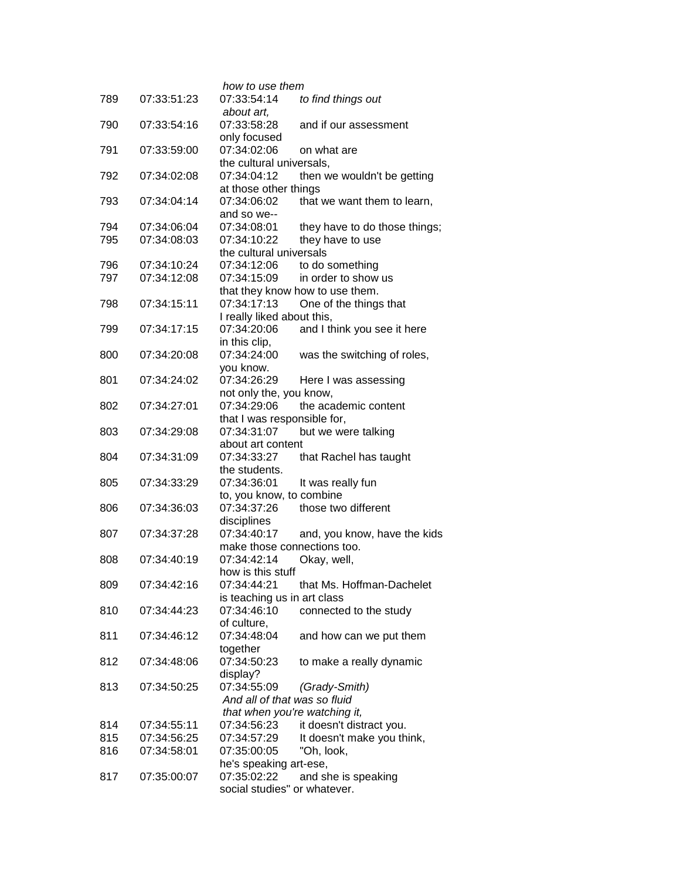*how to use them*

| | | | |
|---|---|---|---|
| 789 | 07:33:51:23 | 07:33:54:14 | *to find things out about art,* |
| 790 | 07:33:54:16 | 07:33:58:28 | and if our assessment only focused |
| 791 | 07:33:59:00 | 07:34:02:06 | on what are the cultural universals, |
| 792 | 07:34:02:08 | 07:34:04:12 | then we wouldn't be getting at those other things |
| 793 | 07:34:04:14 | 07:34:06:02 | that we want them to learn, and so we-- |
| 794 | 07:34:06:04 | 07:34:08:01 | they have to do those things; |
| 795 | 07:34:08:03 | 07:34:10:22 | they have to use the cultural universals |
| 796 | 07:34:10:24 | 07:34:12:06 | to do something |
| 797 | 07:34:12:08 | 07:34:15:09 | in order to show us that they know how to use them. |
| 798 | 07:34:15:11 | 07:34:17:13 | One of the things that I really liked about this, |
| 799 | 07:34:17:15 | 07:34:20:06 | and I think you see it here in this clip, |
| 800 | 07:34:20:08 | 07:34:24:00 | was the switching of roles, you know. |
| 801 | 07:34:24:02 | 07:34:26:29 | Here I was assessing not only the, you know, |
| 802 | 07:34:27:01 | 07:34:29:06 | the academic content that I was responsible for, |
| 803 | 07:34:29:08 | 07:34:31:07 | but we were talking about art content |
| 804 | 07:34:31:09 | 07:34:33:27 | that Rachel has taught the students. |
| 805 | 07:34:33:29 | 07:34:36:01 | It was really fun to, you know, to combine |
| 806 | 07:34:36:03 | 07:34:37:26 | those two different disciplines |
| 807 | 07:34:37:28 | 07:34:40:17 | and, you know, have the kids make those connections too. |
| 808 | 07:34:40:19 | 07:34:42:14 | Okay, well, how is this stuff |
| 809 | 07:34:42:16 | 07:34:44:21 | that Ms. Hoffman-Dachelet is teaching us in art class |
| 810 | 07:34:44:23 | 07:34:46:10 | connected to the study of culture, |
| 811 | 07:34:46:12 | 07:34:48:04 | and how can we put them together |
| 812 | 07:34:48:06 | 07:34:50:23 | to make a really dynamic display? |
| 813 | 07:34:50:25 | 07:34:55:09 | *(Grady-Smith) And all of that was so fluid that when you're watching it,* |
| 814 | 07:34:55:11 | 07:34:56:23 | it doesn't distract you. |
| 815 | 07:34:56:25 | 07:34:57:29 | It doesn't make you think, |
| 816 | 07:34:58:01 | 07:35:00:05 | "Oh, look, he's speaking art-ese, |
| 817 | 07:35:00:07 | 07:35:02:22 | and she is speaking social studies" or whatever. |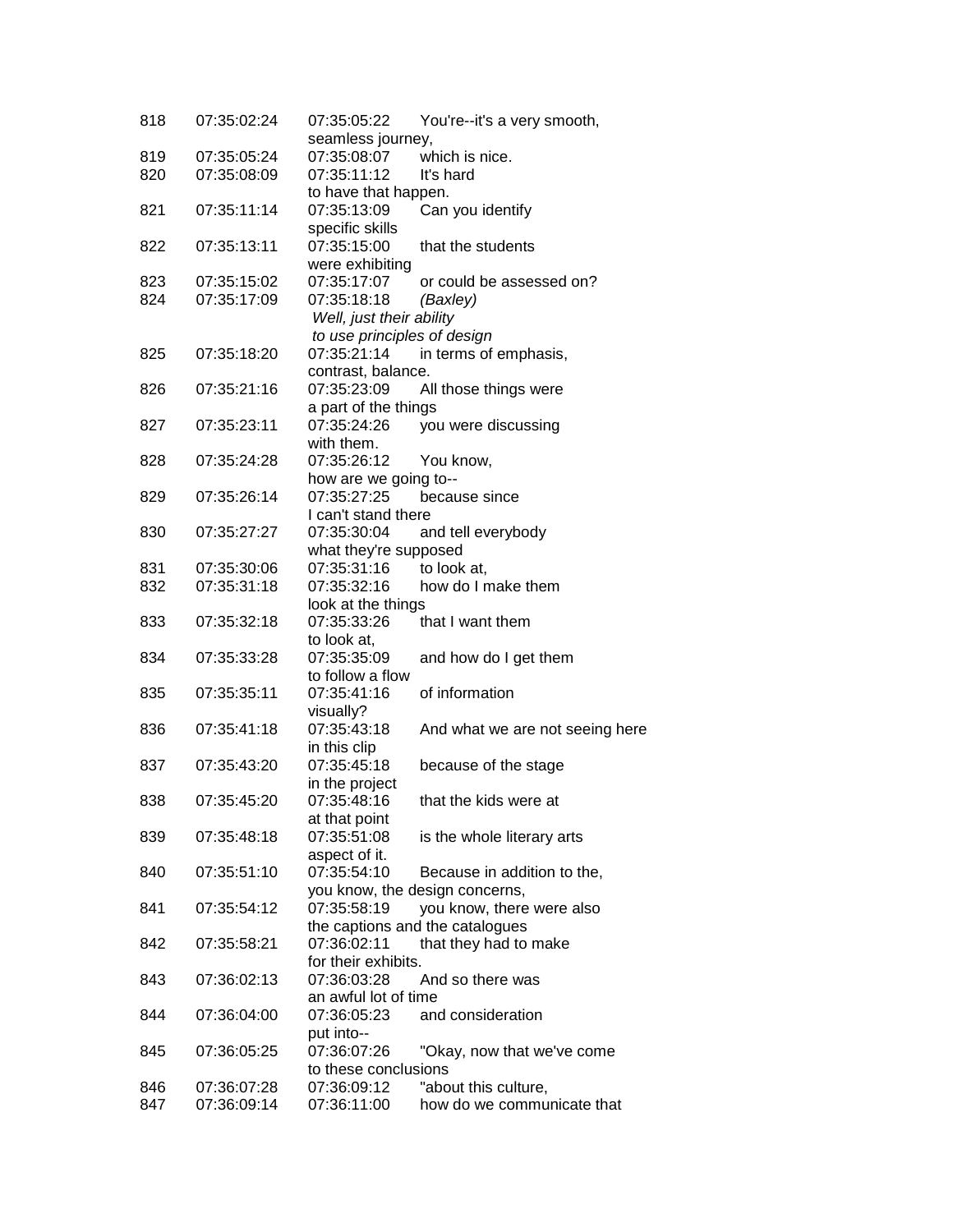818 07:35:02:24 07:35:05:22 You're--it's a very smooth,
seamless journey,
819 07:35:05:24 07:35:08:07 which is nice.
820 07:35:08:09 07:35:11:12 It's hard
to have that happen.
821 07:35:11:14 07:35:13:09 Can you identify
specific skills
822 07:35:13:11 07:35:15:00 that the students
were exhibiting
823 07:35:15:02 07:35:17:07 or could be assessed on?
824 07:35:17:09 07:35:18:18 *(Baxley)*
*Well, just their ability*
*to use principles of design*
825 07:35:18:20 07:35:21:14 in terms of emphasis,
contrast, balance.
826 07:35:21:16 07:35:23:09 All those things were
a part of the things
827 07:35:23:11 07:35:24:26 you were discussing
with them.
828 07:35:24:28 07:35:26:12 You know,
how are we going to--
829 07:35:26:14 07:35:27:25 because since
I can't stand there
830 07:35:27:27 07:35:30:04 and tell everybody
what they're supposed
831 07:35:30:06 07:35:31:16 to look at,
832 07:35:31:18 07:35:32:16 how do I make them
look at the things
833 07:35:32:18 07:35:33:26 that I want them
to look at,
834 07:35:33:28 07:35:35:09 and how do I get them
to follow a flow
835 07:35:35:11 07:35:41:16 of information
visually?
836 07:35:41:18 07:35:43:18 And what we are not seeing here
in this clip
837 07:35:43:20 07:35:45:18 because of the stage
in the project
838 07:35:45:20 07:35:48:16 that the kids were at
at that point
839 07:35:48:18 07:35:51:08 is the whole literary arts
aspect of it.
840 07:35:51:10 07:35:54:10 Because in addition to the,
you know, the design concerns,
841 07:35:54:12 07:35:58:19 you know, there were also
the captions and the catalogues
842 07:35:58:21 07:36:02:11 that they had to make
for their exhibits.
843 07:36:02:13 07:36:03:28 And so there was
an awful lot of time
844 07:36:04:00 07:36:05:23 and consideration
put into--
845 07:36:05:25 07:36:07:26 "Okay, now that we've come
to these conclusions
846 07:36:07:28 07:36:09:12 "about this culture,
847 07:36:09:14 07:36:11:00 how do we communicate that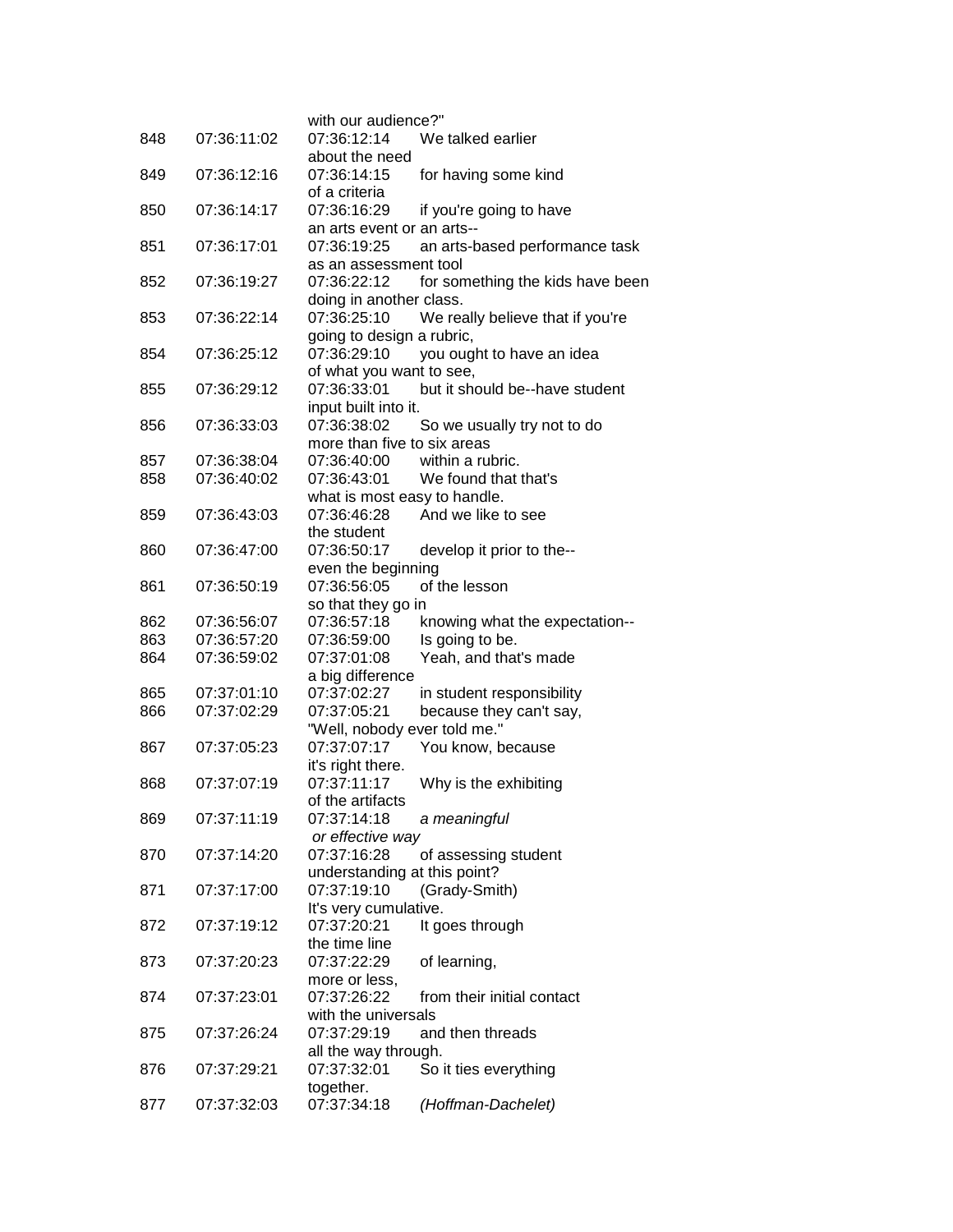with our audience?"

| | | | |
|---|---|---|---|
| 848 | 07:36:11:02 | 07:36:12:14 | We talked earlier about the need |
| 849 | 07:36:12:16 | 07:36:14:15 | for having some kind of a criteria |
| 850 | 07:36:14:17 | 07:36:16:29 | if you're going to have an arts event or an arts-- |
| 851 | 07:36:17:01 | 07:36:19:25 | an arts-based performance task as an assessment tool |
| 852 | 07:36:19:27 | 07:36:22:12 | for something the kids have been doing in another class. |
| 853 | 07:36:22:14 | 07:36:25:10 | We really believe that if you're going to design a rubric, |
| 854 | 07:36:25:12 | 07:36:29:10 | you ought to have an idea of what you want to see, |
| 855 | 07:36:29:12 | 07:36:33:01 | but it should be--have student input built into it. |
| 856 | 07:36:33:03 | 07:36:38:02 | So we usually try not to do more than five to six areas |
| 857 | 07:36:38:04 | 07:36:40:00 | within a rubric. |
| 858 | 07:36:40:02 | 07:36:43:01 | We found that that's what is most easy to handle. |
| 859 | 07:36:43:03 | 07:36:46:28 | And we like to see the student |
| 860 | 07:36:47:00 | 07:36:50:17 | develop it prior to the-- even the beginning |
| 861 | 07:36:50:19 | 07:36:56:05 | of the lesson so that they go in |
| 862 | 07:36:56:07 | 07:36:57:18 | knowing what the expectation-- |
| 863 | 07:36:57:20 | 07:36:59:00 | Is going to be. |
| 864 | 07:36:59:02 | 07:37:01:08 | Yeah, and that's made a big difference |
| 865 | 07:37:01:10 | 07:37:02:27 | in student responsibility |
| 866 | 07:37:02:29 | 07:37:05:21 | because they can't say, "Well, nobody ever told me." |
| 867 | 07:37:05:23 | 07:37:07:17 | You know, because it's right there. |
| 868 | 07:37:07:19 | 07:37:11:17 | Why is the exhibiting of the artifacts |
| 869 | 07:37:11:19 | 07:37:14:18 | *a meaningful or effective way* |
| 870 | 07:37:14:20 | 07:37:16:28 | of assessing student understanding at this point? |
| 871 | 07:37:17:00 | 07:37:19:10 | (Grady-Smith) It's very cumulative. |
| 872 | 07:37:19:12 | 07:37:20:21 | It goes through the time line |
| 873 | 07:37:20:23 | 07:37:22:29 | of learning, more or less, |
| 874 | 07:37:23:01 | 07:37:26:22 | from their initial contact with the universals |
| 875 | 07:37:26:24 | 07:37:29:19 | and then threads all the way through. |
| 876 | 07:37:29:21 | 07:37:32:01 | So it ties everything together. |
| 877 | 07:37:32:03 | 07:37:34:18 | *(Hoffman-Dachelet)* |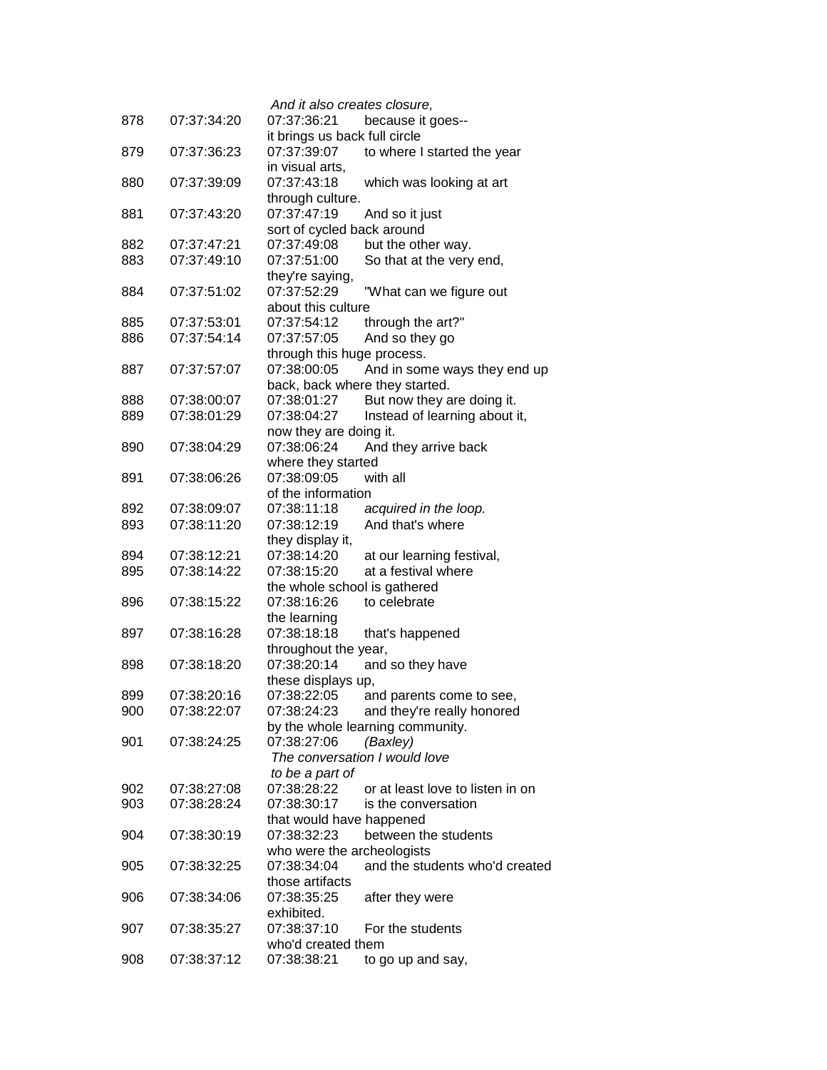*And it also creates closure,*

878 07:37:34:20 07:37:36:21 because it goes--
it brings us back full circle

879 07:37:36:23 07:37:39:07 to where I started the year
in visual arts,

880 07:37:39:09 07:37:43:18 which was looking at art
through culture.

881 07:37:43:20 07:37:47:19 And so it just
sort of cycled back around

882 07:37:47:21 07:37:49:08 but the other way.

883 07:37:49:10 07:37:51:00 So that at the very end,
they're saying,

884 07:37:51:02 07:37:52:29 "What can we figure out
about this culture

885 07:37:53:01 07:37:54:12 through the art?"

886 07:37:54:14 07:37:57:05 And so they go
through this huge process.

887 07:37:57:07 07:38:00:05 And in some ways they end up
back, back where they started.

888 07:38:00:07 07:38:01:27 But now they are doing it.

889 07:38:01:29 07:38:04:27 Instead of learning about it,
now they are doing it.

890 07:38:04:29 07:38:06:24 And they arrive back
where they started

891 07:38:06:26 07:38:09:05 with all
of the information

892 07:38:09:07 07:38:11:18 *acquired in the loop.*

893 07:38:11:20 07:38:12:19 And that's where
they display it,

894 07:38:12:21 07:38:14:20 at our learning festival,

895 07:38:14:22 07:38:15:20 at a festival where
the whole school is gathered

896 07:38:15:22 07:38:16:26 to celebrate
the learning

897 07:38:16:28 07:38:18:18 that's happened
throughout the year,

898 07:38:18:20 07:38:20:14 and so they have
these displays up,

899 07:38:20:16 07:38:22:05 and parents come to see,

900 07:38:22:07 07:38:24:23 and they're really honored
by the whole learning community.

901 07:38:24:25 07:38:27:06 *(Baxley)*
*The conversation I would love*
*to be a part of*

902 07:38:27:08 07:38:28:22 or at least love to listen in on

903 07:38:28:24 07:38:30:17 is the conversation
that would have happened

904 07:38:30:19 07:38:32:23 between the students
who were the archeologists

905 07:38:32:25 07:38:34:04 and the students who'd created
those artifacts

906 07:38:34:06 07:38:35:25 after they were
exhibited.

907 07:38:35:27 07:38:37:10 For the students
who'd created them

908 07:38:37:12 07:38:38:21 to go up and say,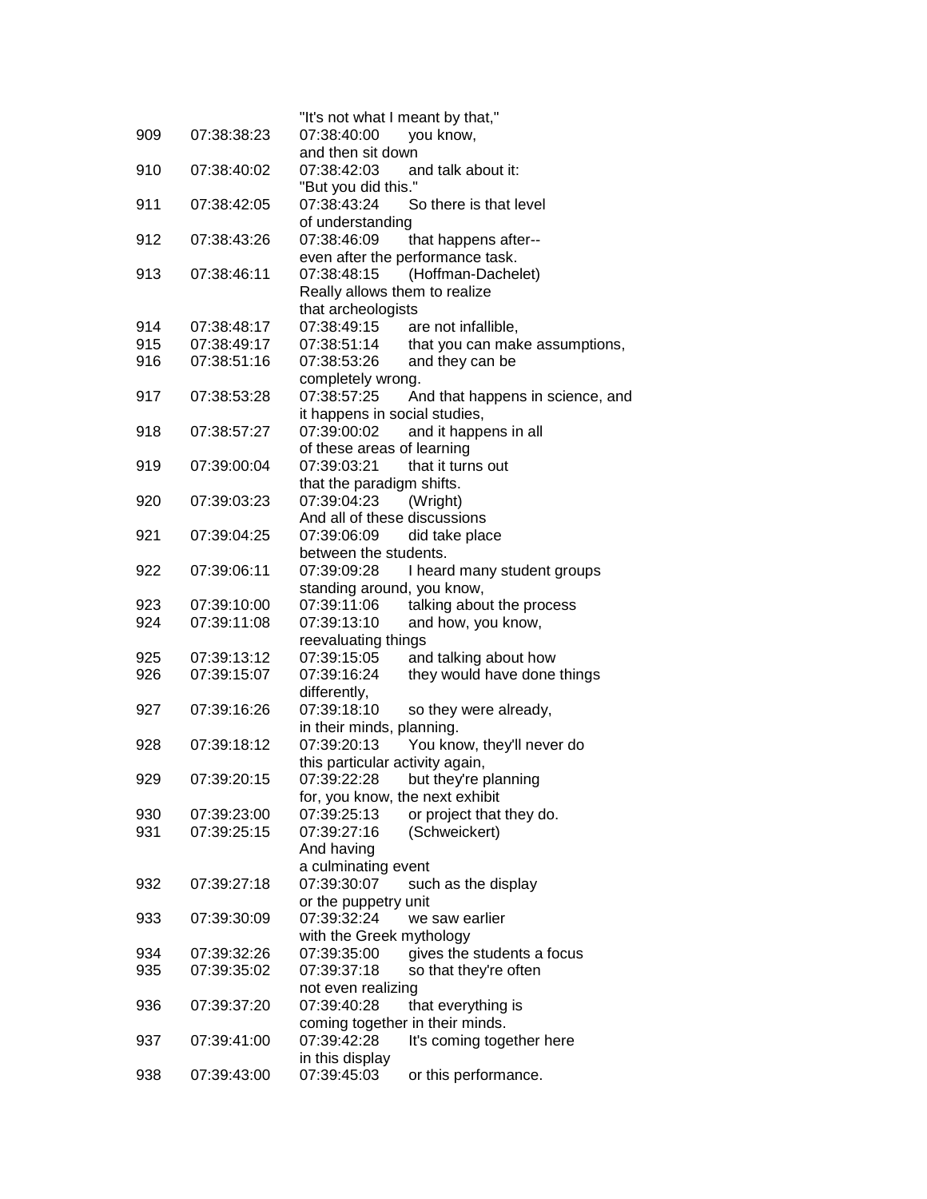"It's not what I meant by that,"

| | | | |
|---|---|---|---|
| 909 | 07:38:38:23 | 07:38:40:00 | you know, and then sit down |
| 910 | 07:38:40:02 | 07:38:42:03 | and talk about it: "But you did this." |
| 911 | 07:38:42:05 | 07:38:43:24 | So there is that level of understanding |
| 912 | 07:38:43:26 | 07:38:46:09 | that happens after-- even after the performance task. |
| 913 | 07:38:46:11 | 07:38:48:15 | (Hoffman-Dachelet) Really allows them to realize that archeologists |
| 914 | 07:38:48:17 | 07:38:49:15 | are not infallible, |
| 915 | 07:38:49:17 | 07:38:51:14 | that you can make assumptions, |
| 916 | 07:38:51:16 | 07:38:53:26 | and they can be completely wrong. |
| 917 | 07:38:53:28 | 07:38:57:25 | And that happens in science, and it happens in social studies, |
| 918 | 07:38:57:27 | 07:39:00:02 | and it happens in all of these areas of learning |
| 919 | 07:39:00:04 | 07:39:03:21 | that it turns out that the paradigm shifts. |
| 920 | 07:39:03:23 | 07:39:04:23 | (Wright) And all of these discussions |
| 921 | 07:39:04:25 | 07:39:06:09 | did take place between the students. |
| 922 | 07:39:06:11 | 07:39:09:28 | I heard many student groups standing around, you know, |
| 923 | 07:39:10:00 | 07:39:11:06 | talking about the process |
| 924 | 07:39:11:08 | 07:39:13:10 | and how, you know, reevaluating things |
| 925 | 07:39:13:12 | 07:39:15:05 | and talking about how |
| 926 | 07:39:15:07 | 07:39:16:24 | they would have done things differently, |
| 927 | 07:39:16:26 | 07:39:18:10 | so they were already, in their minds, planning. |
| 928 | 07:39:18:12 | 07:39:20:13 | You know, they'll never do this particular activity again, |
| 929 | 07:39:20:15 | 07:39:22:28 | but they're planning for, you know, the next exhibit |
| 930 | 07:39:23:00 | 07:39:25:13 | or project that they do. |
| 931 | 07:39:25:15 | 07:39:27:16 | (Schweickert) And having a culminating event |
| 932 | 07:39:27:18 | 07:39:30:07 | such as the display or the puppetry unit |
| 933 | 07:39:30:09 | 07:39:32:24 | we saw earlier with the Greek mythology |
| 934 | 07:39:32:26 | 07:39:35:00 | gives the students a focus |
| 935 | 07:39:35:02 | 07:39:37:18 | so that they're often not even realizing |
| 936 | 07:39:37:20 | 07:39:40:28 | that everything is coming together in their minds. |
| 937 | 07:39:41:00 | 07:39:42:28 | It's coming together here in this display |
| 938 | 07:39:43:00 | 07:39:45:03 | or this performance. |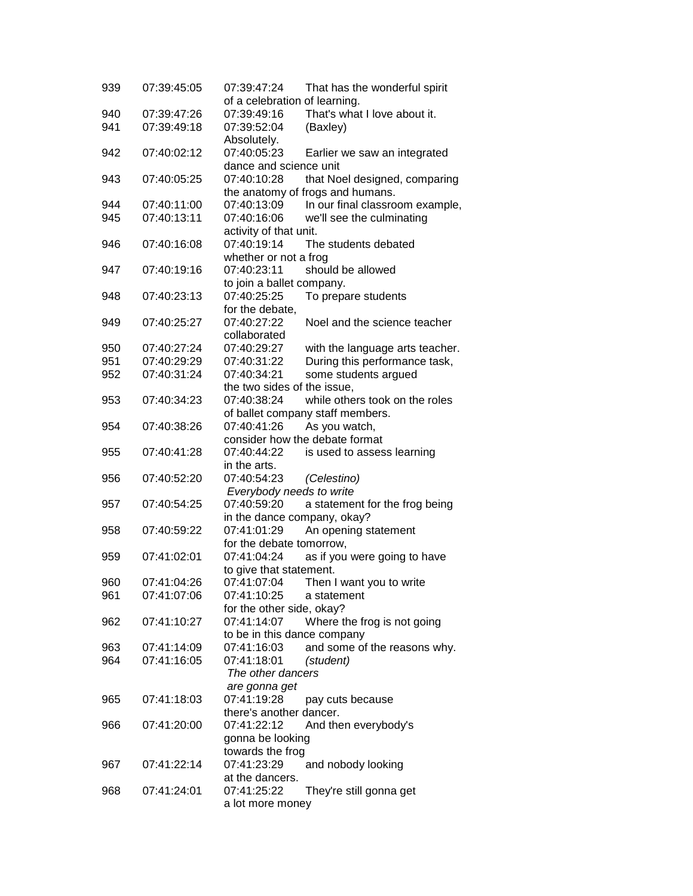| | | | |
|---|---|---|---|
| 939 | 07:39:45:05 | 07:39:47:24 | That has the wonderful spirit of a celebration of learning. |
| 940 | 07:39:47:26 | 07:39:49:16 | That's what I love about it. |
| 941 | 07:39:49:18 | 07:39:52:04 | (Baxley) Absolutely. |
| 942 | 07:40:02:12 | 07:40:05:23 | Earlier we saw an integrated dance and science unit |
| 943 | 07:40:05:25 | 07:40:10:28 | that Noel designed, comparing the anatomy of frogs and humans. |
| 944 | 07:40:11:00 | 07:40:13:09 | In our final classroom example, |
| 945 | 07:40:13:11 | 07:40:16:06 | we'll see the culminating activity of that unit. |
| 946 | 07:40:16:08 | 07:40:19:14 | The students debated whether or not a frog |
| 947 | 07:40:19:16 | 07:40:23:11 | should be allowed to join a ballet company. |
| 948 | 07:40:23:13 | 07:40:25:25 | To prepare students for the debate, |
| 949 | 07:40:25:27 | 07:40:27:22 | Noel and the science teacher collaborated |
| 950 | 07:40:27:24 | 07:40:29:27 | with the language arts teacher. |
| 951 | 07:40:29:29 | 07:40:31:22 | During this performance task, |
| 952 | 07:40:31:24 | 07:40:34:21 | some students argued the two sides of the issue, |
| 953 | 07:40:34:23 | 07:40:38:24 | while others took on the roles of ballet company staff members. |
| 954 | 07:40:38:26 | 07:40:41:26 | As you watch, consider how the debate format |
| 955 | 07:40:41:28 | 07:40:44:22 | is used to assess learning in the arts. |
| 956 | 07:40:52:20 | 07:40:54:23 | *(Celestino) Everybody needs to write* |
| 957 | 07:40:54:25 | 07:40:59:20 | a statement for the frog being in the dance company, okay? |
| 958 | 07:40:59:22 | 07:41:01:29 | An opening statement for the debate tomorrow, |
| 959 | 07:41:02:01 | 07:41:04:24 | as if you were going to have to give that statement. |
| 960 | 07:41:04:26 | 07:41:07:04 | Then I want you to write |
| 961 | 07:41:07:06 | 07:41:10:25 | a statement for the other side, okay? |
| 962 | 07:41:10:27 | 07:41:14:07 | Where the frog is not going to be in this dance company |
| 963 | 07:41:14:09 | 07:41:16:03 | and some of the reasons why. |
| 964 | 07:41:16:05 | 07:41:18:01 | *(student) The other dancers are gonna get* |
| 965 | 07:41:18:03 | 07:41:19:28 | pay cuts because there's another dancer. |
| 966 | 07:41:20:00 | 07:41:22:12 | And then everybody's gonna be looking towards the frog |
| 967 | 07:41:22:14 | 07:41:23:29 | and nobody looking at the dancers. |
| 968 | 07:41:24:01 | 07:41:25:22 | They're still gonna get a lot more money |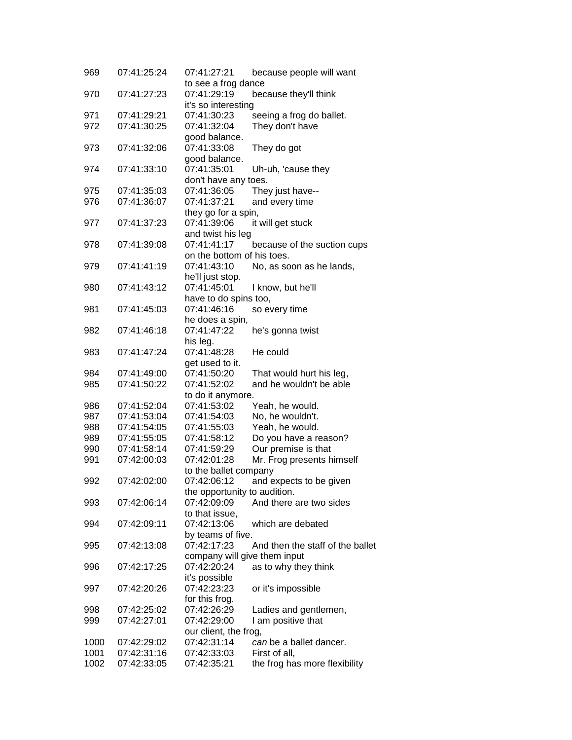| | | | |
|---|---|---|---|
| 969 | 07:41:25:24 | 07:41:27:21 | because people will want to see a frog dance |
| 970 | 07:41:27:23 | 07:41:29:19 | because they'll think it's so interesting |
| 971 | 07:41:29:21 | 07:41:30:23 | seeing a frog do ballet. |
| 972 | 07:41:30:25 | 07:41:32:04 | They don't have good balance. |
| 973 | 07:41:32:06 | 07:41:33:08 | They do got good balance. |
| 974 | 07:41:33:10 | 07:41:35:01 | Uh-uh, 'cause they don't have any toes. |
| 975 | 07:41:35:03 | 07:41:36:05 | They just have-- |
| 976 | 07:41:36:07 | 07:41:37:21 | and every time they go for a spin, |
| 977 | 07:41:37:23 | 07:41:39:06 | it will get stuck and twist his leg |
| 978 | 07:41:39:08 | 07:41:41:17 | because of the suction cups on the bottom of his toes. |
| 979 | 07:41:41:19 | 07:41:43:10 | No, as soon as he lands, he'll just stop. |
| 980 | 07:41:43:12 | 07:41:45:01 | I know, but he'll have to do spins too, |
| 981 | 07:41:45:03 | 07:41:46:16 | so every time he does a spin, |
| 982 | 07:41:46:18 | 07:41:47:22 | he's gonna twist his leg. |
| 983 | 07:41:47:24 | 07:41:48:28 | He could get used to it. |
| 984 | 07:41:49:00 | 07:41:50:20 | That would hurt his leg, |
| 985 | 07:41:50:22 | 07:41:52:02 | and he wouldn't be able to do it anymore. |
| 986 | 07:41:52:04 | 07:41:53:02 | Yeah, he would. |
| 987 | 07:41:53:04 | 07:41:54:03 | No, he wouldn't. |
| 988 | 07:41:54:05 | 07:41:55:03 | Yeah, he would. |
| 989 | 07:41:55:05 | 07:41:58:12 | Do you have a reason? |
| 990 | 07:41:58:14 | 07:41:59:29 | Our premise is that |
| 991 | 07:42:00:03 | 07:42:01:28 | Mr. Frog presents himself to the ballet company |
| 992 | 07:42:02:00 | 07:42:06:12 | and expects to be given the opportunity to audition. |
| 993 | 07:42:06:14 | 07:42:09:09 | And there are two sides to that issue, |
| 994 | 07:42:09:11 | 07:42:13:06 | which are debated by teams of five. |
| 995 | 07:42:13:08 | 07:42:17:23 | And then the staff of the ballet company will give them input |
| 996 | 07:42:17:25 | 07:42:20:24 | as to why they think it's possible |
| 997 | 07:42:20:26 | 07:42:23:23 | or it's impossible for this frog. |
| 998 | 07:42:25:02 | 07:42:26:29 | Ladies and gentlemen, |
| 999 | 07:42:27:01 | 07:42:29:00 | I am positive that our client, the frog, |
| 1000 | 07:42:29:02 | 07:42:31:14 | *can* be a ballet dancer. |
| 1001 | 07:42:31:16 | 07:42:33:03 | First of all, |
| 1002 | 07:42:33:05 | 07:42:35:21 | the frog has more flexibility |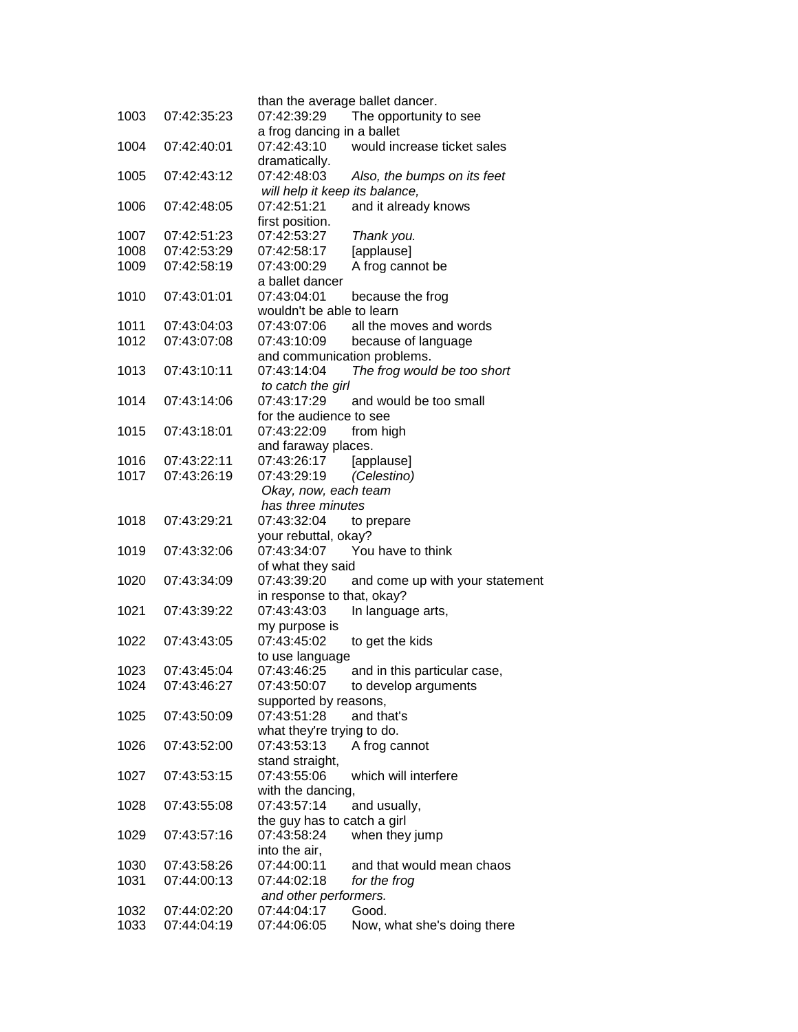than the average ballet dancer.

| | | | |
|---|---|---|---|
| 1003 | 07:42:35:23 | 07:42:39:29 | The opportunity to see a frog dancing in a ballet |
| 1004 | 07:42:40:01 | 07:42:43:10 | would increase ticket sales dramatically. |
| 1005 | 07:42:43:12 | 07:42:48:03 | *Also, the bumps on its feet will help it keep its balance,* |
| 1006 | 07:42:48:05 | 07:42:51:21 | and it already knows first position. |
| 1007 | 07:42:51:23 | 07:42:53:27 | *Thank you.* |
| 1008 | 07:42:53:29 | 07:42:58:17 | [applause] |
| 1009 | 07:42:58:19 | 07:43:00:29 | A frog cannot be a ballet dancer |
| 1010 | 07:43:01:01 | 07:43:04:01 | because the frog wouldn't be able to learn |
| 1011 | 07:43:04:03 | 07:43:07:06 | all the moves and words |
| 1012 | 07:43:07:08 | 07:43:10:09 | because of language and communication problems. |
| 1013 | 07:43:10:11 | 07:43:14:04 | *The frog would be too short to catch the girl* |
| 1014 | 07:43:14:06 | 07:43:17:29 | and would be too small for the audience to see |
| 1015 | 07:43:18:01 | 07:43:22:09 | from high and faraway places. |
| 1016 | 07:43:22:11 | 07:43:26:17 | [applause] |
| 1017 | 07:43:26:19 | 07:43:29:19 | *(Celestino) Okay, now, each team has three minutes* |
| 1018 | 07:43:29:21 | 07:43:32:04 | to prepare your rebuttal, okay? |
| 1019 | 07:43:32:06 | 07:43:34:07 | You have to think of what they said |
| 1020 | 07:43:34:09 | 07:43:39:20 | and come up with your statement in response to that, okay? |
| 1021 | 07:43:39:22 | 07:43:43:03 | In language arts, my purpose is |
| 1022 | 07:43:43:05 | 07:43:45:02 | to get the kids to use language |
| 1023 | 07:43:45:04 | 07:43:46:25 | and in this particular case, |
| 1024 | 07:43:46:27 | 07:43:50:07 | to develop arguments supported by reasons, |
| 1025 | 07:43:50:09 | 07:43:51:28 | and that's what they're trying to do. |
| 1026 | 07:43:52:00 | 07:43:53:13 | A frog cannot stand straight, |
| 1027 | 07:43:53:15 | 07:43:55:06 | which will interfere with the dancing, |
| 1028 | 07:43:55:08 | 07:43:57:14 | and usually, the guy has to catch a girl |
| 1029 | 07:43:57:16 | 07:43:58:24 | when they jump into the air, |
| 1030 | 07:43:58:26 | 07:44:00:11 | and that would mean chaos |
| 1031 | 07:44:00:13 | 07:44:02:18 | *for the frog and other performers.* |
| 1032 | 07:44:02:20 | 07:44:04:17 | Good. |
| 1033 | 07:44:04:19 | 07:44:06:05 | Now, what she's doing there |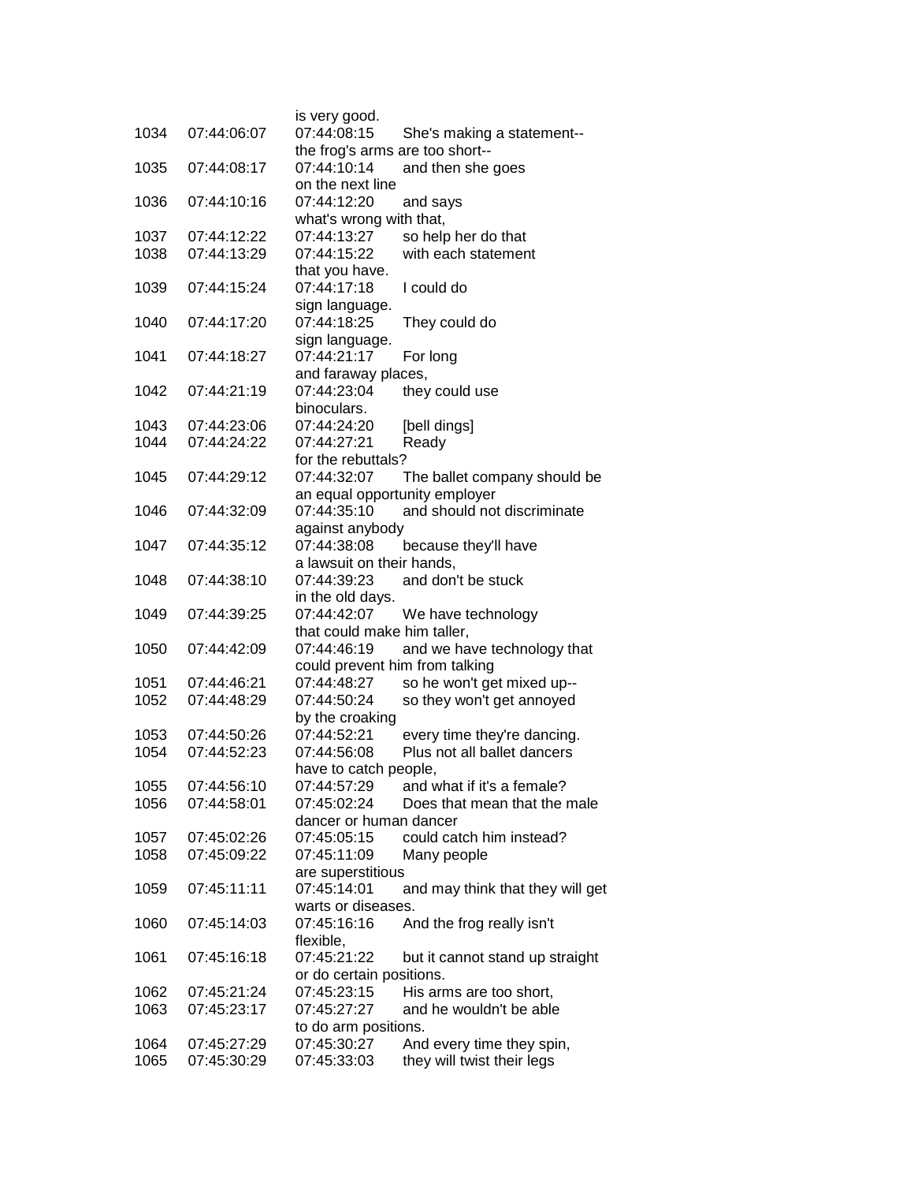is very good.

| | | | |
|---|---|---|---|
| 1034 | 07:44:06:07 | 07:44:08:15 | She's making a statement-- the frog's arms are too short-- |
| 1035 | 07:44:08:17 | 07:44:10:14 | and then she goes on the next line |
| 1036 | 07:44:10:16 | 07:44:12:20 | and says what's wrong with that, |
| 1037 | 07:44:12:22 | 07:44:13:27 | so help her do that |
| 1038 | 07:44:13:29 | 07:44:15:22 | with each statement that you have. |
| 1039 | 07:44:15:24 | 07:44:17:18 | I could do sign language. |
| 1040 | 07:44:17:20 | 07:44:18:25 | They could do sign language. |
| 1041 | 07:44:18:27 | 07:44:21:17 | For long and faraway places, |
| 1042 | 07:44:21:19 | 07:44:23:04 | they could use binoculars. |
| 1043 | 07:44:23:06 | 07:44:24:20 | [bell dings] |
| 1044 | 07:44:24:22 | 07:44:27:21 | Ready for the rebuttals? |
| 1045 | 07:44:29:12 | 07:44:32:07 | The ballet company should be an equal opportunity employer |
| 1046 | 07:44:32:09 | 07:44:35:10 | and should not discriminate against anybody |
| 1047 | 07:44:35:12 | 07:44:38:08 | because they'll have a lawsuit on their hands, |
| 1048 | 07:44:38:10 | 07:44:39:23 | and don't be stuck in the old days. |
| 1049 | 07:44:39:25 | 07:44:42:07 | We have technology that could make him taller, |
| 1050 | 07:44:42:09 | 07:44:46:19 | and we have technology that could prevent him from talking |
| 1051 | 07:44:46:21 | 07:44:48:27 | so he won't get mixed up-- |
| 1052 | 07:44:48:29 | 07:44:50:24 | so they won't get annoyed by the croaking |
| 1053 | 07:44:50:26 | 07:44:52:21 | every time they're dancing. |
| 1054 | 07:44:52:23 | 07:44:56:08 | Plus not all ballet dancers have to catch people, |
| 1055 | 07:44:56:10 | 07:44:57:29 | and what if it's a female? |
| 1056 | 07:44:58:01 | 07:45:02:24 | Does that mean that the male dancer or human dancer |
| 1057 | 07:45:02:26 | 07:45:05:15 | could catch him instead? |
| 1058 | 07:45:09:22 | 07:45:11:09 | Many people are superstitious |
| 1059 | 07:45:11:11 | 07:45:14:01 | and may think that they will get warts or diseases. |
| 1060 | 07:45:14:03 | 07:45:16:16 | And the frog really isn't flexible, |
| 1061 | 07:45:16:18 | 07:45:21:22 | but it cannot stand up straight or do certain positions. |
| 1062 | 07:45:21:24 | 07:45:23:15 | His arms are too short, |
| 1063 | 07:45:23:17 | 07:45:27:27 | and he wouldn't be able to do arm positions. |
| 1064 | 07:45:27:29 | 07:45:30:27 | And every time they spin, |
| 1065 | 07:45:30:29 | 07:45:33:03 | they will twist their legs |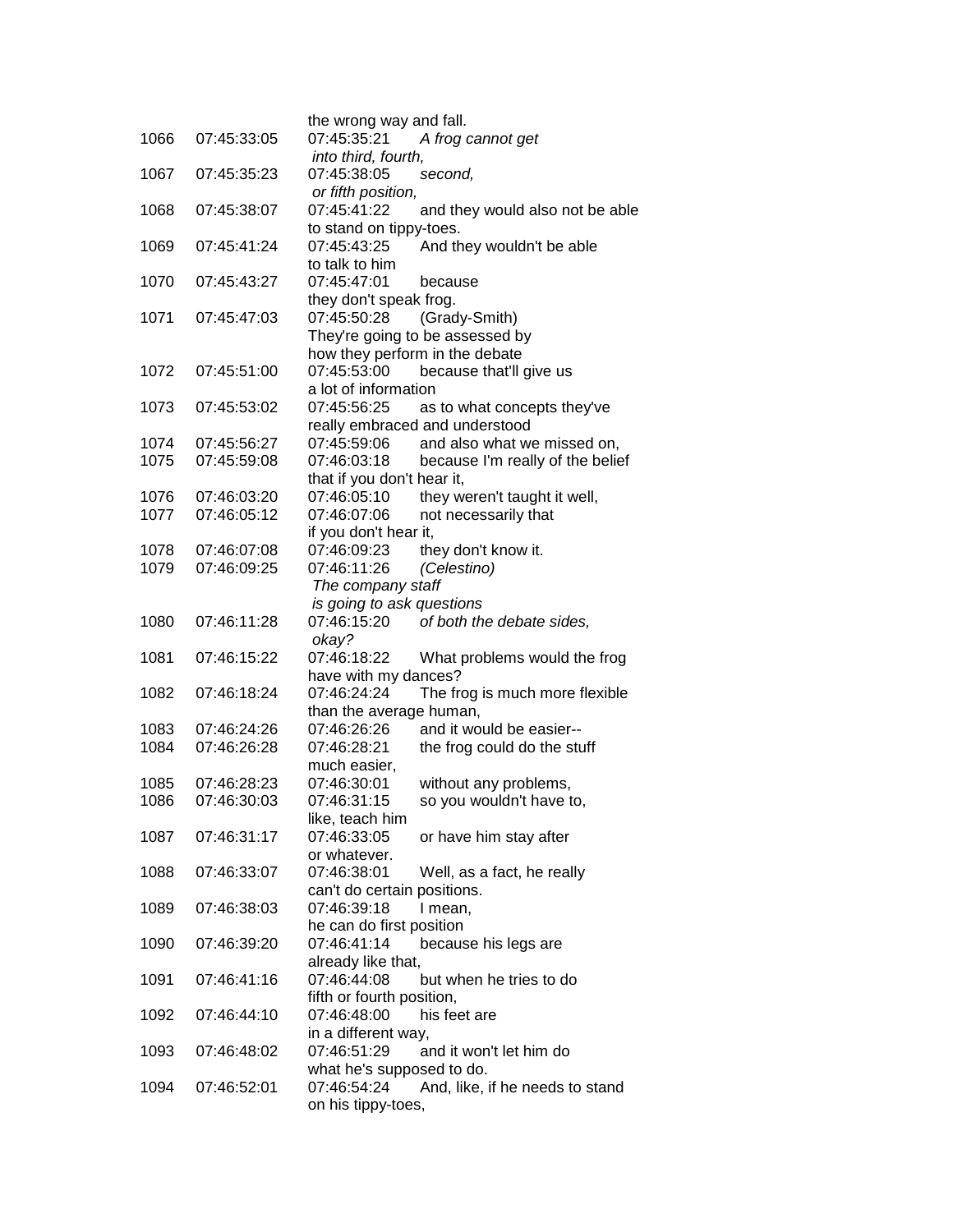the wrong way and fall.

1066 07:45:33:05 07:45:35:21 *A frog cannot get into third, fourth,*

1067 07:45:35:23 07:45:38:05 *second, or fifth position,*

1068 07:45:38:07 07:45:41:22 and they would also not be able to stand on tippy-toes.

1069 07:45:41:24 07:45:43:25 And they wouldn't be able to talk to him

1070 07:45:43:27 07:45:47:01 because they don't speak frog.

1071 07:45:47:03 07:45:50:28 (Grady-Smith) They're going to be assessed by how they perform in the debate

1072 07:45:51:00 07:45:53:00 because that'll give us a lot of information

1073 07:45:53:02 07:45:56:25 as to what concepts they've really embraced and understood

1074 07:45:56:27 07:45:59:06 and also what we missed on,

1075 07:45:59:08 07:46:03:18 because I'm really of the belief that if you don't hear it,

1076 07:46:03:20 07:46:05:10 they weren't taught it well,

1077 07:46:05:12 07:46:07:06 not necessarily that if you don't hear it,

1078 07:46:07:08 07:46:09:23 they don't know it.

1079 07:46:09:25 07:46:11:26 *(Celestino) The company staff is going to ask questions*

1080 07:46:11:28 07:46:15:20 *of both the debate sides, okay?*

1081 07:46:15:22 07:46:18:22 What problems would the frog have with my dances?

1082 07:46:18:24 07:46:24:24 The frog is much more flexible than the average human,

1083 07:46:24:26 07:46:26:26 and it would be easier--

1084 07:46:26:28 07:46:28:21 the frog could do the stuff much easier,

1085 07:46:28:23 07:46:30:01 without any problems,

1086 07:46:30:03 07:46:31:15 so you wouldn't have to, like, teach him

1087 07:46:31:17 07:46:33:05 or have him stay after or whatever.

1088 07:46:33:07 07:46:38:01 Well, as a fact, he really can't do certain positions.

1089 07:46:38:03 07:46:39:18 I mean, he can do first position

1090 07:46:39:20 07:46:41:14 because his legs are already like that,

1091 07:46:41:16 07:46:44:08 but when he tries to do fifth or fourth position,

1092 07:46:44:10 07:46:48:00 his feet are in a different way,

1093 07:46:48:02 07:46:51:29 and it won't let him do what he's supposed to do.

1094 07:46:52:01 07:46:54:24 And, like, if he needs to stand on his tippy-toes,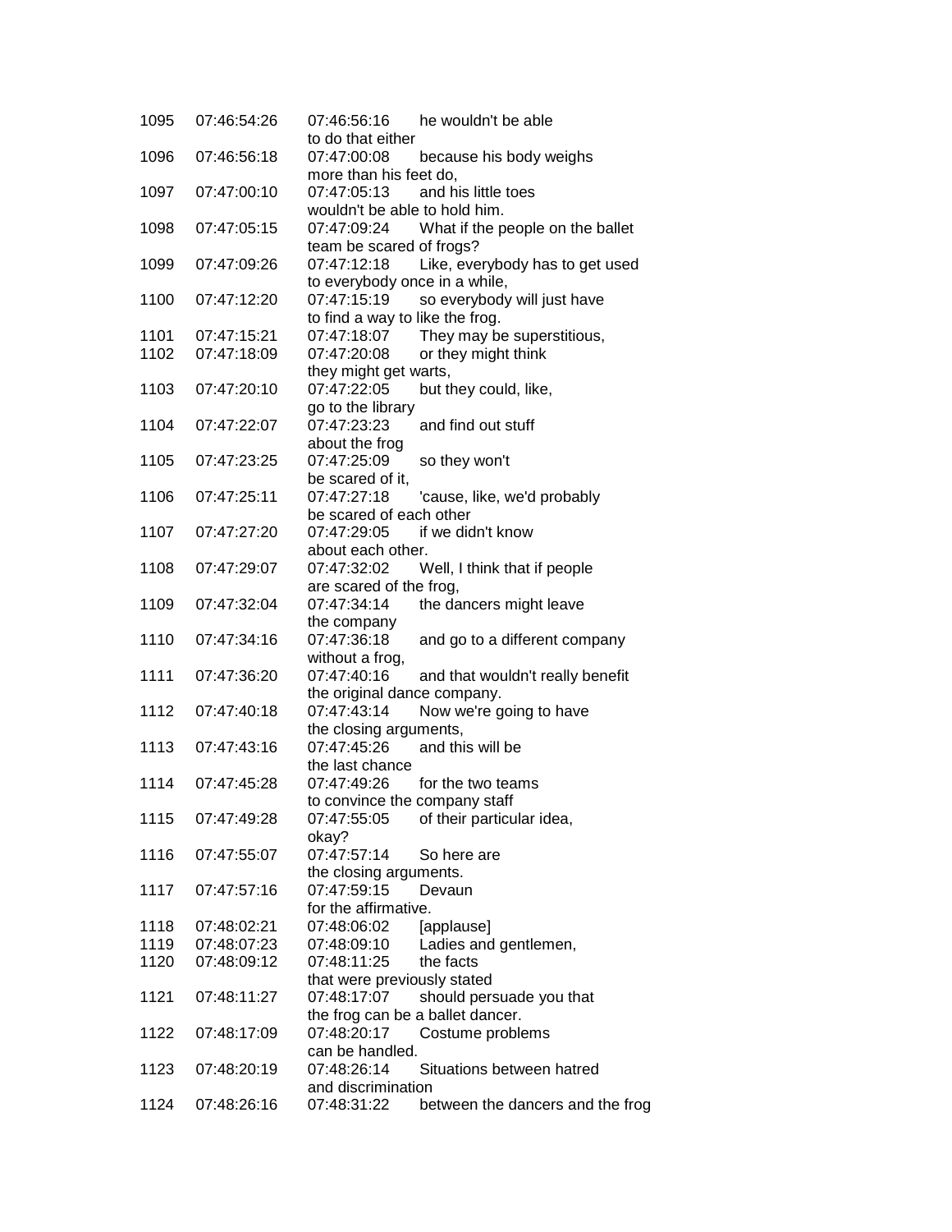1095 07:46:54:26 07:46:56:16 he wouldn't be able
to do that either
1096 07:46:56:18 07:47:00:08 because his body weighs
more than his feet do,
1097 07:47:00:10 07:47:05:13 and his little toes
wouldn't be able to hold him.
1098 07:47:05:15 07:47:09:24 What if the people on the ballet
team be scared of frogs?
1099 07:47:09:26 07:47:12:18 Like, everybody has to get used
to everybody once in a while,
1100 07:47:12:20 07:47:15:19 so everybody will just have
to find a way to like the frog.
1101 07:47:15:21 07:47:18:07 They may be superstitious,
1102 07:47:18:09 07:47:20:08 or they might think
they might get warts,
1103 07:47:20:10 07:47:22:05 but they could, like,
go to the library
1104 07:47:22:07 07:47:23:23 and find out stuff
about the frog
1105 07:47:23:25 07:47:25:09 so they won't
be scared of it,
1106 07:47:25:11 07:47:27:18 'cause, like, we'd probably
be scared of each other
1107 07:47:27:20 07:47:29:05 if we didn't know
about each other.
1108 07:47:29:07 07:47:32:02 Well, I think that if people
are scared of the frog,
1109 07:47:32:04 07:47:34:14 the dancers might leave
the company
1110 07:47:34:16 07:47:36:18 and go to a different company
without a frog,
1111 07:47:36:20 07:47:40:16 and that wouldn't really benefit
the original dance company.
1112 07:47:40:18 07:47:43:14 Now we're going to have
the closing arguments,
1113 07:47:43:16 07:47:45:26 and this will be
the last chance
1114 07:47:45:28 07:47:49:26 for the two teams
to convince the company staff
1115 07:47:49:28 07:47:55:05 of their particular idea,
okay?
1116 07:47:55:07 07:47:57:14 So here are
the closing arguments.
1117 07:47:57:16 07:47:59:15 Devaun
for the affirmative.
1118 07:48:02:21 07:48:06:02 [applause]
1119 07:48:07:23 07:48:09:10 Ladies and gentlemen,
1120 07:48:09:12 07:48:11:25 the facts
that were previously stated
1121 07:48:11:27 07:48:17:07 should persuade you that
the frog can be a ballet dancer.
1122 07:48:17:09 07:48:20:17 Costume problems
can be handled.
1123 07:48:20:19 07:48:26:14 Situations between hatred
and discrimination
1124 07:48:26:16 07:48:31:22 between the dancers and the frog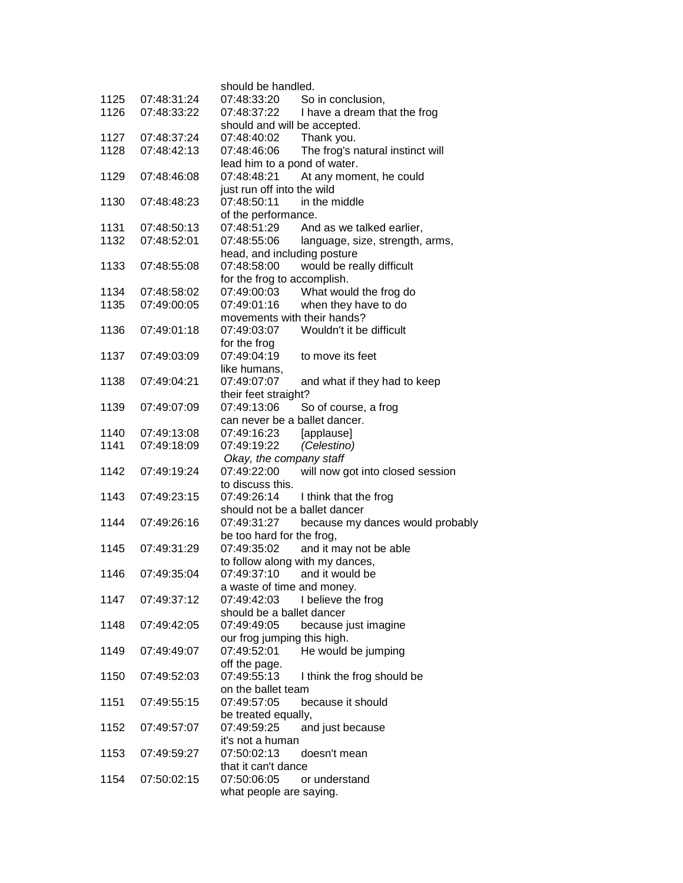should be handled.

1125 07:48:31:24 07:48:33:20 So in conclusion,

1126 07:48:33:22 07:48:37:22 I have a dream that the frog
should and will be accepted.

1127 07:48:37:24 07:48:40:02 Thank you.

1128 07:48:42:13 07:48:46:06 The frog's natural instinct will
lead him to a pond of water.

1129 07:48:46:08 07:48:48:21 At any moment, he could
just run off into the wild

1130 07:48:48:23 07:48:50:11 in the middle
of the performance.

1131 07:48:50:13 07:48:51:29 And as we talked earlier,

1132 07:48:52:01 07:48:55:06 language, size, strength, arms,
head, and including posture

1133 07:48:55:08 07:48:58:00 would be really difficult
for the frog to accomplish.

1134 07:48:58:02 07:49:00:03 What would the frog do

1135 07:49:00:05 07:49:01:16 when they have to do
movements with their hands?

1136 07:49:01:18 07:49:03:07 Wouldn't it be difficult
for the frog

1137 07:49:03:09 07:49:04:19 to move its feet
like humans,

1138 07:49:04:21 07:49:07:07 and what if they had to keep
their feet straight?

1139 07:49:07:09 07:49:13:06 So of course, a frog
can never be a ballet dancer.

1140 07:49:13:08 07:49:16:23 [applause]

1141 07:49:18:09 07:49:19:22 *(Celestino)*
*Okay, the company staff*

1142 07:49:19:24 07:49:22:00 will now got into closed session
to discuss this.

1143 07:49:23:15 07:49:26:14 I think that the frog
should not be a ballet dancer

1144 07:49:26:16 07:49:31:27 because my dances would probably
be too hard for the frog,

1145 07:49:31:29 07:49:35:02 and it may not be able
to follow along with my dances,

1146 07:49:35:04 07:49:37:10 and it would be
a waste of time and money.

1147 07:49:37:12 07:49:42:03 I believe the frog
should be a ballet dancer

1148 07:49:42:05 07:49:49:05 because just imagine
our frog jumping this high.

1149 07:49:49:07 07:49:52:01 He would be jumping
off the page.

1150 07:49:52:03 07:49:55:13 I think the frog should be
on the ballet team

1151 07:49:55:15 07:49:57:05 because it should
be treated equally,

1152 07:49:57:07 07:49:59:25 and just because
it's not a human

1153 07:49:59:27 07:50:02:13 doesn't mean
that it can't dance

1154 07:50:02:15 07:50:06:05 or understand
what people are saying.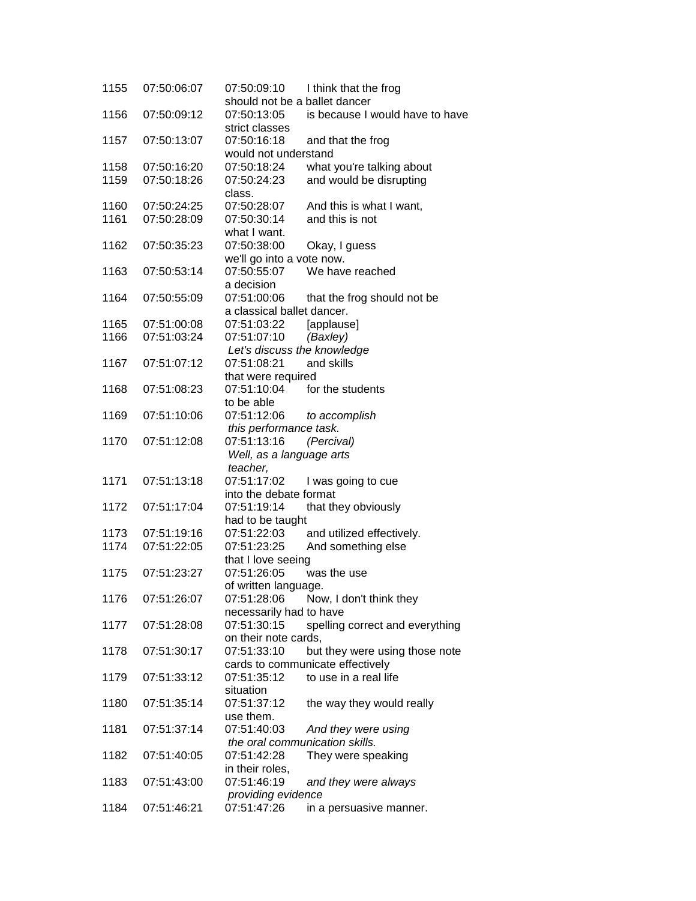| | | | |
|---|---|---|---|
| 1155 | 07:50:06:07 | 07:50:09:10 | I think that the frog should not be a ballet dancer |
| 1156 | 07:50:09:12 | 07:50:13:05 | is because I would have to have strict classes |
| 1157 | 07:50:13:07 | 07:50:16:18 | and that the frog would not understand |
| 1158 | 07:50:16:20 | 07:50:18:24 | what you're talking about |
| 1159 | 07:50:18:26 | 07:50:24:23 | and would be disrupting class. |
| 1160 | 07:50:24:25 | 07:50:28:07 | And this is what I want, |
| 1161 | 07:50:28:09 | 07:50:30:14 | and this is not what I want. |
| 1162 | 07:50:35:23 | 07:50:38:00 | Okay, I guess we'll go into a vote now. |
| 1163 | 07:50:53:14 | 07:50:55:07 | We have reached a decision |
| 1164 | 07:50:55:09 | 07:51:00:06 | that the frog should not be a classical ballet dancer. |
| 1165 | 07:51:00:08 | 07:51:03:22 | [applause] |
| 1166 | 07:51:03:24 | 07:51:07:10 | *(Baxley) Let's discuss the knowledge* |
| 1167 | 07:51:07:12 | 07:51:08:21 | and skills that were required |
| 1168 | 07:51:08:23 | 07:51:10:04 | for the students to be able |
| 1169 | 07:51:10:06 | 07:51:12:06 | *to accomplish this performance task.* |
| 1170 | 07:51:12:08 | 07:51:13:16 | *(Percival) Well, as a language arts teacher,* |
| 1171 | 07:51:13:18 | 07:51:17:02 | I was going to cue into the debate format |
| 1172 | 07:51:17:04 | 07:51:19:14 | that they obviously had to be taught |
| 1173 | 07:51:19:16 | 07:51:22:03 | and utilized effectively. |
| 1174 | 07:51:22:05 | 07:51:23:25 | And something else that I love seeing |
| 1175 | 07:51:23:27 | 07:51:26:05 | was the use of written language. |
| 1176 | 07:51:26:07 | 07:51:28:06 | Now, I don't think they necessarily had to have |
| 1177 | 07:51:28:08 | 07:51:30:15 | spelling correct and everything on their note cards, |
| 1178 | 07:51:30:17 | 07:51:33:10 | but they were using those note cards to communicate effectively |
| 1179 | 07:51:33:12 | 07:51:35:12 | to use in a real life situation |
| 1180 | 07:51:35:14 | 07:51:37:12 | the way they would really use them. |
| 1181 | 07:51:37:14 | 07:51:40:03 | *And they were using the oral communication skills.* |
| 1182 | 07:51:40:05 | 07:51:42:28 | They were speaking in their roles, |
| 1183 | 07:51:43:00 | 07:51:46:19 | *and they were always providing evidence* |
| 1184 | 07:51:46:21 | 07:51:47:26 | in a persuasive manner. |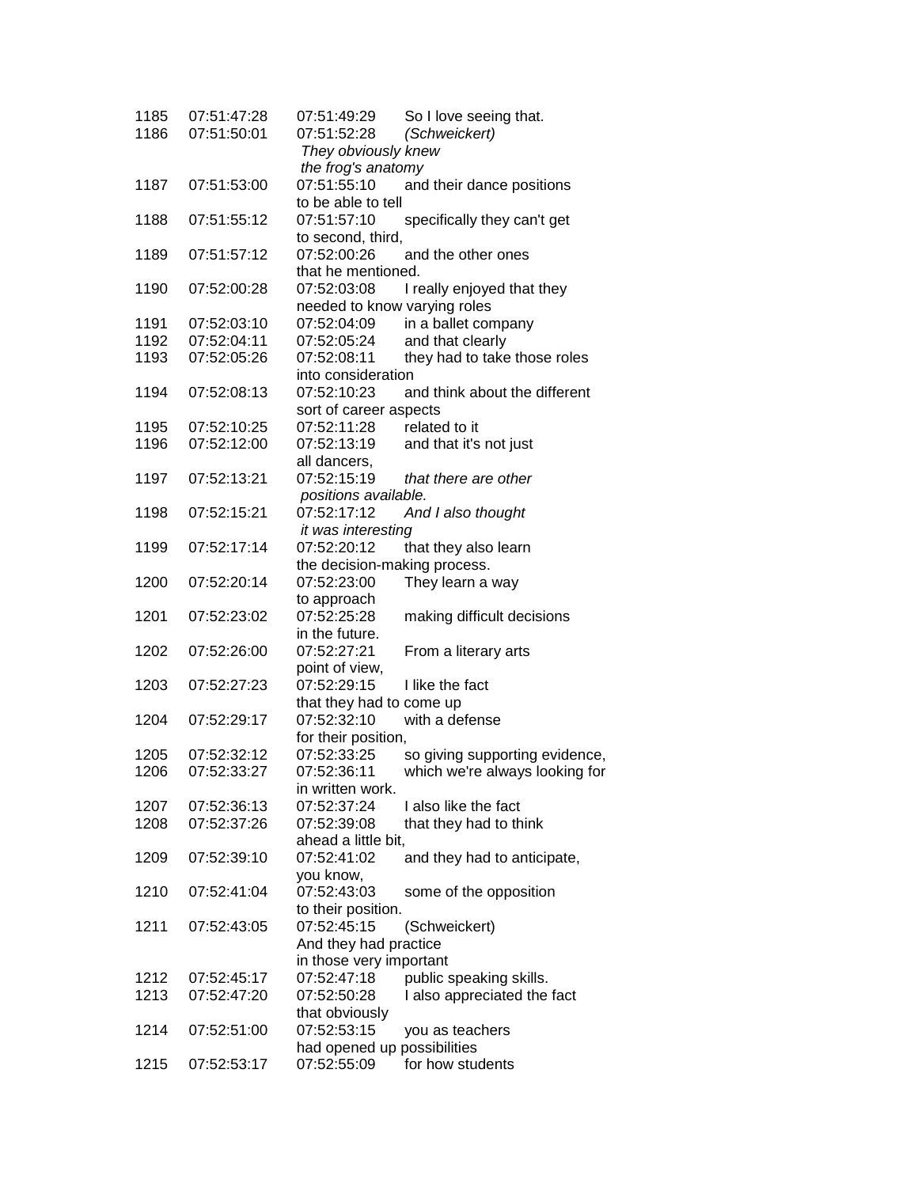| | | | |
|---|---|---|---|
| 1185 | 07:51:47:28 | 07:51:49:29 | So I love seeing that. |
| 1186 | 07:51:50:01 | 07:51:52:28 | *(Schweickert)* *They obviously knew the frog's anatomy* |
| 1187 | 07:51:53:00 | 07:51:55:10 | and their dance positions to be able to tell |
| 1188 | 07:51:55:12 | 07:51:57:10 | specifically they can't get to second, third, |
| 1189 | 07:51:57:12 | 07:52:00:26 | and the other ones that he mentioned. |
| 1190 | 07:52:00:28 | 07:52:03:08 | I really enjoyed that they needed to know varying roles |
| 1191 | 07:52:03:10 | 07:52:04:09 | in a ballet company |
| 1192 | 07:52:04:11 | 07:52:05:24 | and that clearly |
| 1193 | 07:52:05:26 | 07:52:08:11 | they had to take those roles into consideration |
| 1194 | 07:52:08:13 | 07:52:10:23 | and think about the different sort of career aspects |
| 1195 | 07:52:10:25 | 07:52:11:28 | related to it |
| 1196 | 07:52:12:00 | 07:52:13:19 | and that it's not just all dancers, |
| 1197 | 07:52:13:21 | 07:52:15:19 | *that there are other positions available.* |
| 1198 | 07:52:15:21 | 07:52:17:12 | *And I also thought it was interesting* |
| 1199 | 07:52:17:14 | 07:52:20:12 | that they also learn the decision-making process. |
| 1200 | 07:52:20:14 | 07:52:23:00 | They learn a way to approach |
| 1201 | 07:52:23:02 | 07:52:25:28 | making difficult decisions in the future. |
| 1202 | 07:52:26:00 | 07:52:27:21 | From a literary arts point of view, |
| 1203 | 07:52:27:23 | 07:52:29:15 | I like the fact that they had to come up |
| 1204 | 07:52:29:17 | 07:52:32:10 | with a defense for their position, |
| 1205 | 07:52:32:12 | 07:52:33:25 | so giving supporting evidence, |
| 1206 | 07:52:33:27 | 07:52:36:11 | which we're always looking for in written work. |
| 1207 | 07:52:36:13 | 07:52:37:24 | I also like the fact |
| 1208 | 07:52:37:26 | 07:52:39:08 | that they had to think ahead a little bit, |
| 1209 | 07:52:39:10 | 07:52:41:02 | and they had to anticipate, you know, |
| 1210 | 07:52:41:04 | 07:52:43:03 | some of the opposition to their position. |
| 1211 | 07:52:43:05 | 07:52:45:15 | (Schweickert) And they had practice in those very important |
| 1212 | 07:52:45:17 | 07:52:47:18 | public speaking skills. |
| 1213 | 07:52:47:20 | 07:52:50:28 | I also appreciated the fact that obviously |
| 1214 | 07:52:51:00 | 07:52:53:15 | you as teachers had opened up possibilities |
| 1215 | 07:52:53:17 | 07:52:55:09 | for how students |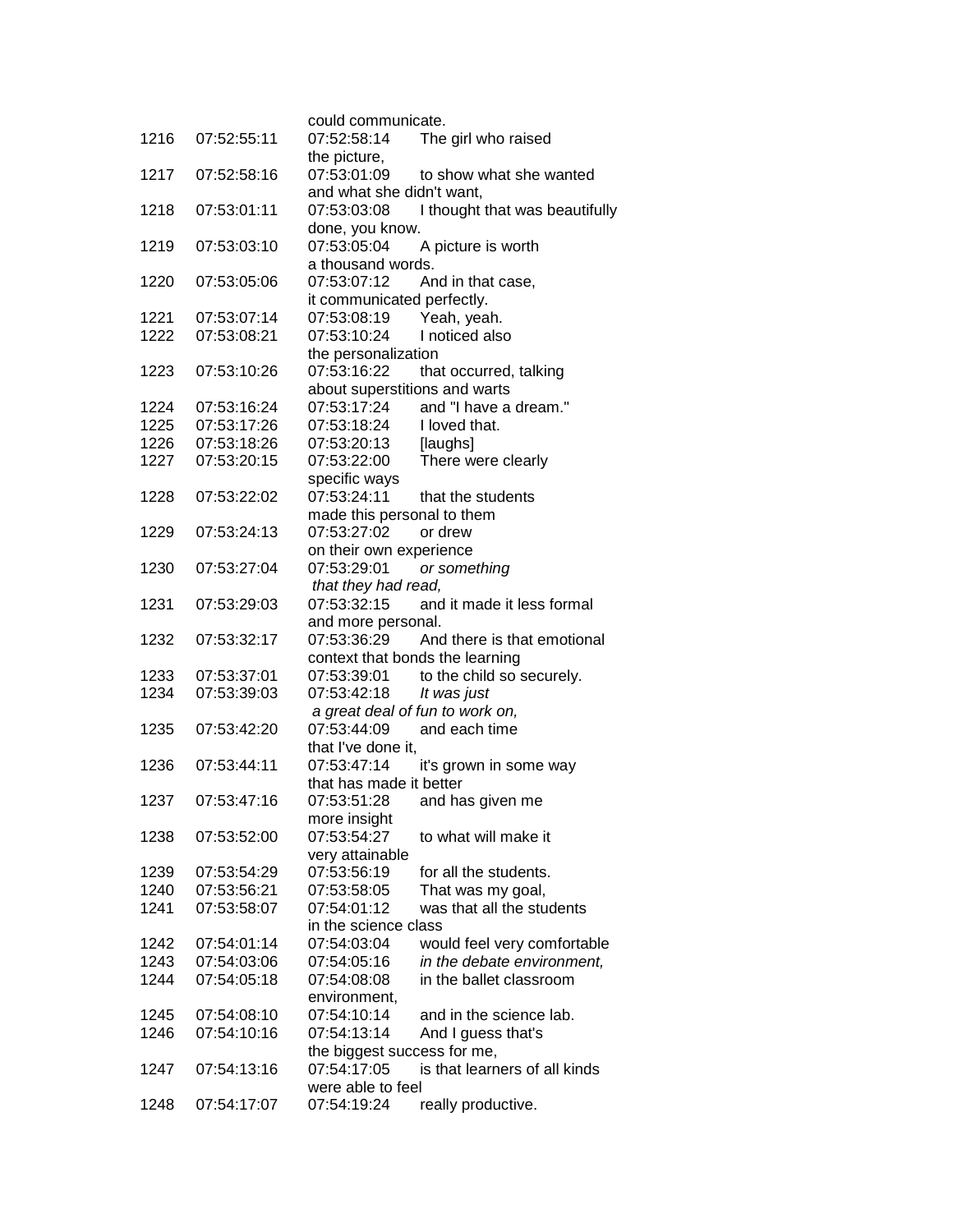could communicate.

| | | | |
|---|---|---|---|
| 1216 | 07:52:55:11 | 07:52:58:14 | The girl who raised the picture, |
| 1217 | 07:52:58:16 | 07:53:01:09 | to show what she wanted and what she didn't want, |
| 1218 | 07:53:01:11 | 07:53:03:08 | I thought that was beautifully done, you know. |
| 1219 | 07:53:03:10 | 07:53:05:04 | A picture is worth a thousand words. |
| 1220 | 07:53:05:06 | 07:53:07:12 | And in that case, it communicated perfectly. |
| 1221 | 07:53:07:14 | 07:53:08:19 | Yeah, yeah. |
| 1222 | 07:53:08:21 | 07:53:10:24 | I noticed also the personalization |
| 1223 | 07:53:10:26 | 07:53:16:22 | that occurred, talking about superstitions and warts |
| 1224 | 07:53:16:24 | 07:53:17:24 | and "I have a dream." |
| 1225 | 07:53:17:26 | 07:53:18:24 | I loved that. |
| 1226 | 07:53:18:26 | 07:53:20:13 | [laughs] |
| 1227 | 07:53:20:15 | 07:53:22:00 | There were clearly specific ways |
| 1228 | 07:53:22:02 | 07:53:24:11 | that the students made this personal to them |
| 1229 | 07:53:24:13 | 07:53:27:02 | or drew on their own experience |
| 1230 | 07:53:27:04 | 07:53:29:01 | *or something that they had read,* |
| 1231 | 07:53:29:03 | 07:53:32:15 | and it made it less formal and more personal. |
| 1232 | 07:53:32:17 | 07:53:36:29 | And there is that emotional context that bonds the learning |
| 1233 | 07:53:37:01 | 07:53:39:01 | to the child so securely. |
| 1234 | 07:53:39:03 | 07:53:42:18 | *It was just a great deal of fun to work on,* |
| 1235 | 07:53:42:20 | 07:53:44:09 | and each time that I've done it, |
| 1236 | 07:53:44:11 | 07:53:47:14 | it's grown in some way that has made it better |
| 1237 | 07:53:47:16 | 07:53:51:28 | and has given me more insight |
| 1238 | 07:53:52:00 | 07:53:54:27 | to what will make it very attainable |
| 1239 | 07:53:54:29 | 07:53:56:19 | for all the students. |
| 1240 | 07:53:56:21 | 07:53:58:05 | That was my goal, |
| 1241 | 07:53:58:07 | 07:54:01:12 | was that all the students in the science class |
| 1242 | 07:54:01:14 | 07:54:03:04 | would feel very comfortable |
| 1243 | 07:54:03:06 | 07:54:05:16 | *in the debate environment,* |
| 1244 | 07:54:05:18 | 07:54:08:08 | in the ballet classroom environment, |
| 1245 | 07:54:08:10 | 07:54:10:14 | and in the science lab. |
| 1246 | 07:54:10:16 | 07:54:13:14 | And I guess that's the biggest success for me, |
| 1247 | 07:54:13:16 | 07:54:17:05 | is that learners of all kinds were able to feel |
| 1248 | 07:54:17:07 | 07:54:19:24 | really productive. |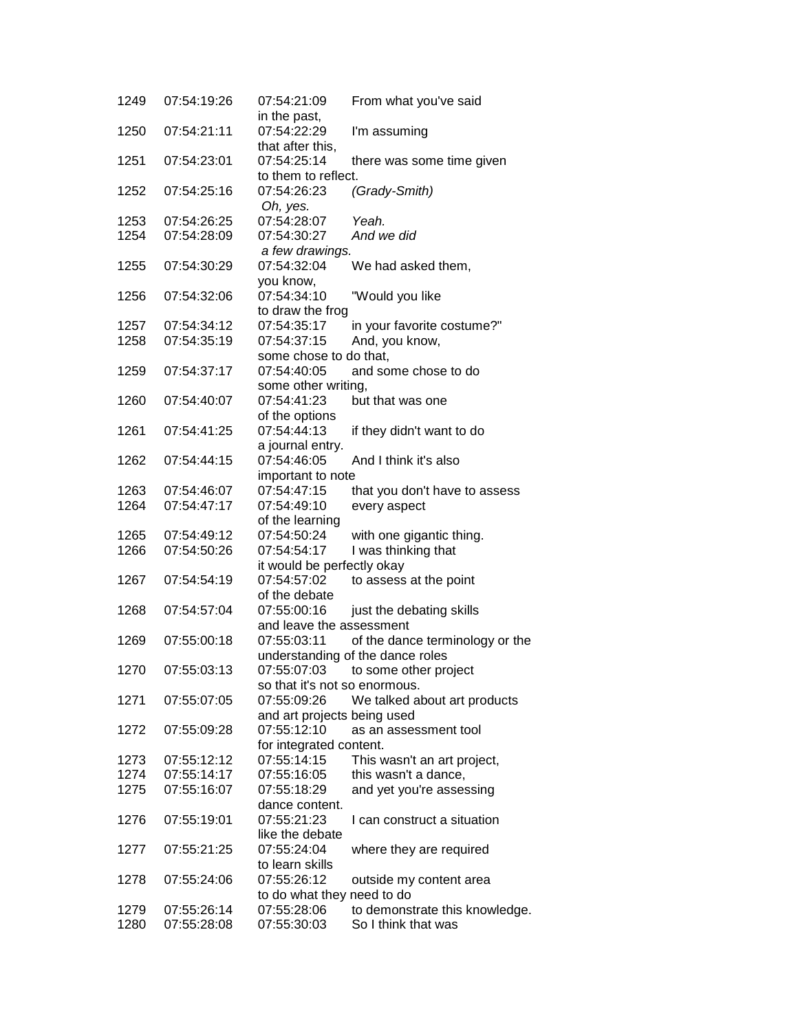| | | | |
|---|---|---|---|
| 1249 | 07:54:19:26 | 07:54:21:09 | From what you've said in the past, |
| 1250 | 07:54:21:11 | 07:54:22:29 | I'm assuming that after this, |
| 1251 | 07:54:23:01 | 07:54:25:14 | there was some time given to them to reflect. |
| 1252 | 07:54:25:16 | 07:54:26:23 | *(Grady-Smith) Oh, yes.* |
| 1253 | 07:54:26:25 | 07:54:28:07 | *Yeah.* |
| 1254 | 07:54:28:09 | 07:54:30:27 | *And we did a few drawings.* |
| 1255 | 07:54:30:29 | 07:54:32:04 | We had asked them, you know, |
| 1256 | 07:54:32:06 | 07:54:34:10 | "Would you like to draw the frog |
| 1257 | 07:54:34:12 | 07:54:35:17 | in your favorite costume?" |
| 1258 | 07:54:35:19 | 07:54:37:15 | And, you know, some chose to do that, |
| 1259 | 07:54:37:17 | 07:54:40:05 | and some chose to do some other writing, |
| 1260 | 07:54:40:07 | 07:54:41:23 | but that was one of the options |
| 1261 | 07:54:41:25 | 07:54:44:13 | if they didn't want to do a journal entry. |
| 1262 | 07:54:44:15 | 07:54:46:05 | And I think it's also important to note |
| 1263 | 07:54:46:07 | 07:54:47:15 | that you don't have to assess |
| 1264 | 07:54:47:17 | 07:54:49:10 | every aspect of the learning |
| 1265 | 07:54:49:12 | 07:54:50:24 | with one gigantic thing. |
| 1266 | 07:54:50:26 | 07:54:54:17 | I was thinking that it would be perfectly okay |
| 1267 | 07:54:54:19 | 07:54:57:02 | to assess at the point of the debate |
| 1268 | 07:54:57:04 | 07:55:00:16 | just the debating skills and leave the assessment |
| 1269 | 07:55:00:18 | 07:55:03:11 | of the dance terminology or the understanding of the dance roles |
| 1270 | 07:55:03:13 | 07:55:07:03 | to some other project so that it's not so enormous. |
| 1271 | 07:55:07:05 | 07:55:09:26 | We talked about art products and art projects being used |
| 1272 | 07:55:09:28 | 07:55:12:10 | as an assessment tool for integrated content. |
| 1273 | 07:55:12:12 | 07:55:14:15 | This wasn't an art project, |
| 1274 | 07:55:14:17 | 07:55:16:05 | this wasn't a dance, |
| 1275 | 07:55:16:07 | 07:55:18:29 | and yet you're assessing dance content. |
| 1276 | 07:55:19:01 | 07:55:21:23 | I can construct a situation like the debate |
| 1277 | 07:55:21:25 | 07:55:24:04 | where they are required to learn skills |
| 1278 | 07:55:24:06 | 07:55:26:12 | outside my content area to do what they need to do |
| 1279 | 07:55:26:14 | 07:55:28:06 | to demonstrate this knowledge. |
| 1280 | 07:55:28:08 | 07:55:30:03 | So I think that was |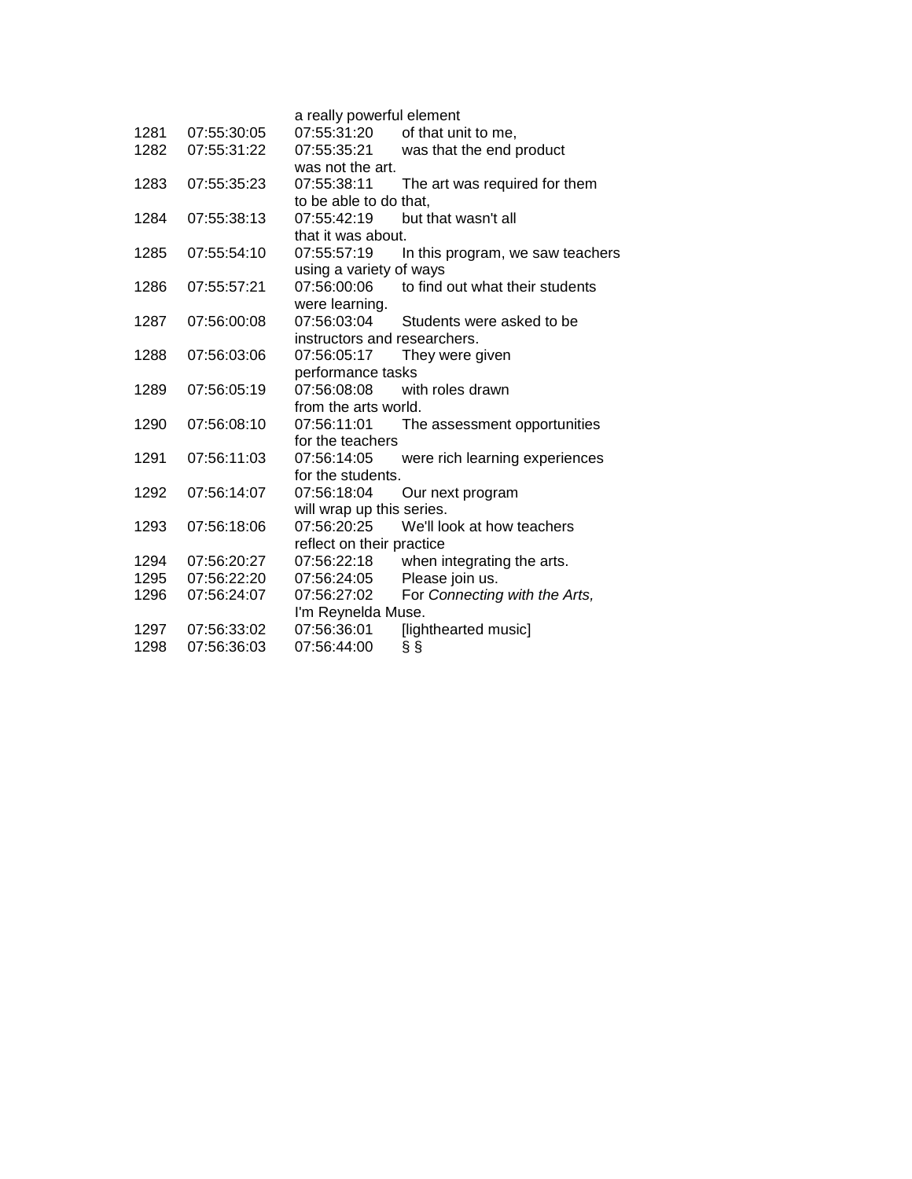| | | | |
|---|---|---|---|
| | | | a really powerful element |
| 1281 | 07:55:30:05 | 07:55:31:20 | of that unit to me, |
| 1282 | 07:55:31:22 | 07:55:35:21 | was that the end product was not the art. |
| 1283 | 07:55:35:23 | 07:55:38:11 | The art was required for them to be able to do that, |
| 1284 | 07:55:38:13 | 07:55:42:19 | but that wasn't all that it was about. |
| 1285 | 07:55:54:10 | 07:55:57:19 | In this program, we saw teachers using a variety of ways |
| 1286 | 07:55:57:21 | 07:56:00:06 | to find out what their students were learning. |
| 1287 | 07:56:00:08 | 07:56:03:04 | Students were asked to be instructors and researchers. |
| 1288 | 07:56:03:06 | 07:56:05:17 | They were given performance tasks |
| 1289 | 07:56:05:19 | 07:56:08:08 | with roles drawn from the arts world. |
| 1290 | 07:56:08:10 | 07:56:11:01 | The assessment opportunities for the teachers |
| 1291 | 07:56:11:03 | 07:56:14:05 | were rich learning experiences for the students. |
| 1292 | 07:56:14:07 | 07:56:18:04 | Our next program will wrap up this series. |
| 1293 | 07:56:18:06 | 07:56:20:25 | We'll look at how teachers reflect on their practice |
| 1294 | 07:56:20:27 | 07:56:22:18 | when integrating the arts. |
| 1295 | 07:56:22:20 | 07:56:24:05 | Please join us. |
| 1296 | 07:56:24:07 | 07:56:27:02 | For *Connecting with the Arts,* I'm Reynelda Muse. |
| 1297 | 07:56:33:02 | 07:56:36:01 | [lighthearted music] |
| 1298 | 07:56:36:03 | 07:56:44:00 | § § |